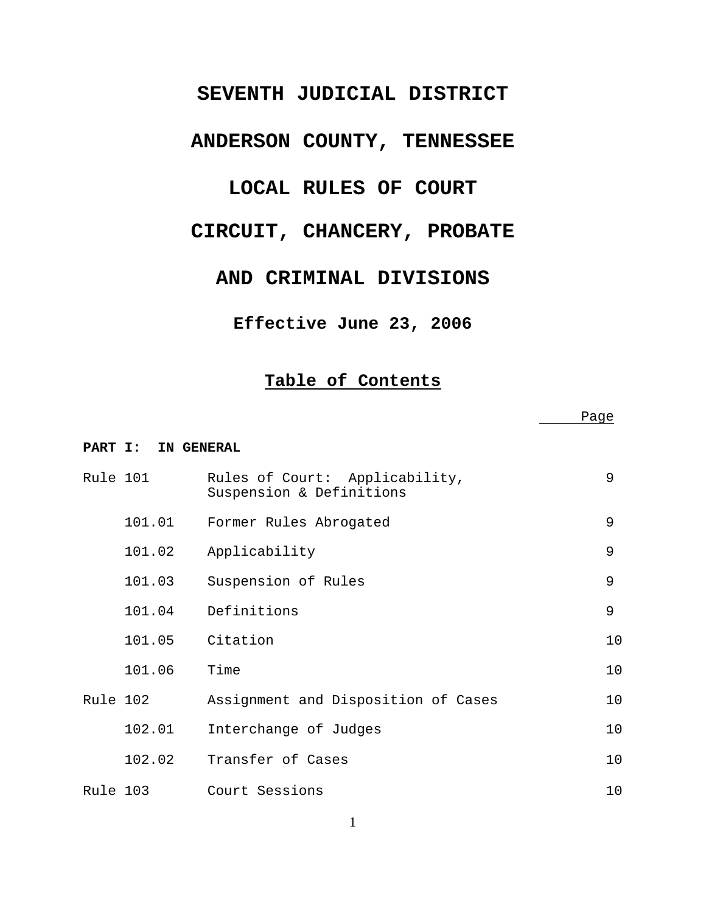# SEVENTH JUDICIAL DISTRICT

# ANDERSON COUNTY, TENNESSEE

# LOCAL RULES OF COURT

# CIRCUIT, CHANCERY, PROBATE

# AND CRIMINAL DIVISIONS

**Effective June 23, 2006**

## Table of Contents

| | | | Page |
|---|---|---|---|
| **PART I: IN GENERAL** | | | |
| Rule 101 | | Rules of Court: Applicability, Suspension & Definitions | 9 |
| | 101.01 | Former Rules Abrogated | 9 |
| | 101.02 | Applicability | 9 |
| | 101.03 | Suspension of Rules | 9 |
| | 101.04 | Definitions | 9 |
| | 101.05 | Citation | 10 |
| | 101.06 | Time | 10 |
| Rule 102 | | Assignment and Disposition of Cases | 10 |
| | 102.01 | Interchange of Judges | 10 |
| | 102.02 | Transfer of Cases | 10 |
| Rule 103 | | Court Sessions | 10 |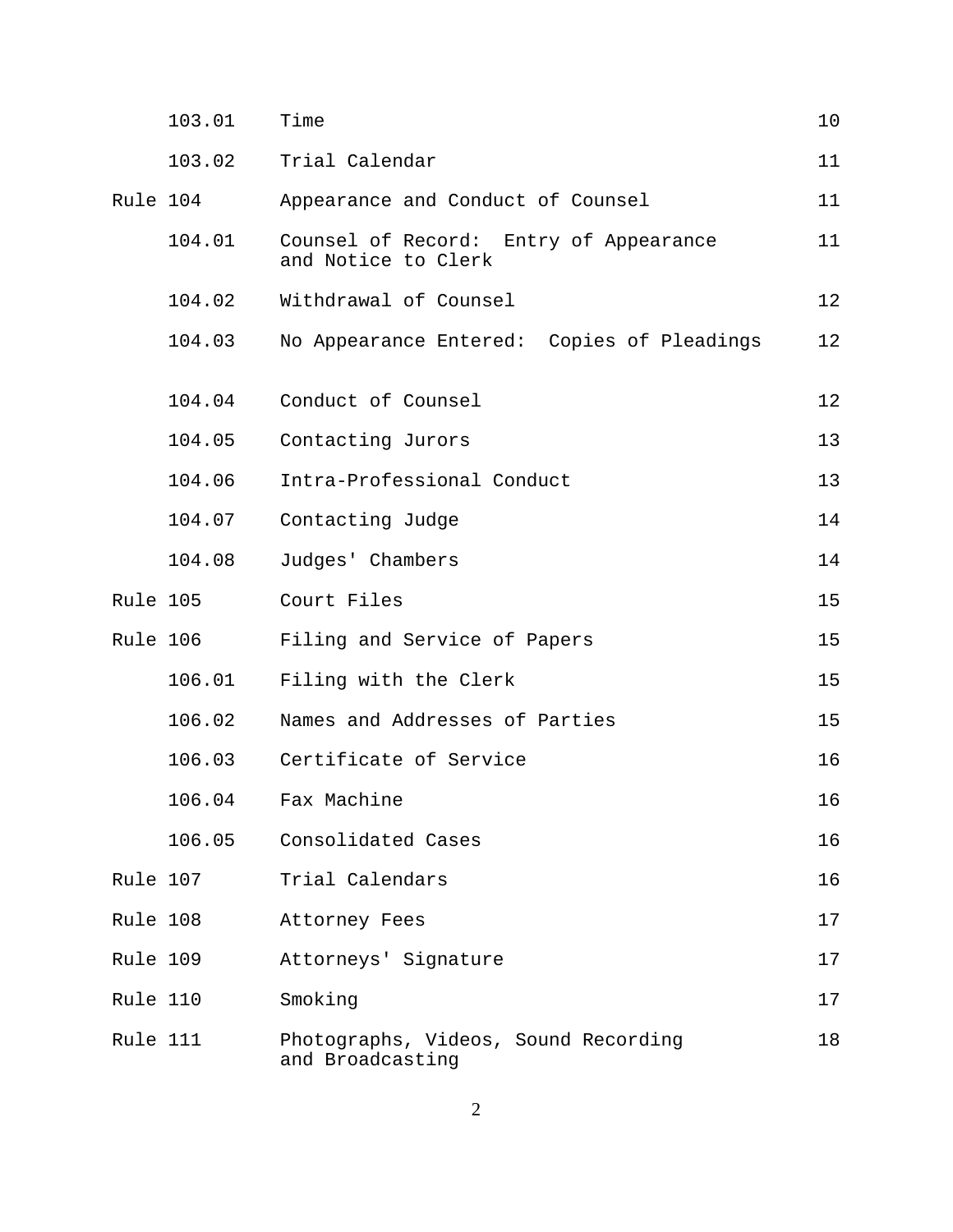| | | |
|---|---|---|
| 103.01 | Time | 10 |
| 103.02 | Trial Calendar | 11 |
| Rule 104 | Appearance and Conduct of Counsel | 11 |
| 104.01 | Counsel of Record: Entry of Appearance and Notice to Clerk | 11 |
| 104.02 | Withdrawal of Counsel | 12 |
| 104.03 | No Appearance Entered: Copies of Pleadings | 12 |
| 104.04 | Conduct of Counsel | 12 |
| 104.05 | Contacting Jurors | 13 |
| 104.06 | Intra-Professional Conduct | 13 |
| 104.07 | Contacting Judge | 14 |
| 104.08 | Judges' Chambers | 14 |
| Rule 105 | Court Files | 15 |
| Rule 106 | Filing and Service of Papers | 15 |
| 106.01 | Filing with the Clerk | 15 |
| 106.02 | Names and Addresses of Parties | 15 |
| 106.03 | Certificate of Service | 16 |
| 106.04 | Fax Machine | 16 |
| 106.05 | Consolidated Cases | 16 |
| Rule 107 | Trial Calendars | 16 |
| Rule 108 | Attorney Fees | 17 |
| Rule 109 | Attorneys' Signature | 17 |
| Rule 110 | Smoking | 17 |
| Rule 111 | Photographs, Videos, Sound Recording and Broadcasting | 18 |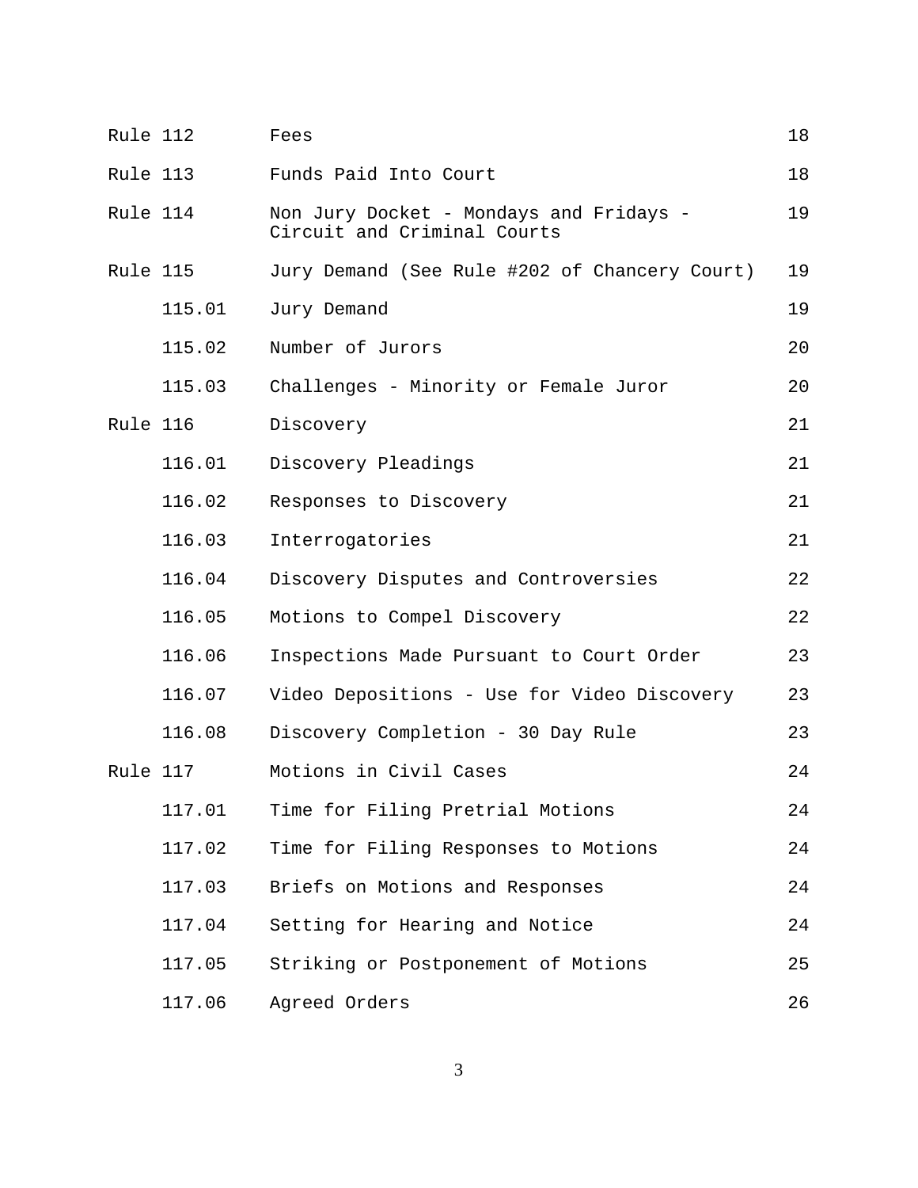| | | |
|---|---|---|
| Rule 112 | Fees | 18 |
| Rule 113 | Funds Paid Into Court | 18 |
| Rule 114 | Non Jury Docket - Mondays and Fridays - Circuit and Criminal Courts | 19 |
| Rule 115 | Jury Demand (See Rule #202 of Chancery Court) | 19 |
| 115.01 | Jury Demand | 19 |
| 115.02 | Number of Jurors | 20 |
| 115.03 | Challenges - Minority or Female Juror | 20 |
| Rule 116 | Discovery | 21 |
| 116.01 | Discovery Pleadings | 21 |
| 116.02 | Responses to Discovery | 21 |
| 116.03 | Interrogatories | 21 |
| 116.04 | Discovery Disputes and Controversies | 22 |
| 116.05 | Motions to Compel Discovery | 22 |
| 116.06 | Inspections Made Pursuant to Court Order | 23 |
| 116.07 | Video Depositions - Use for Video Discovery | 23 |
| 116.08 | Discovery Completion - 30 Day Rule | 23 |
| Rule 117 | Motions in Civil Cases | 24 |
| 117.01 | Time for Filing Pretrial Motions | 24 |
| 117.02 | Time for Filing Responses to Motions | 24 |
| 117.03 | Briefs on Motions and Responses | 24 |
| 117.04 | Setting for Hearing and Notice | 24 |
| 117.05 | Striking or Postponement of Motions | 25 |
| 117.06 | Agreed Orders | 26 |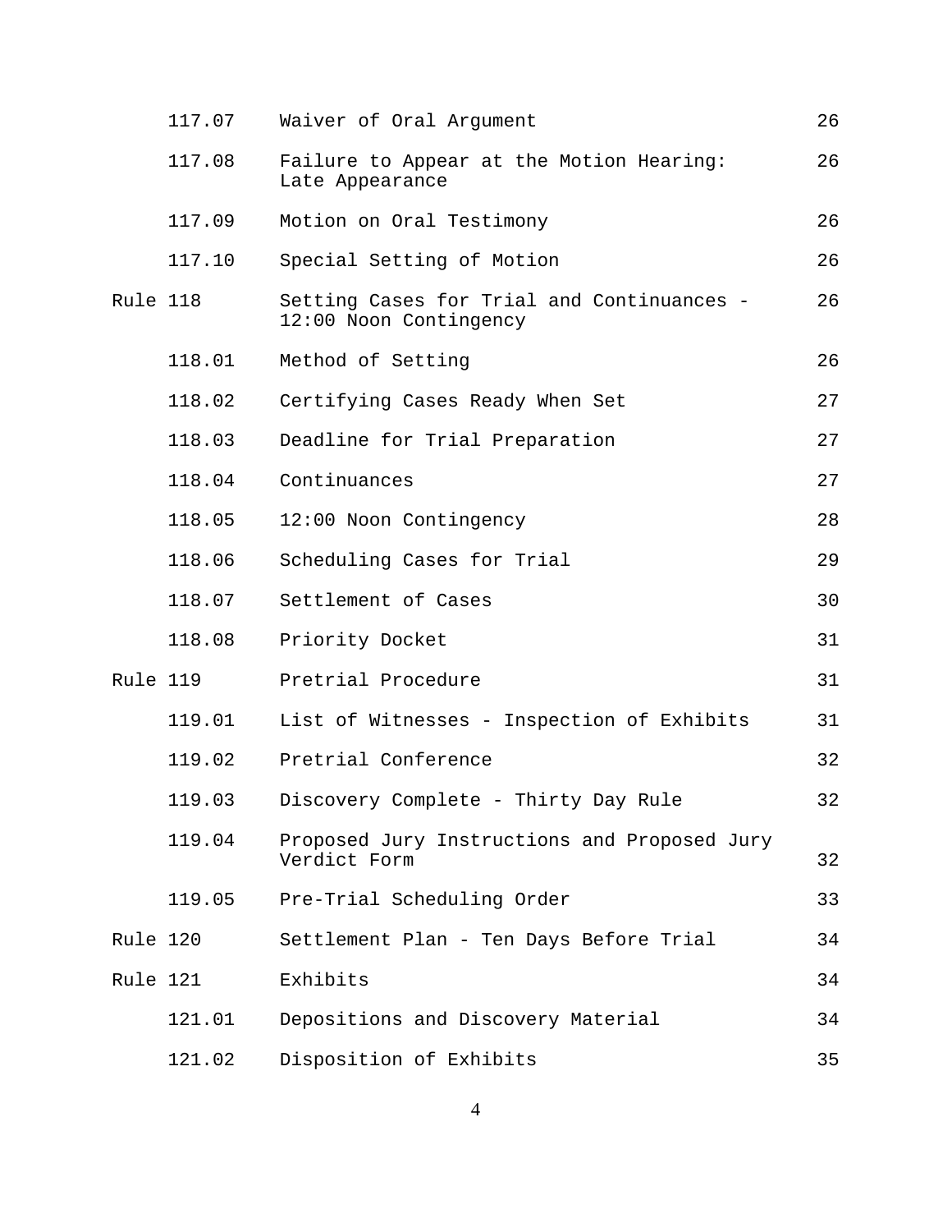| | | |
|---|---|---|
| 117.07 | Waiver of Oral Argument | 26 |
| 117.08 | Failure to Appear at the Motion Hearing: Late Appearance | 26 |
| 117.09 | Motion on Oral Testimony | 26 |
| 117.10 | Special Setting of Motion | 26 |
| Rule 118 | Setting Cases for Trial and Continuances - 12:00 Noon Contingency | 26 |
| 118.01 | Method of Setting | 26 |
| 118.02 | Certifying Cases Ready When Set | 27 |
| 118.03 | Deadline for Trial Preparation | 27 |
| 118.04 | Continuances | 27 |
| 118.05 | 12:00 Noon Contingency | 28 |
| 118.06 | Scheduling Cases for Trial | 29 |
| 118.07 | Settlement of Cases | 30 |
| 118.08 | Priority Docket | 31 |
| Rule 119 | Pretrial Procedure | 31 |
| 119.01 | List of Witnesses - Inspection of Exhibits | 31 |
| 119.02 | Pretrial Conference | 32 |
| 119.03 | Discovery Complete - Thirty Day Rule | 32 |
| 119.04 | Proposed Jury Instructions and Proposed Jury Verdict Form | 32 |
| 119.05 | Pre-Trial Scheduling Order | 33 |
| Rule 120 | Settlement Plan - Ten Days Before Trial | 34 |
| Rule 121 | Exhibits | 34 |
| 121.01 | Depositions and Discovery Material | 34 |
| 121.02 | Disposition of Exhibits | 35 |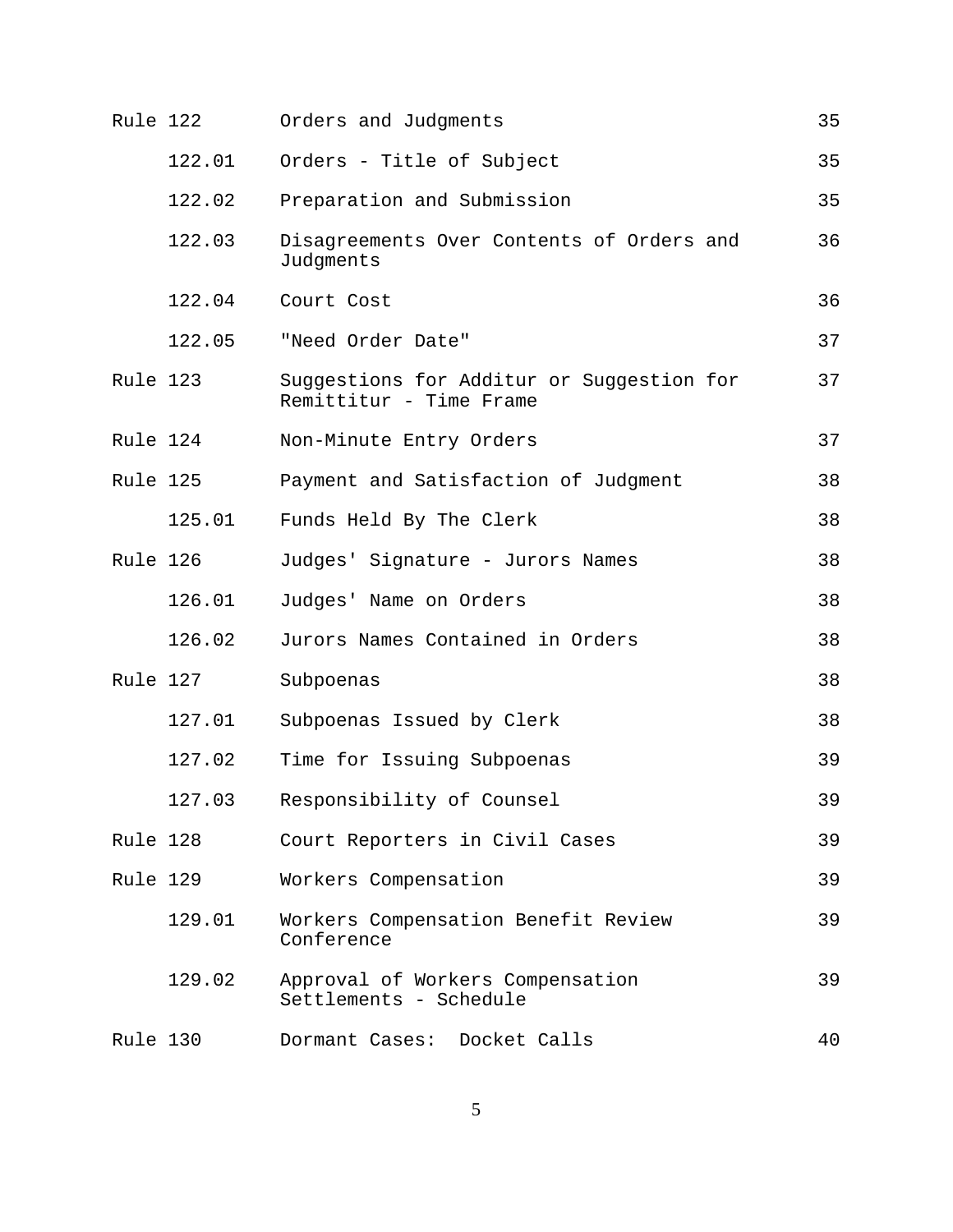| Rule | | Title | Page |
| --- | --- | --- | --- |
| Rule 122 | | Orders and Judgments | 35 |
| | 122.01 | Orders - Title of Subject | 35 |
| | 122.02 | Preparation and Submission | 35 |
| | 122.03 | Disagreements Over Contents of Orders and Judgments | 36 |
| | 122.04 | Court Cost | 36 |
| | 122.05 | "Need Order Date" | 37 |
| Rule 123 | | Suggestions for Additur or Suggestion for Remittitur - Time Frame | 37 |
| Rule 124 | | Non-Minute Entry Orders | 37 |
| Rule 125 | | Payment and Satisfaction of Judgment | 38 |
| | 125.01 | Funds Held By The Clerk | 38 |
| Rule 126 | | Judges' Signature - Jurors Names | 38 |
| | 126.01 | Judges' Name on Orders | 38 |
| | 126.02 | Jurors Names Contained in Orders | 38 |
| Rule 127 | | Subpoenas | 38 |
| | 127.01 | Subpoenas Issued by Clerk | 38 |
| | 127.02 | Time for Issuing Subpoenas | 39 |
| | 127.03 | Responsibility of Counsel | 39 |
| Rule 128 | | Court Reporters in Civil Cases | 39 |
| Rule 129 | | Workers Compensation | 39 |
| | 129.01 | Workers Compensation Benefit Review Conference | 39 |
| | 129.02 | Approval of Workers Compensation Settlements - Schedule | 39 |
| Rule 130 | | Dormant Cases: Docket Calls | 40 |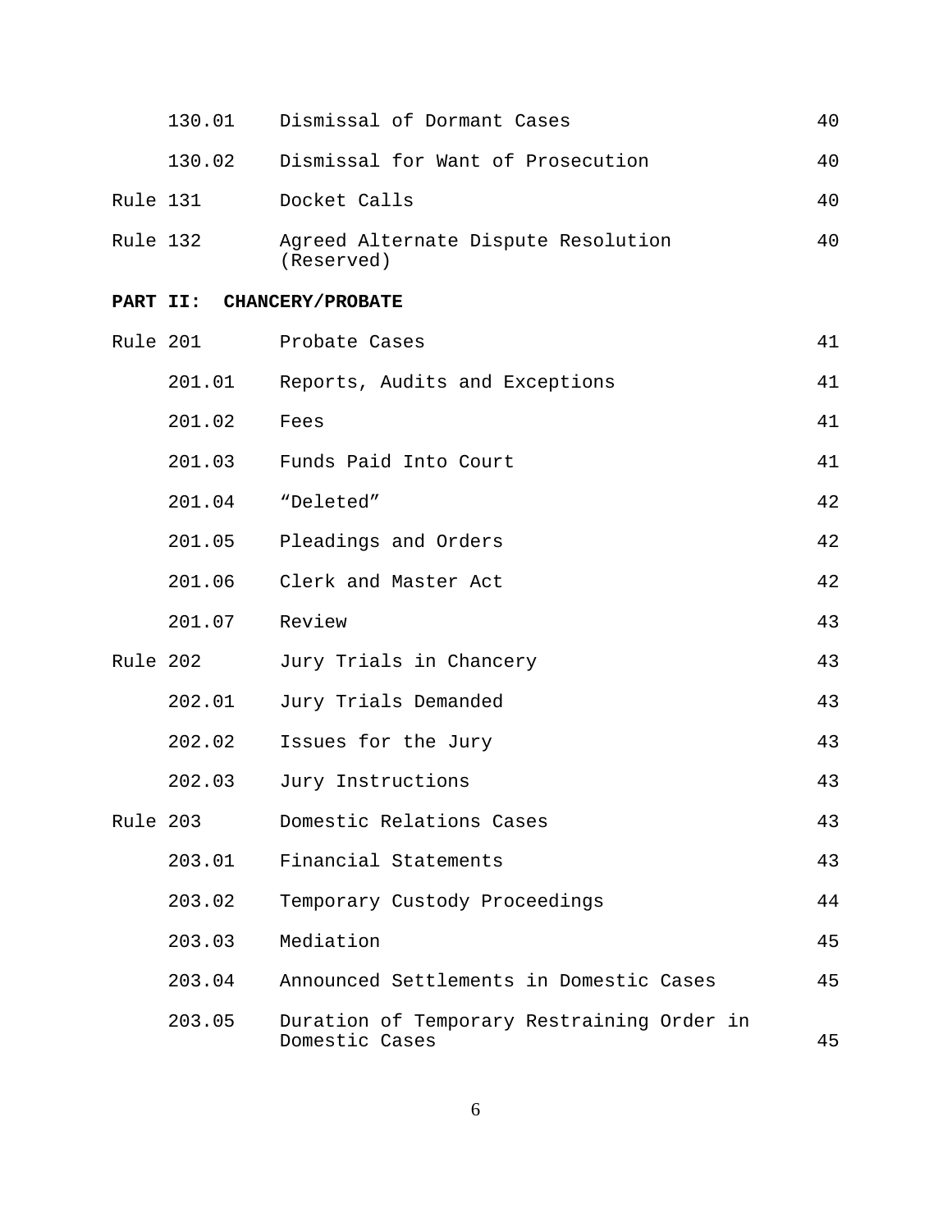| | | | |
|---|---|---|---|
| | 130.01 | Dismissal of Dormant Cases | 40 |
| | 130.02 | Dismissal for Want of Prosecution | 40 |
| Rule 131 | | Docket Calls | 40 |
| Rule 132 | | Agreed Alternate Dispute Resolution (Reserved) | 40 |

**PART II: CHANCERY/PROBATE**

| | | | |
|---|---|---|---|
| Rule 201 | | Probate Cases | 41 |
| | 201.01 | Reports, Audits and Exceptions | 41 |
| | 201.02 | Fees | 41 |
| | 201.03 | Funds Paid Into Court | 41 |
| | 201.04 | "Deleted" | 42 |
| | 201.05 | Pleadings and Orders | 42 |
| | 201.06 | Clerk and Master Act | 42 |
| | 201.07 | Review | 43 |
| Rule 202 | | Jury Trials in Chancery | 43 |
| | 202.01 | Jury Trials Demanded | 43 |
| | 202.02 | Issues for the Jury | 43 |
| | 202.03 | Jury Instructions | 43 |
| Rule 203 | | Domestic Relations Cases | 43 |
| | 203.01 | Financial Statements | 43 |
| | 203.02 | Temporary Custody Proceedings | 44 |
| | 203.03 | Mediation | 45 |
| | 203.04 | Announced Settlements in Domestic Cases | 45 |
| | 203.05 | Duration of Temporary Restraining Order in Domestic Cases | 45 |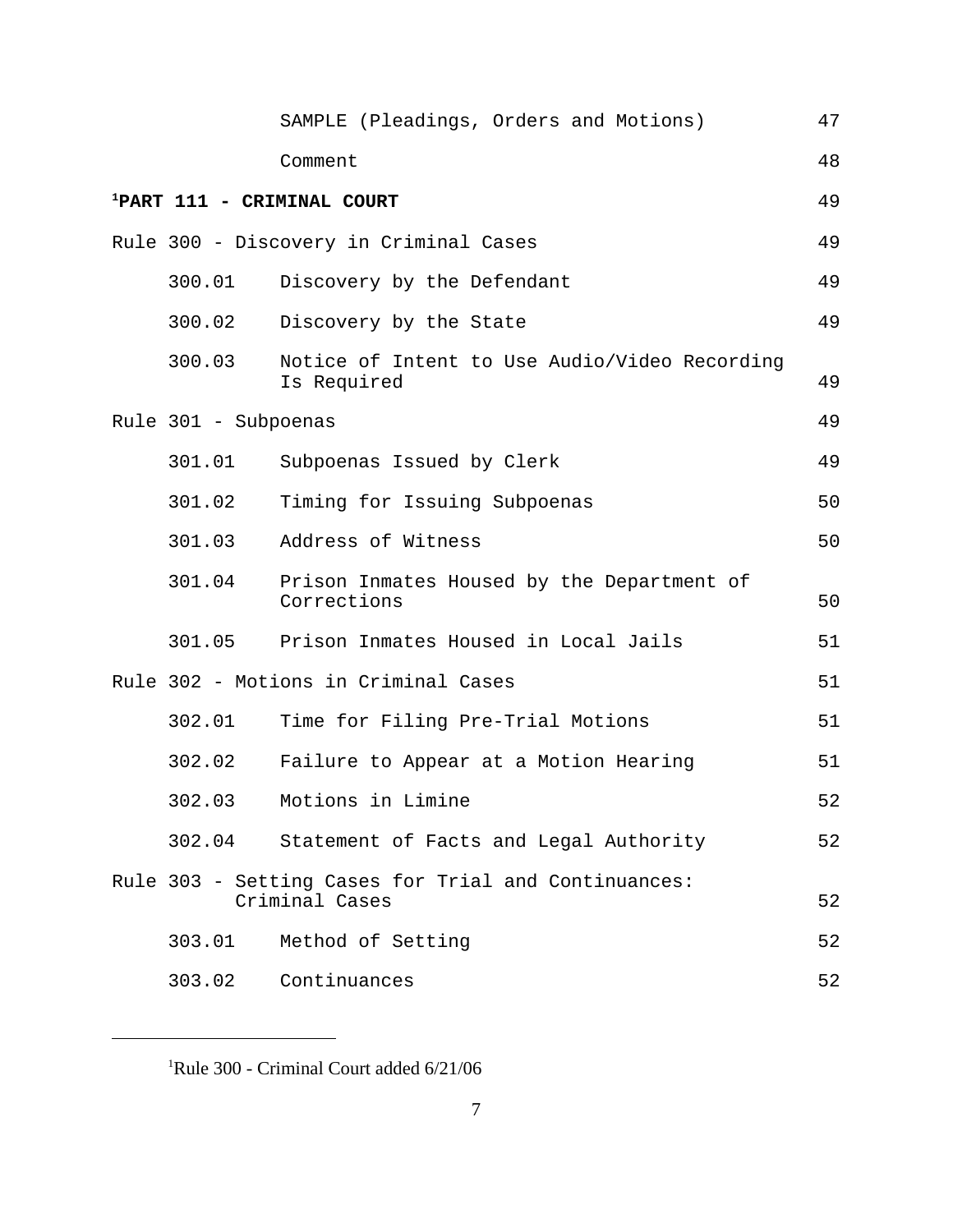| | | |
|---|---|---|
| | SAMPLE (Pleadings, Orders and Motions) | 47 |
| | Comment | 48 |
| **[1]PART 111 - CRIMINAL COURT** | | 49 |
| Rule 300 - Discovery in Criminal Cases | | 49 |
| 300.01 | Discovery by the Defendant | 49 |
| 300.02 | Discovery by the State | 49 |
| 300.03 | Notice of Intent to Use Audio/Video Recording Is Required | 49 |
| Rule 301 - Subpoenas | | 49 |
| 301.01 | Subpoenas Issued by Clerk | 49 |
| 301.02 | Timing for Issuing Subpoenas | 50 |
| 301.03 | Address of Witness | 50 |
| 301.04 | Prison Inmates Housed by the Department of Corrections | 50 |
| 301.05 | Prison Inmates Housed in Local Jails | 51 |
| Rule 302 - Motions in Criminal Cases | | 51 |
| 302.01 | Time for Filing Pre-Trial Motions | 51 |
| 302.02 | Failure to Appear at a Motion Hearing | 51 |
| 302.03 | Motions in Limine | 52 |
| 302.04 | Statement of Facts and Legal Authority | 52 |
| Rule 303 - Setting Cases for Trial and Continuances: Criminal Cases | | 52 |
| 303.01 | Method of Setting | 52 |
| 303.02 | Continuances | 52 |

---

[1]Rule 300 - Criminal Court added 6/21/06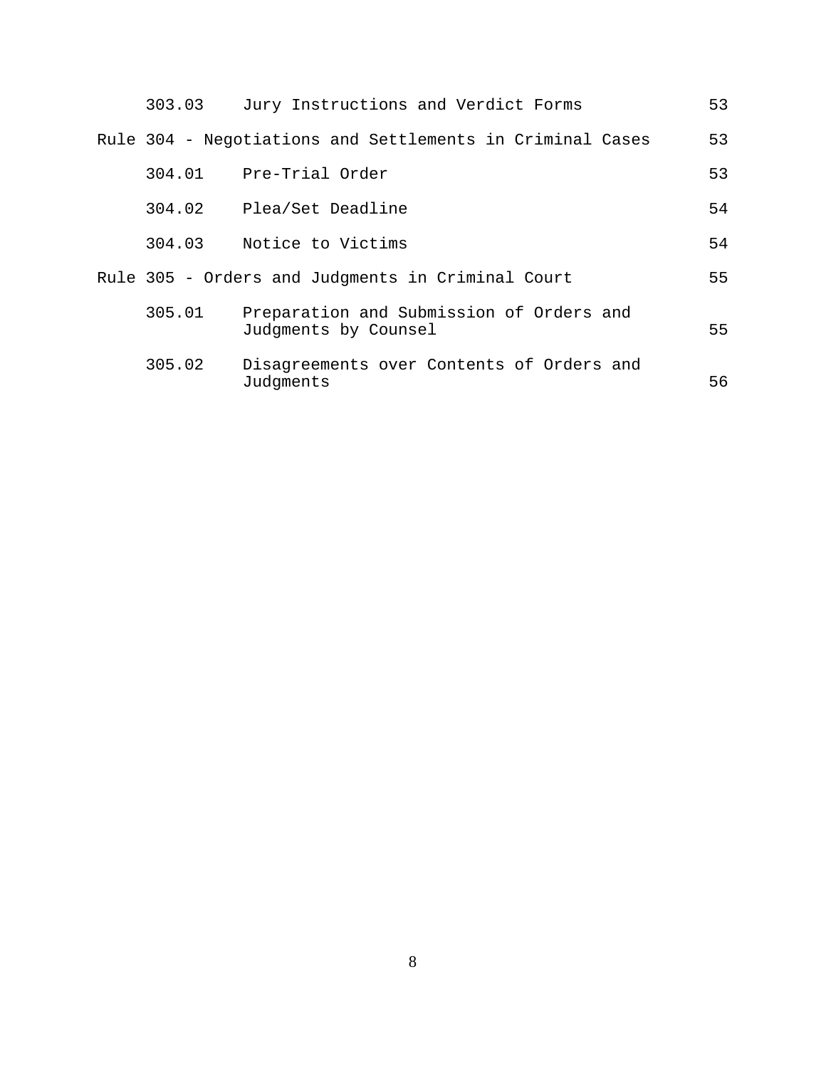| | | |
|---|---|---|
| 303.03 | Jury Instructions and Verdict Forms | 53 |
| Rule 304 - Negotiations and Settlements in Criminal Cases | | 53 |
| 304.01 | Pre-Trial Order | 53 |
| 304.02 | Plea/Set Deadline | 54 |
| 304.03 | Notice to Victims | 54 |
| Rule 305 - Orders and Judgments in Criminal Court | | 55 |
| 305.01 | Preparation and Submission of Orders and Judgments by Counsel | 55 |
| 305.02 | Disagreements over Contents of Orders and Judgments | 56 |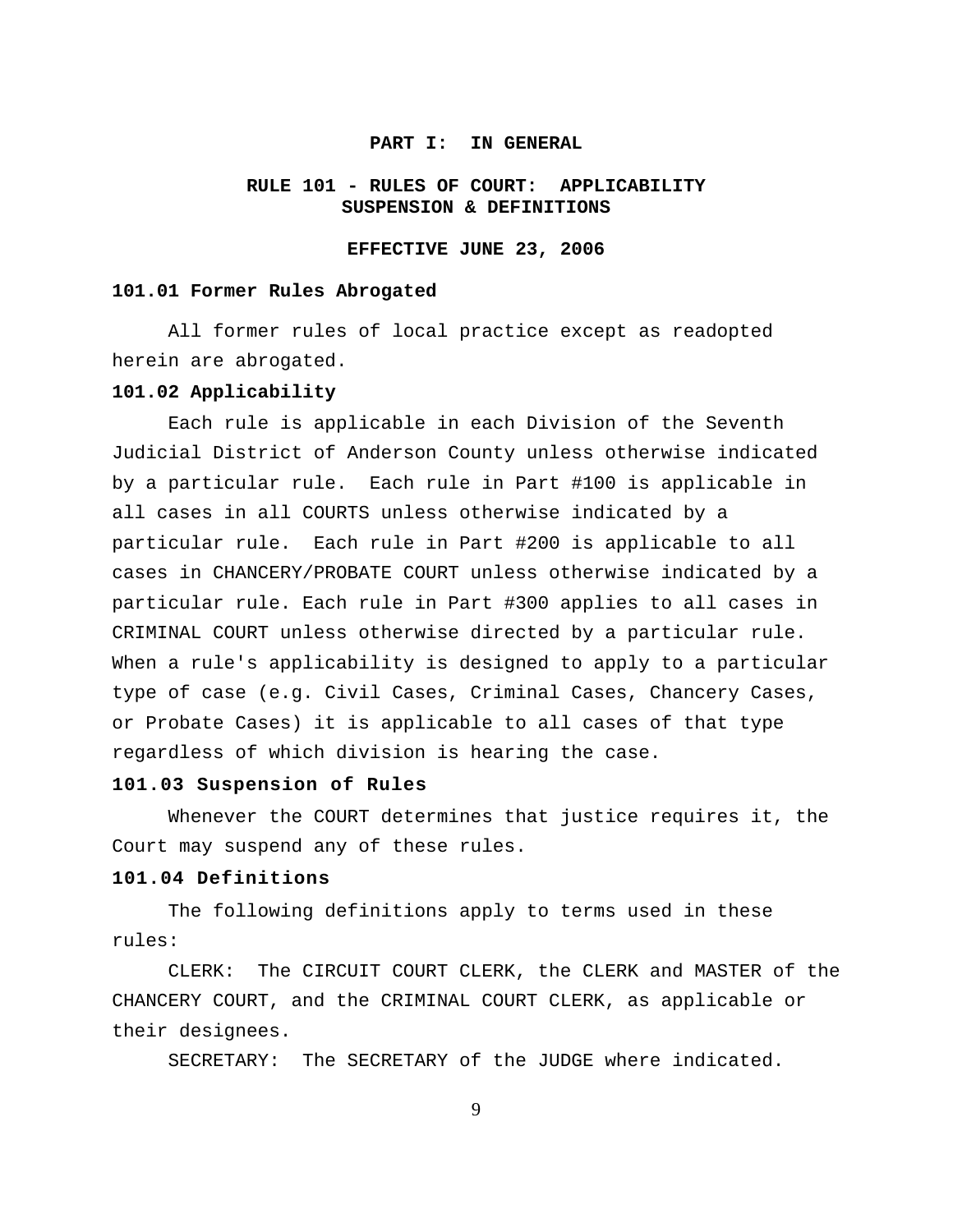# PART I: IN GENERAL

## RULE 101 - RULES OF COURT: APPLICABILITY SUSPENSION & DEFINITIONS

**EFFECTIVE JUNE 23, 2006**

### 101.01 Former Rules Abrogated

All former rules of local practice except as readopted herein are abrogated.

### 101.02 Applicability

Each rule is applicable in each Division of the Seventh Judicial District of Anderson County unless otherwise indicated by a particular rule. Each rule in Part #100 is applicable in all cases in all COURTS unless otherwise indicated by a particular rule. Each rule in Part #200 is applicable to all cases in CHANCERY/PROBATE COURT unless otherwise indicated by a particular rule. Each rule in Part #300 applies to all cases in CRIMINAL COURT unless otherwise directed by a particular rule. When a rule's applicability is designed to apply to a particular type of case (e.g. Civil Cases, Criminal Cases, Chancery Cases, or Probate Cases) it is applicable to all cases of that type regardless of which division is hearing the case.

### 101.03 Suspension of Rules

Whenever the COURT determines that justice requires it, the Court may suspend any of these rules.

### 101.04 Definitions

The following definitions apply to terms used in these rules:

CLERK: The CIRCUIT COURT CLERK, the CLERK and MASTER of the CHANCERY COURT, and the CRIMINAL COURT CLERK, as applicable or their designees.

SECRETARY: The SECRETARY of the JUDGE where indicated.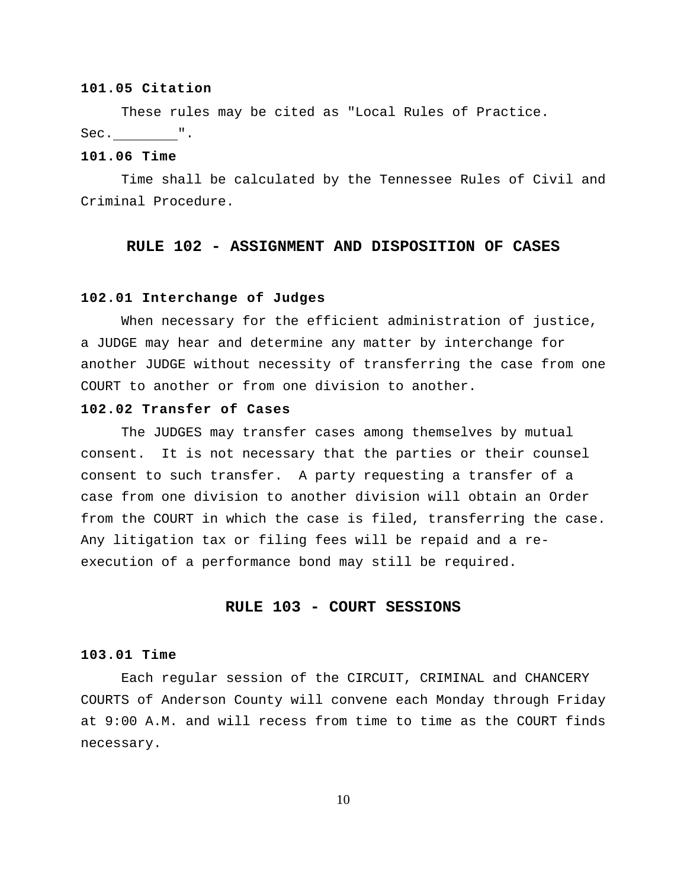**101.05 Citation**

These rules may be cited as "Local Rules of Practice. Sec.________".

**101.06 Time**

Time shall be calculated by the Tennessee Rules of Civil and Criminal Procedure.

## RULE 102 - ASSIGNMENT AND DISPOSITION OF CASES

**102.01 Interchange of Judges**

When necessary for the efficient administration of justice, a JUDGE may hear and determine any matter by interchange for another JUDGE without necessity of transferring the case from one COURT to another or from one division to another.

**102.02 Transfer of Cases**

The JUDGES may transfer cases among themselves by mutual consent. It is not necessary that the parties or their counsel consent to such transfer. A party requesting a transfer of a case from one division to another division will obtain an Order from the COURT in which the case is filed, transferring the case. Any litigation tax or filing fees will be repaid and a re-execution of a performance bond may still be required.

## RULE 103 - COURT SESSIONS

**103.01 Time**

Each regular session of the CIRCUIT, CRIMINAL and CHANCERY COURTS of Anderson County will convene each Monday through Friday at 9:00 A.M. and will recess from time to time as the COURT finds necessary.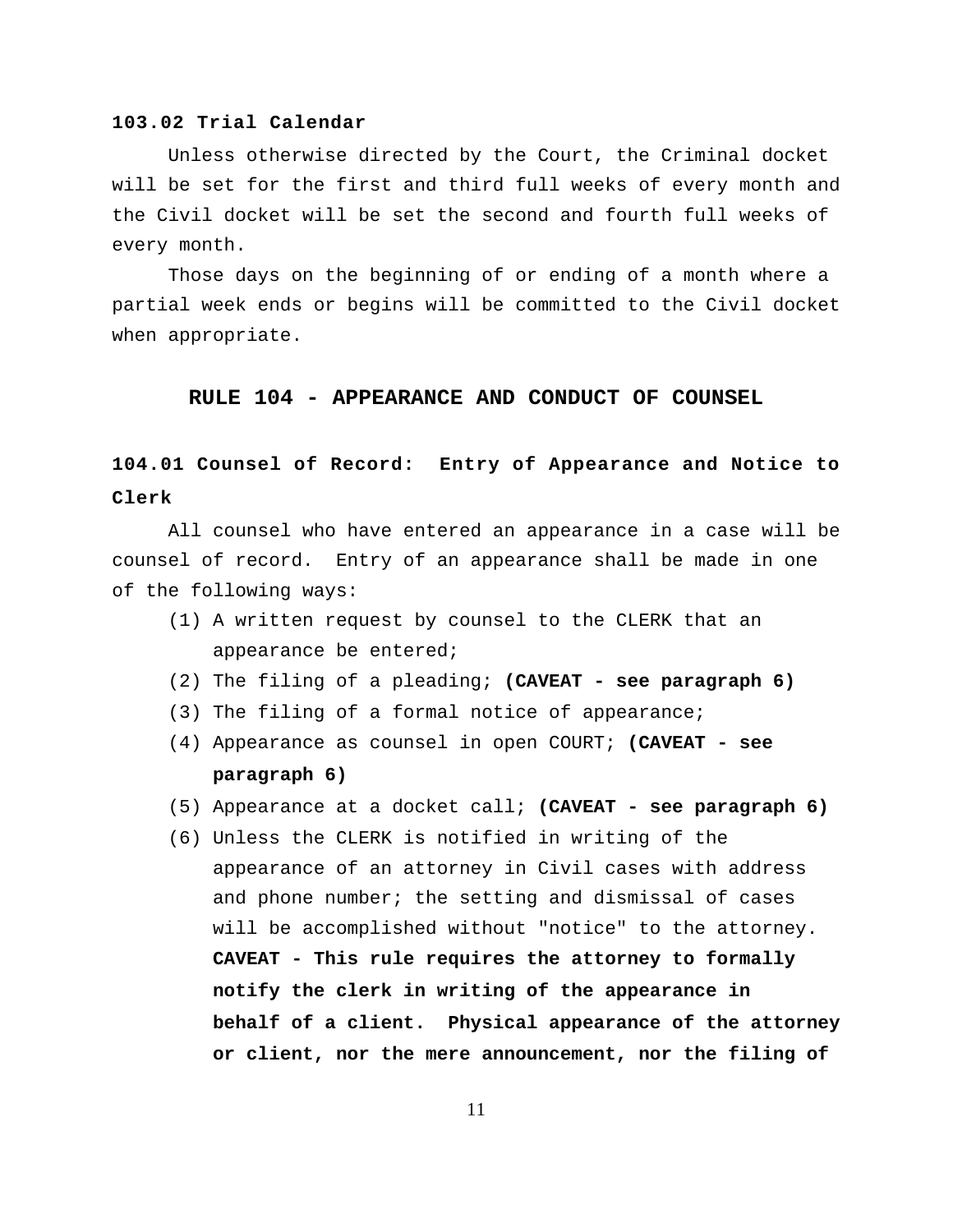### 103.02 Trial Calendar

Unless otherwise directed by the Court, the Criminal docket will be set for the first and third full weeks of every month and the Civil docket will be set the second and fourth full weeks of every month.

Those days on the beginning of or ending of a month where a partial week ends or begins will be committed to the Civil docket when appropriate.

## RULE 104 - APPEARANCE AND CONDUCT OF COUNSEL

### 104.01 Counsel of Record: Entry of Appearance and Notice to Clerk

All counsel who have entered an appearance in a case will be counsel of record. Entry of an appearance shall be made in one of the following ways:

(1) A written request by counsel to the CLERK that an appearance be entered;

(2) The filing of a pleading; **(CAVEAT - see paragraph 6)**

(3) The filing of a formal notice of appearance;

(4) Appearance as counsel in open COURT; **(CAVEAT - see paragraph 6)**

(5) Appearance at a docket call; **(CAVEAT - see paragraph 6)**

(6) Unless the CLERK is notified in writing of the appearance of an attorney in Civil cases with address and phone number; the setting and dismissal of cases will be accomplished without "notice" to the attorney. **CAVEAT - This rule requires the attorney to formally notify the clerk in writing of the appearance in behalf of a client. Physical appearance of the attorney or client, nor the mere announcement, nor the filing of**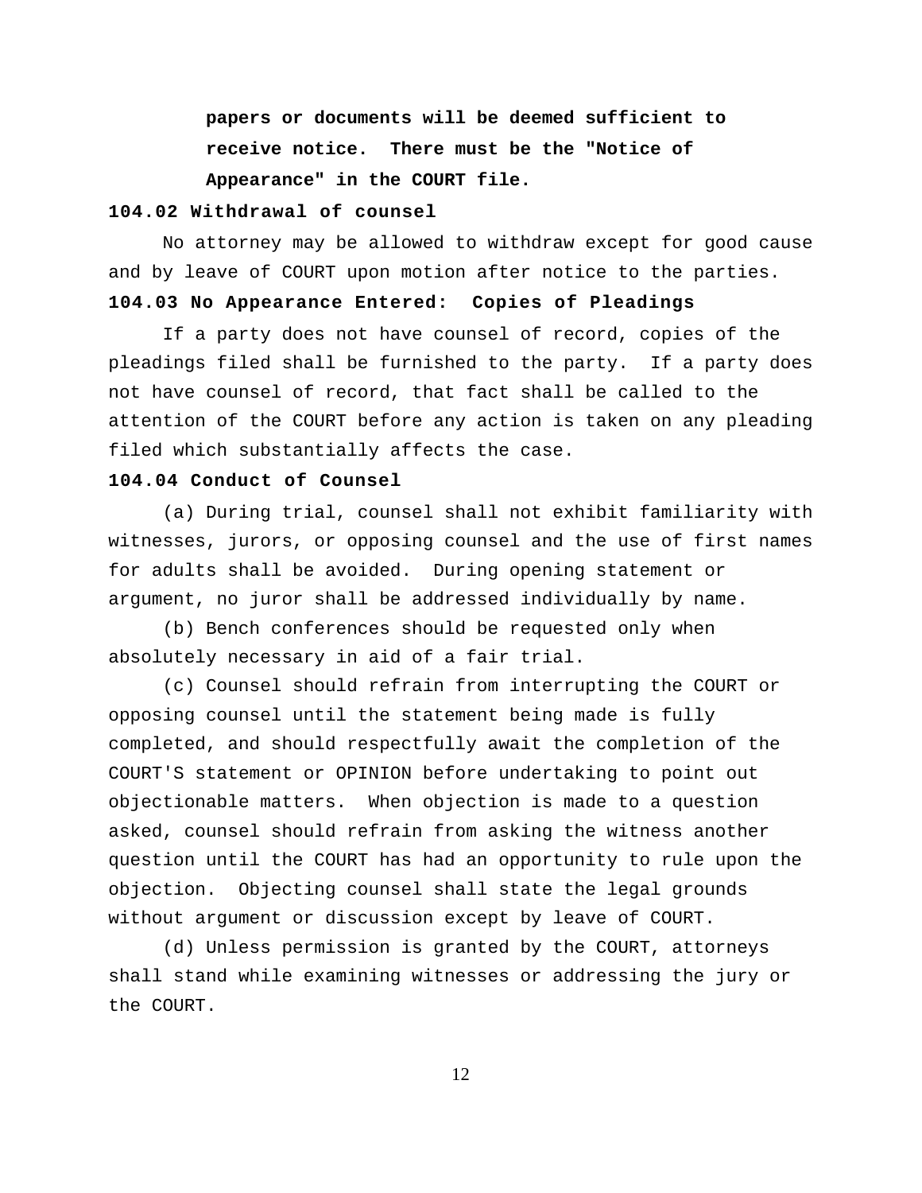**papers or documents will be deemed sufficient to receive notice. There must be the "Notice of Appearance" in the COURT file.**

**104.02 Withdrawal of counsel**

No attorney may be allowed to withdraw except for good cause and by leave of COURT upon motion after notice to the parties.

**104.03 No Appearance Entered: Copies of Pleadings**

If a party does not have counsel of record, copies of the pleadings filed shall be furnished to the party. If a party does not have counsel of record, that fact shall be called to the attention of the COURT before any action is taken on any pleading filed which substantially affects the case.

**104.04 Conduct of Counsel**

(a) During trial, counsel shall not exhibit familiarity with witnesses, jurors, or opposing counsel and the use of first names for adults shall be avoided. During opening statement or argument, no juror shall be addressed individually by name.

(b) Bench conferences should be requested only when absolutely necessary in aid of a fair trial.

(c) Counsel should refrain from interrupting the COURT or opposing counsel until the statement being made is fully completed, and should respectfully await the completion of the COURT'S statement or OPINION before undertaking to point out objectionable matters. When objection is made to a question asked, counsel should refrain from asking the witness another question until the COURT has had an opportunity to rule upon the objection. Objecting counsel shall state the legal grounds without argument or discussion except by leave of COURT.

(d) Unless permission is granted by the COURT, attorneys shall stand while examining witnesses or addressing the jury or the COURT.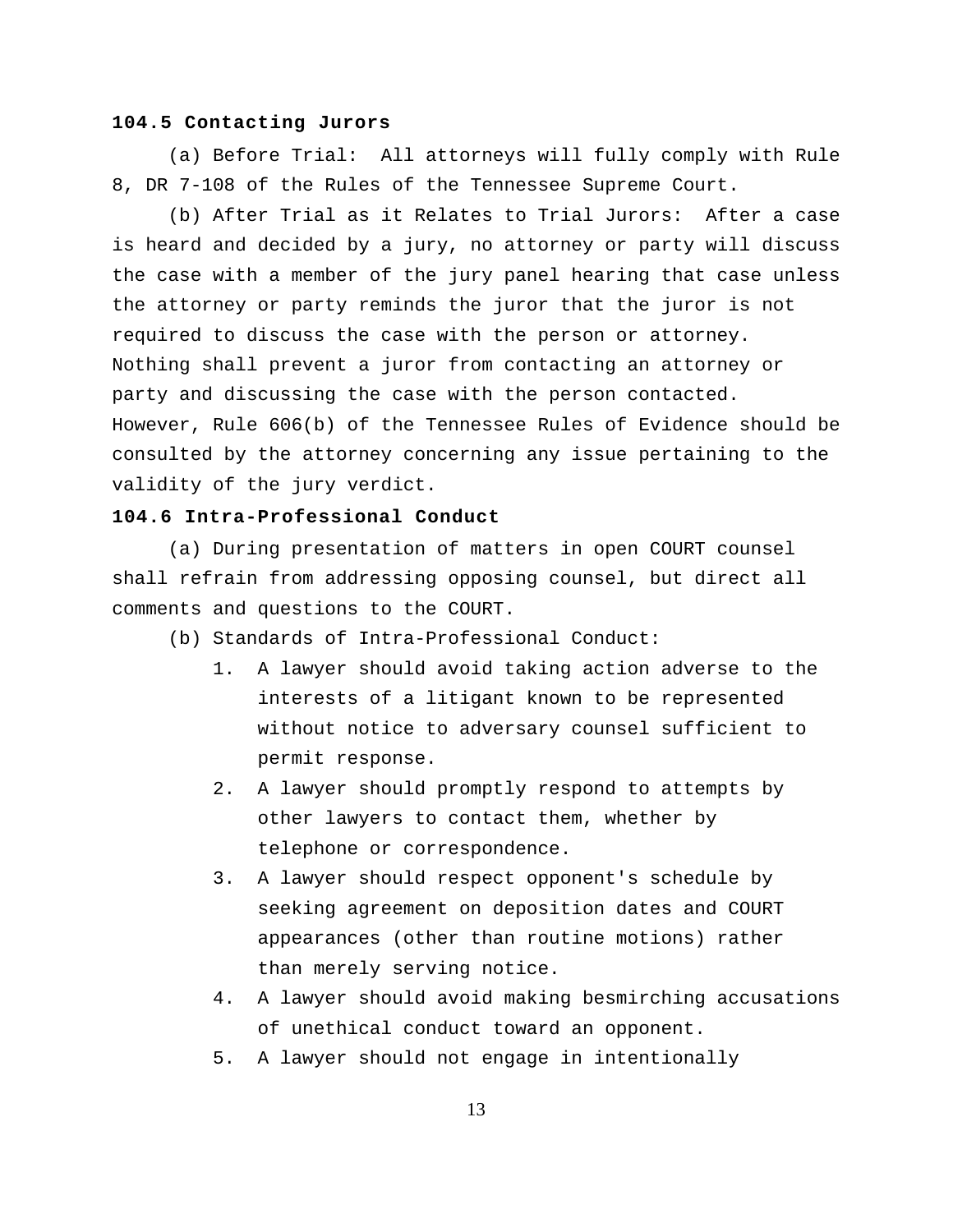**104.5 Contacting Jurors**

(a) Before Trial: All attorneys will fully comply with Rule 8, DR 7-108 of the Rules of the Tennessee Supreme Court.

(b) After Trial as it Relates to Trial Jurors: After a case is heard and decided by a jury, no attorney or party will discuss the case with a member of the jury panel hearing that case unless the attorney or party reminds the juror that the juror is not required to discuss the case with the person or attorney. Nothing shall prevent a juror from contacting an attorney or party and discussing the case with the person contacted. However, Rule 606(b) of the Tennessee Rules of Evidence should be consulted by the attorney concerning any issue pertaining to the validity of the jury verdict.

**104.6 Intra-Professional Conduct**

(a) During presentation of matters in open COURT counsel shall refrain from addressing opposing counsel, but direct all comments and questions to the COURT.

(b) Standards of Intra-Professional Conduct:

1. A lawyer should avoid taking action adverse to the interests of a litigant known to be represented without notice to adversary counsel sufficient to permit response.
2. A lawyer should promptly respond to attempts by other lawyers to contact them, whether by telephone or correspondence.
3. A lawyer should respect opponent's schedule by seeking agreement on deposition dates and COURT appearances (other than routine motions) rather than merely serving notice.
4. A lawyer should avoid making besmirching accusations of unethical conduct toward an opponent.
5. A lawyer should not engage in intentionally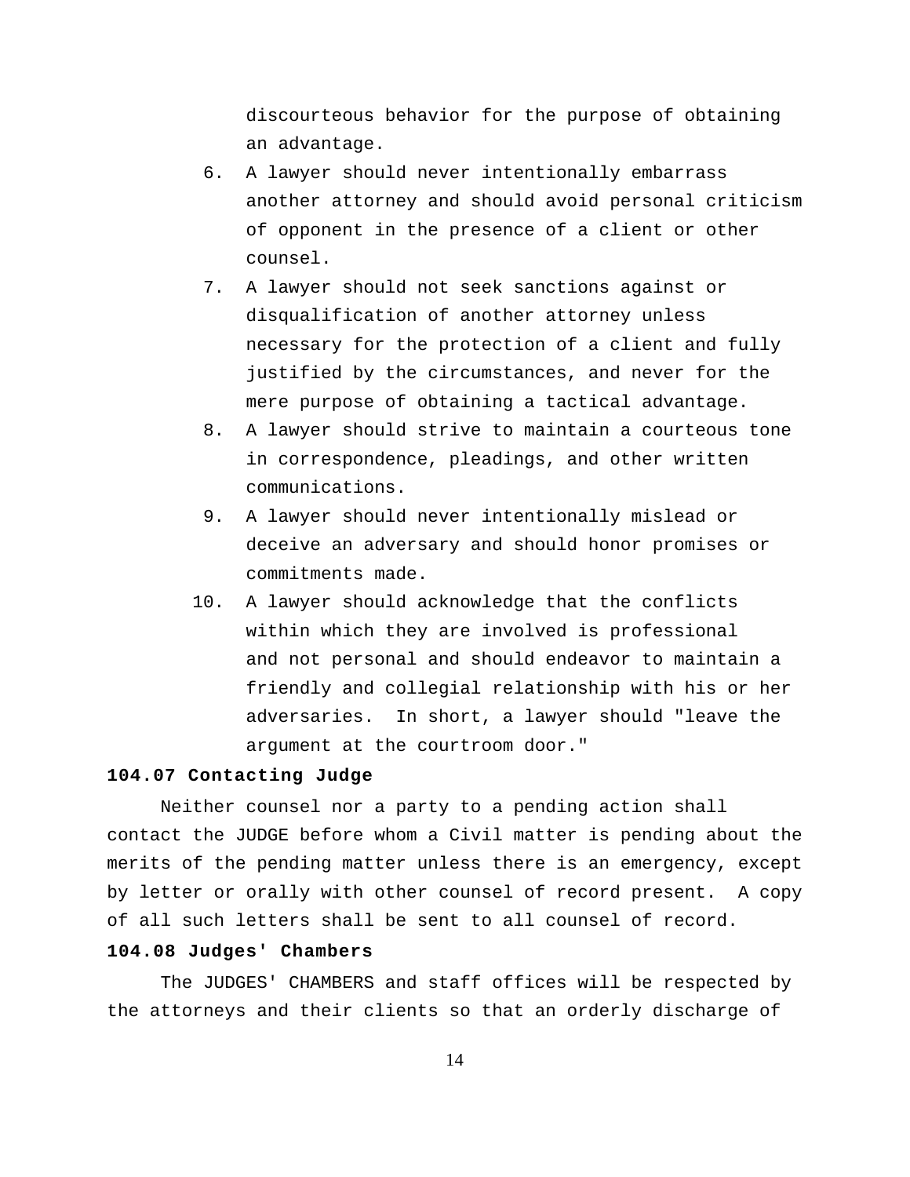discourteous behavior for the purpose of obtaining an advantage.

6. A lawyer should never intentionally embarrass another attorney and should avoid personal criticism of opponent in the presence of a client or other counsel.
7. A lawyer should not seek sanctions against or disqualification of another attorney unless necessary for the protection of a client and fully justified by the circumstances, and never for the mere purpose of obtaining a tactical advantage.
8. A lawyer should strive to maintain a courteous tone in correspondence, pleadings, and other written communications.
9. A lawyer should never intentionally mislead or deceive an adversary and should honor promises or commitments made.
10. A lawyer should acknowledge that the conflicts within which they are involved is professional and not personal and should endeavor to maintain a friendly and collegial relationship with his or her adversaries. In short, a lawyer should "leave the argument at the courtroom door."

**104.07 Contacting Judge**

Neither counsel nor a party to a pending action shall contact the JUDGE before whom a Civil matter is pending about the merits of the pending matter unless there is an emergency, except by letter or orally with other counsel of record present. A copy of all such letters shall be sent to all counsel of record.

**104.08 Judges' Chambers**

The JUDGES' CHAMBERS and staff offices will be respected by the attorneys and their clients so that an orderly discharge of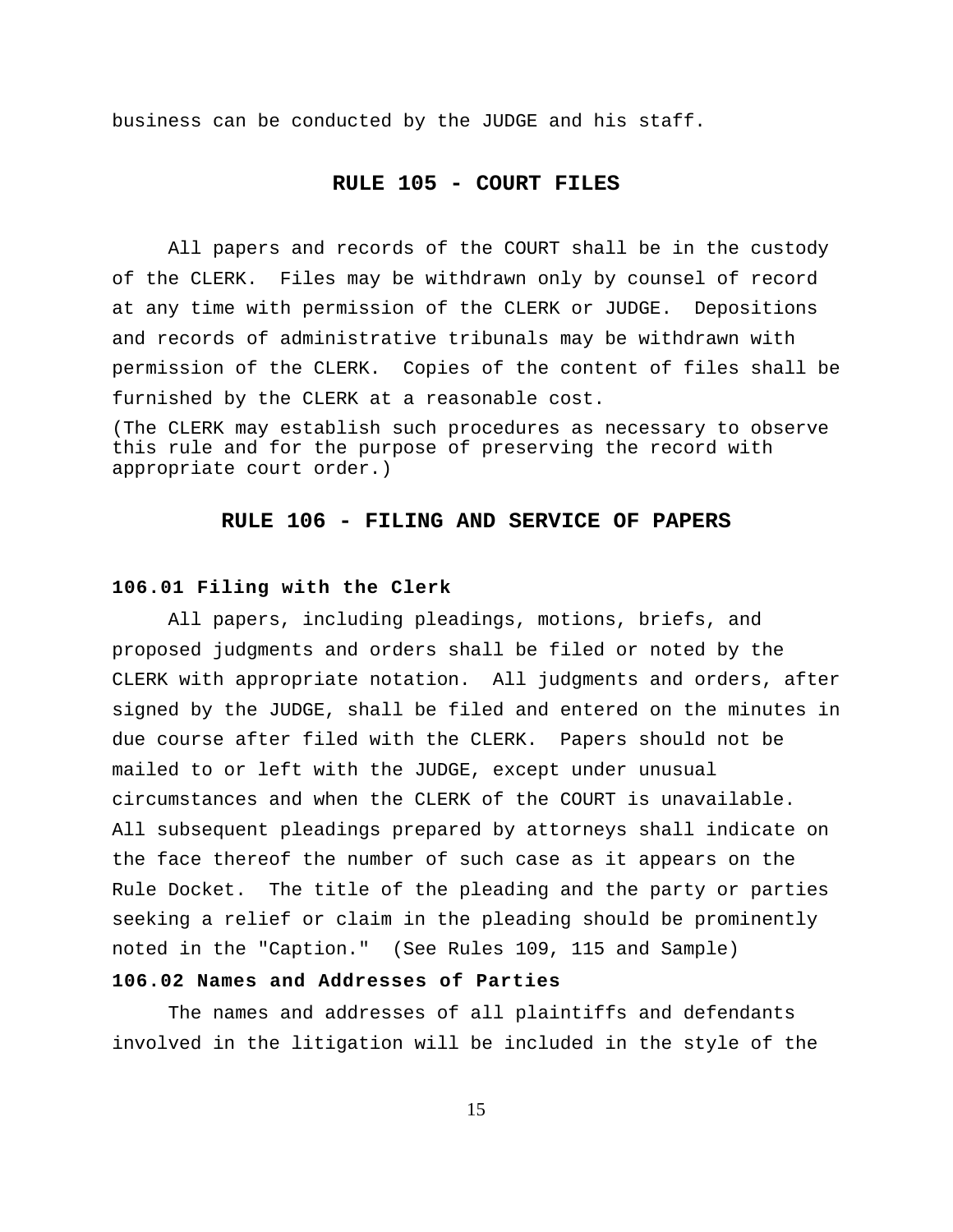business can be conducted by the JUDGE and his staff.

## RULE 105 - COURT FILES

All papers and records of the COURT shall be in the custody of the CLERK. Files may be withdrawn only by counsel of record at any time with permission of the CLERK or JUDGE. Depositions and records of administrative tribunals may be withdrawn with permission of the CLERK. Copies of the content of files shall be furnished by the CLERK at a reasonable cost.

(The CLERK may establish such procedures as necessary to observe this rule and for the purpose of preserving the record with appropriate court order.)

## RULE 106 - FILING AND SERVICE OF PAPERS

### 106.01 Filing with the Clerk

All papers, including pleadings, motions, briefs, and proposed judgments and orders shall be filed or noted by the CLERK with appropriate notation. All judgments and orders, after signed by the JUDGE, shall be filed and entered on the minutes in due course after filed with the CLERK. Papers should not be mailed to or left with the JUDGE, except under unusual circumstances and when the CLERK of the COURT is unavailable. All subsequent pleadings prepared by attorneys shall indicate on the face thereof the number of such case as it appears on the Rule Docket. The title of the pleading and the party or parties seeking a relief or claim in the pleading should be prominently noted in the "Caption." (See Rules 109, 115 and Sample)

### 106.02 Names and Addresses of Parties

The names and addresses of all plaintiffs and defendants involved in the litigation will be included in the style of the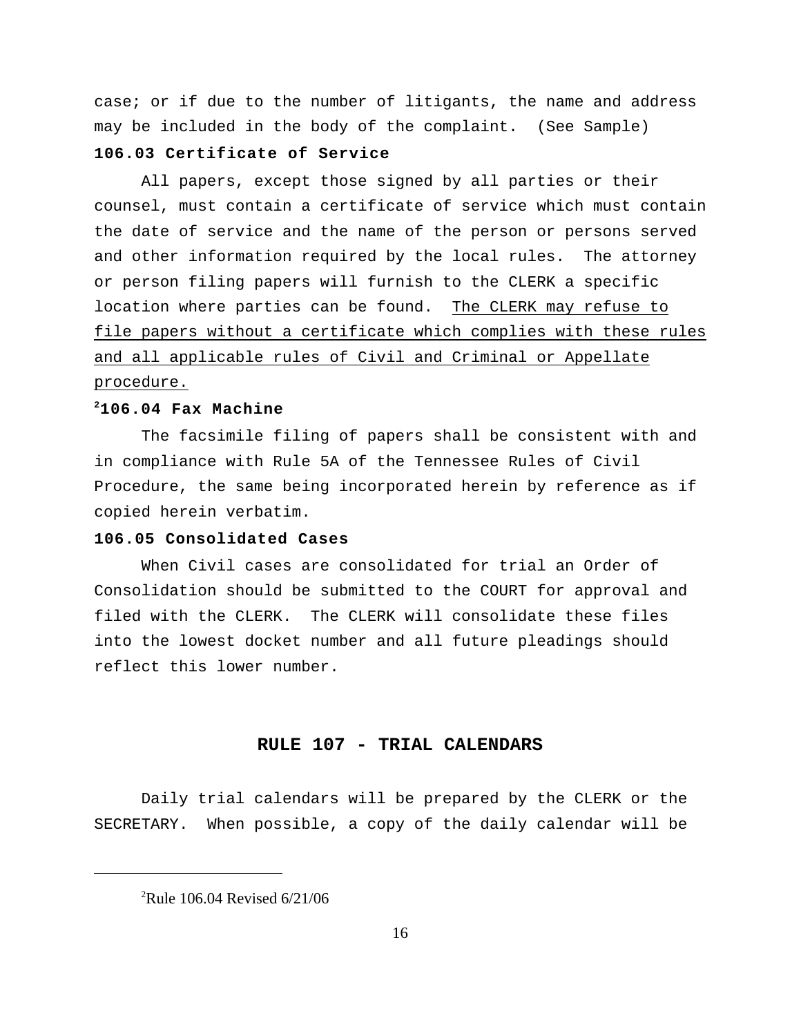case; or if due to the number of litigants, the name and address may be included in the body of the complaint. (See Sample)

**106.03 Certificate of Service**

All papers, except those signed by all parties or their counsel, must contain a certificate of service which must contain the date of service and the name of the person or persons served and other information required by the local rules. The attorney or person filing papers will furnish to the CLERK a specific location where parties can be found. <u>The CLERK may refuse to file papers without a certificate which complies with these rules and all applicable rules of Civil and Criminal or Appellate procedure.</u>

**[2]106.04 Fax Machine**

The facsimile filing of papers shall be consistent with and in compliance with Rule 5A of the Tennessee Rules of Civil Procedure, the same being incorporated herein by reference as if copied herein verbatim.

**106.05 Consolidated Cases**

When Civil cases are consolidated for trial an Order of Consolidation should be submitted to the COURT for approval and filed with the CLERK. The CLERK will consolidate these files into the lowest docket number and all future pleadings should reflect this lower number.

## RULE 107 - TRIAL CALENDARS

Daily trial calendars will be prepared by the CLERK or the SECRETARY. When possible, a copy of the daily calendar will be

---

[2]Rule 106.04 Revised 6/21/06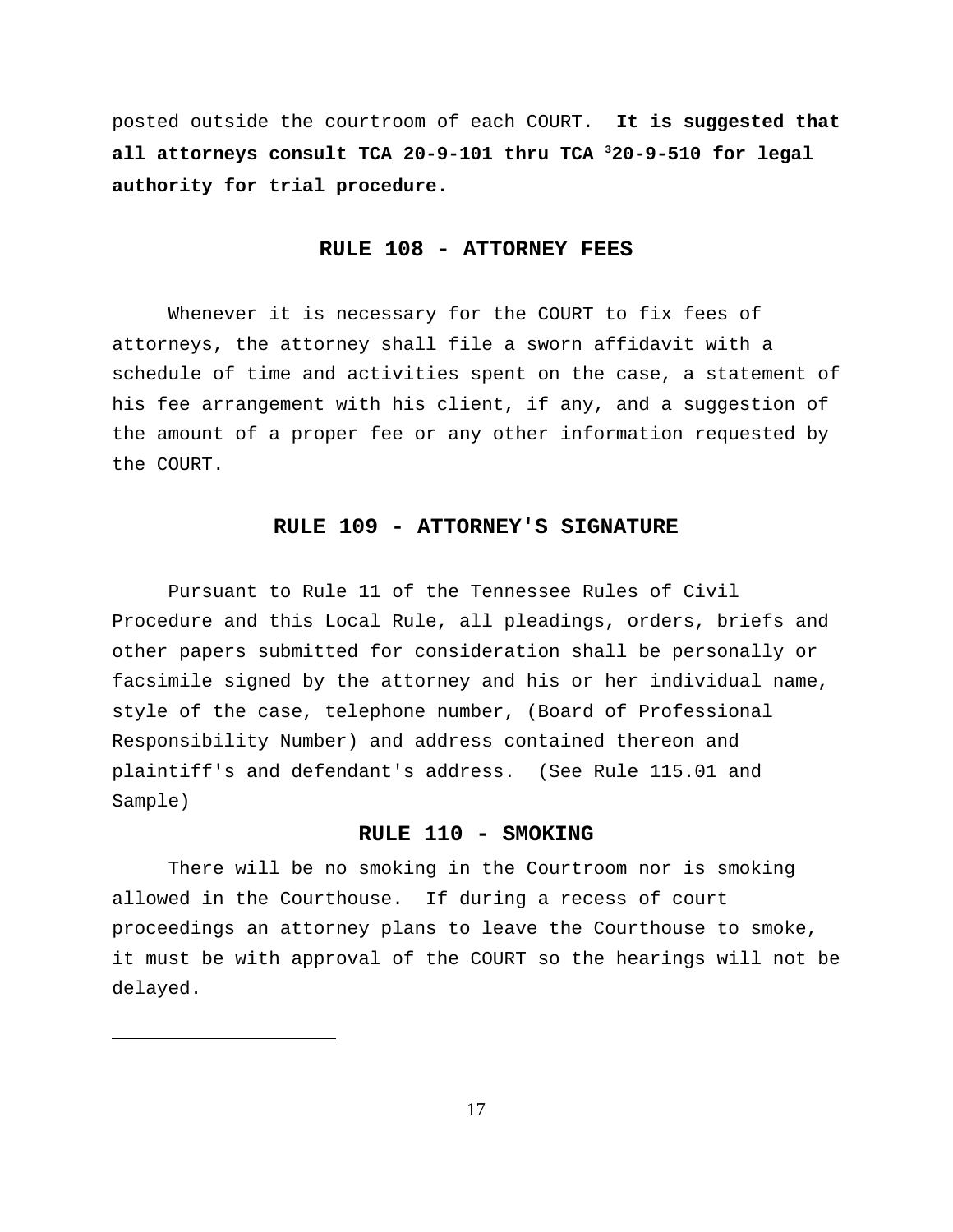posted outside the courtroom of each COURT. **It is suggested that all attorneys consult TCA 20-9-101 thru TCA [3]20-9-510 for legal authority for trial procedure.**

## RULE 108 - ATTORNEY FEES

Whenever it is necessary for the COURT to fix fees of attorneys, the attorney shall file a sworn affidavit with a schedule of time and activities spent on the case, a statement of his fee arrangement with his client, if any, and a suggestion of the amount of a proper fee or any other information requested by the COURT.

## RULE 109 - ATTORNEY'S SIGNATURE

Pursuant to Rule 11 of the Tennessee Rules of Civil Procedure and this Local Rule, all pleadings, orders, briefs and other papers submitted for consideration shall be personally or facsimile signed by the attorney and his or her individual name, style of the case, telephone number, (Board of Professional Responsibility Number) and address contained thereon and plaintiff's and defendant's address. (See Rule 115.01 and Sample)

## RULE 110 - SMOKING

There will be no smoking in the Courtroom nor is smoking allowed in the Courthouse. If during a recess of court proceedings an attorney plans to leave the Courthouse to smoke, it must be with approval of the COURT so the hearings will not be delayed.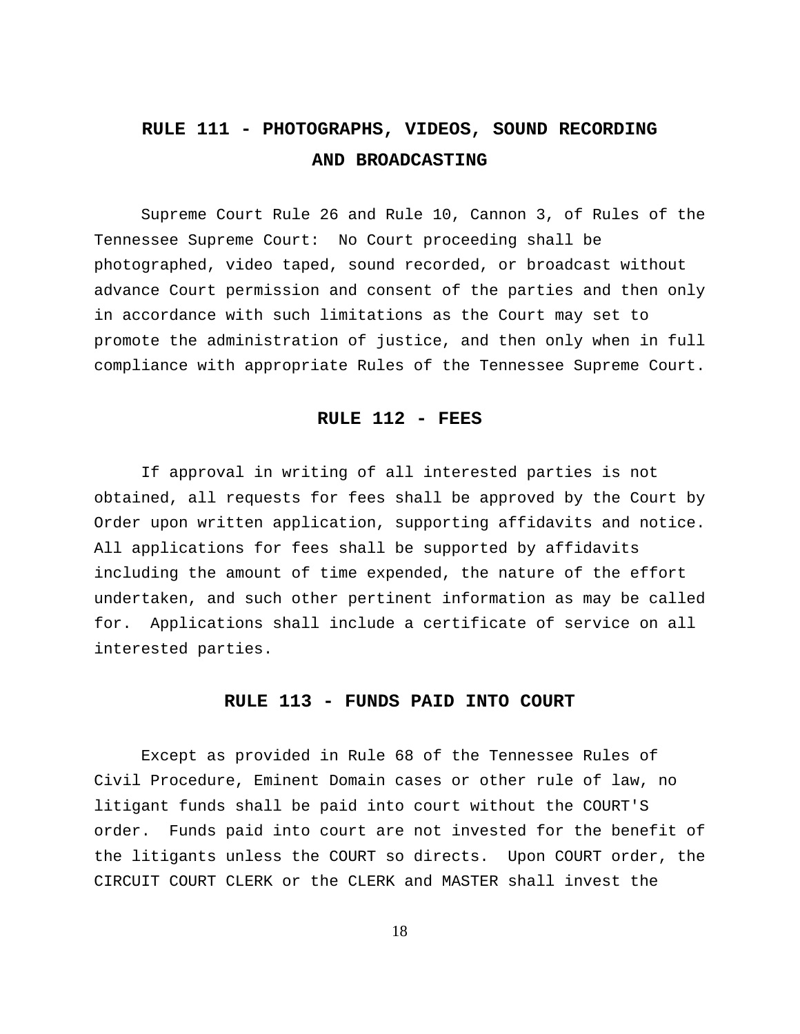## RULE 111 - PHOTOGRAPHS, VIDEOS, SOUND RECORDING AND BROADCASTING

Supreme Court Rule 26 and Rule 10, Cannon 3, of Rules of the Tennessee Supreme Court: No Court proceeding shall be photographed, video taped, sound recorded, or broadcast without advance Court permission and consent of the parties and then only in accordance with such limitations as the Court may set to promote the administration of justice, and then only when in full compliance with appropriate Rules of the Tennessee Supreme Court.

## RULE 112 - FEES

If approval in writing of all interested parties is not obtained, all requests for fees shall be approved by the Court by Order upon written application, supporting affidavits and notice. All applications for fees shall be supported by affidavits including the amount of time expended, the nature of the effort undertaken, and such other pertinent information as may be called for. Applications shall include a certificate of service on all interested parties.

## RULE 113 - FUNDS PAID INTO COURT

Except as provided in Rule 68 of the Tennessee Rules of Civil Procedure, Eminent Domain cases or other rule of law, no litigant funds shall be paid into court without the COURT'S order. Funds paid into court are not invested for the benefit of the litigants unless the COURT so directs. Upon COURT order, the CIRCUIT COURT CLERK or the CLERK and MASTER shall invest the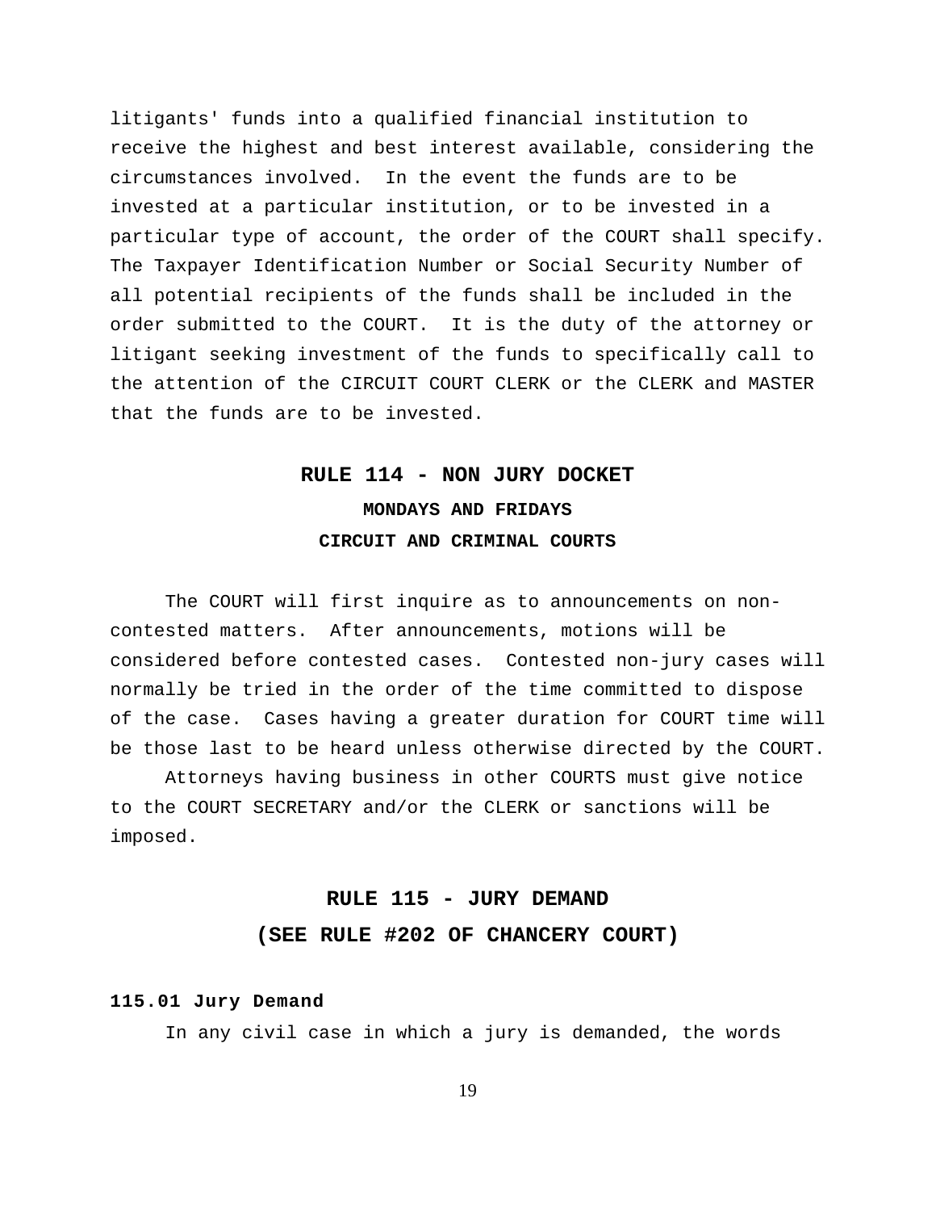litigants' funds into a qualified financial institution to receive the highest and best interest available, considering the circumstances involved. In the event the funds are to be invested at a particular institution, or to be invested in a particular type of account, the order of the COURT shall specify. The Taxpayer Identification Number or Social Security Number of all potential recipients of the funds shall be included in the order submitted to the COURT. It is the duty of the attorney or litigant seeking investment of the funds to specifically call to the attention of the CIRCUIT COURT CLERK or the CLERK and MASTER that the funds are to be invested.

## RULE 114 - NON JURY DOCKET

### MONDAYS AND FRIDAYS

### CIRCUIT AND CRIMINAL COURTS

The COURT will first inquire as to announcements on non-contested matters. After announcements, motions will be considered before contested cases. Contested non-jury cases will normally be tried in the order of the time committed to dispose of the case. Cases having a greater duration for COURT time will be those last to be heard unless otherwise directed by the COURT.

Attorneys having business in other COURTS must give notice to the COURT SECRETARY and/or the CLERK or sanctions will be imposed.

## RULE 115 - JURY DEMAND

## (SEE RULE #202 OF CHANCERY COURT)

**115.01 Jury Demand**

In any civil case in which a jury is demanded, the words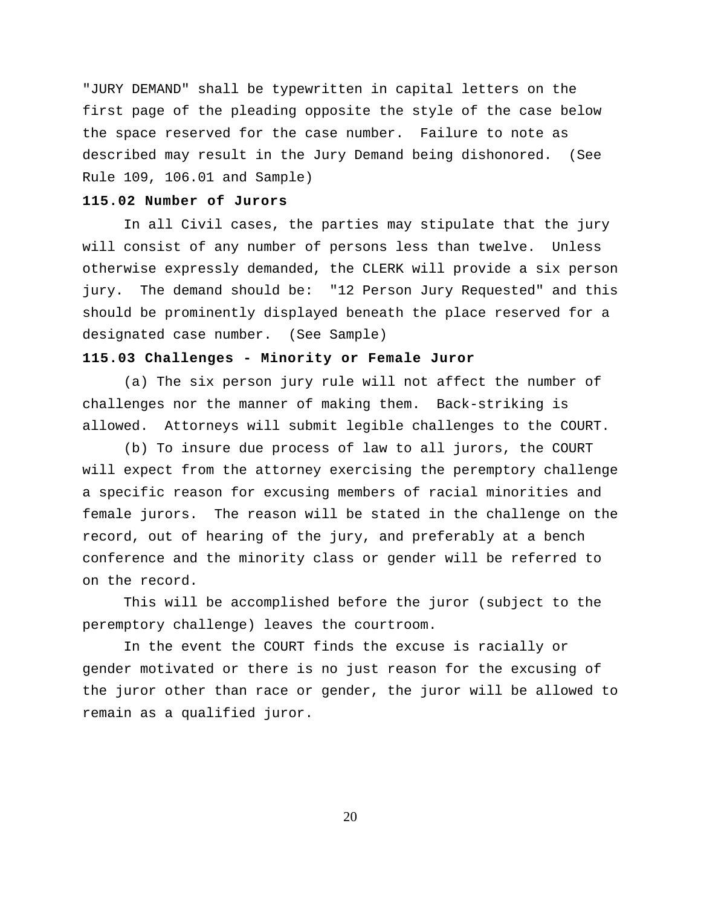"JURY DEMAND" shall be typewritten in capital letters on the first page of the pleading opposite the style of the case below the space reserved for the case number. Failure to note as described may result in the Jury Demand being dishonored. (See Rule 109, 106.01 and Sample)

**115.02 Number of Jurors**

In all Civil cases, the parties may stipulate that the jury will consist of any number of persons less than twelve. Unless otherwise expressly demanded, the CLERK will provide a six person jury. The demand should be: "12 Person Jury Requested" and this should be prominently displayed beneath the place reserved for a designated case number. (See Sample)

**115.03 Challenges - Minority or Female Juror**

(a) The six person jury rule will not affect the number of challenges nor the manner of making them. Back-striking is allowed. Attorneys will submit legible challenges to the COURT.

(b) To insure due process of law to all jurors, the COURT will expect from the attorney exercising the peremptory challenge a specific reason for excusing members of racial minorities and female jurors. The reason will be stated in the challenge on the record, out of hearing of the jury, and preferably at a bench conference and the minority class or gender will be referred to on the record.

This will be accomplished before the juror (subject to the peremptory challenge) leaves the courtroom.

In the event the COURT finds the excuse is racially or gender motivated or there is no just reason for the excusing of the juror other than race or gender, the juror will be allowed to remain as a qualified juror.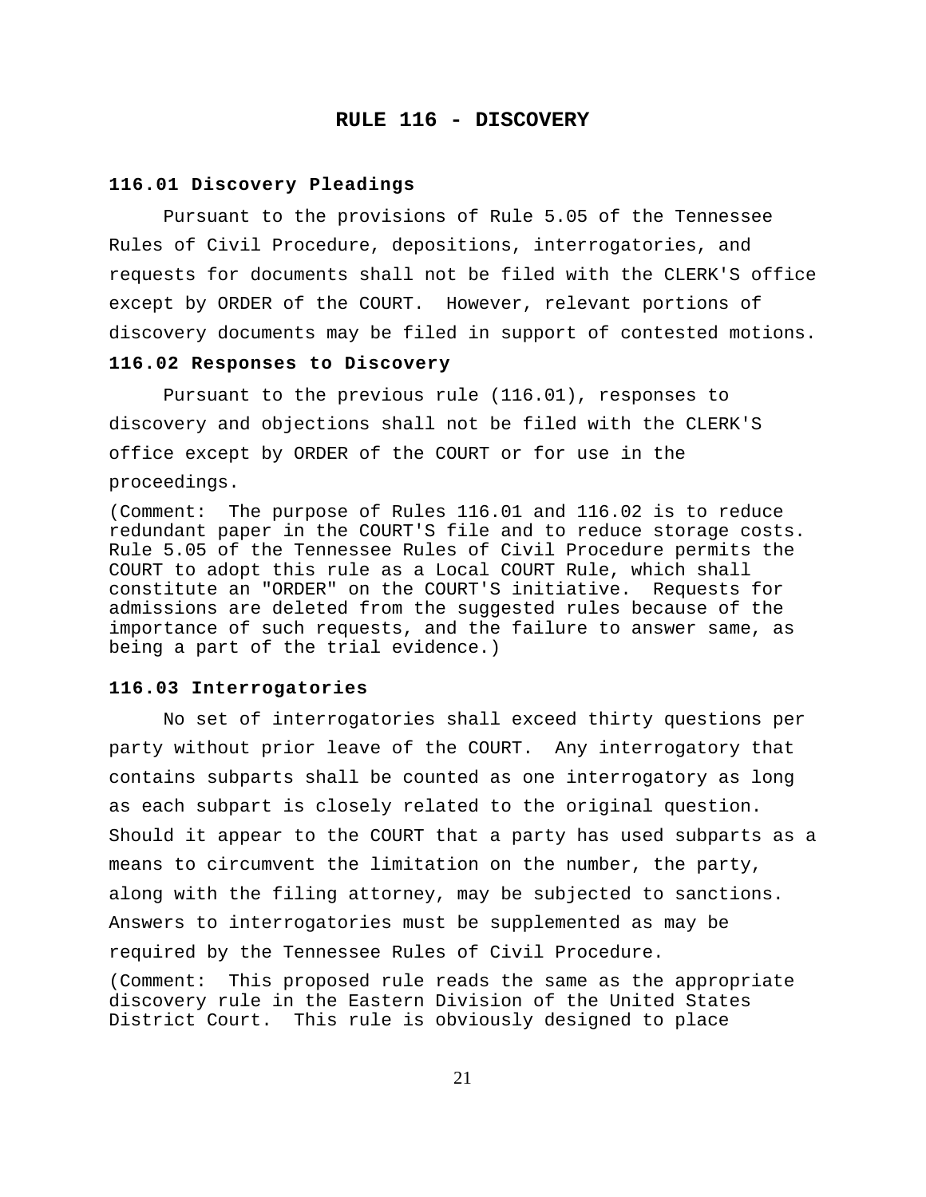# RULE 116 - DISCOVERY

### 116.01 Discovery Pleadings

Pursuant to the provisions of Rule 5.05 of the Tennessee Rules of Civil Procedure, depositions, interrogatories, and requests for documents shall not be filed with the CLERK'S office except by ORDER of the COURT. However, relevant portions of discovery documents may be filed in support of contested motions.

### 116.02 Responses to Discovery

Pursuant to the previous rule (116.01), responses to discovery and objections shall not be filed with the CLERK'S office except by ORDER of the COURT or for use in the proceedings.

(Comment: The purpose of Rules 116.01 and 116.02 is to reduce redundant paper in the COURT'S file and to reduce storage costs. Rule 5.05 of the Tennessee Rules of Civil Procedure permits the COURT to adopt this rule as a Local COURT Rule, which shall constitute an "ORDER" on the COURT'S initiative. Requests for admissions are deleted from the suggested rules because of the importance of such requests, and the failure to answer same, as being a part of the trial evidence.)

### 116.03 Interrogatories

No set of interrogatories shall exceed thirty questions per party without prior leave of the COURT. Any interrogatory that contains subparts shall be counted as one interrogatory as long as each subpart is closely related to the original question. Should it appear to the COURT that a party has used subparts as a means to circumvent the limitation on the number, the party, along with the filing attorney, may be subjected to sanctions. Answers to interrogatories must be supplemented as may be required by the Tennessee Rules of Civil Procedure.

(Comment: This proposed rule reads the same as the appropriate discovery rule in the Eastern Division of the United States District Court. This rule is obviously designed to place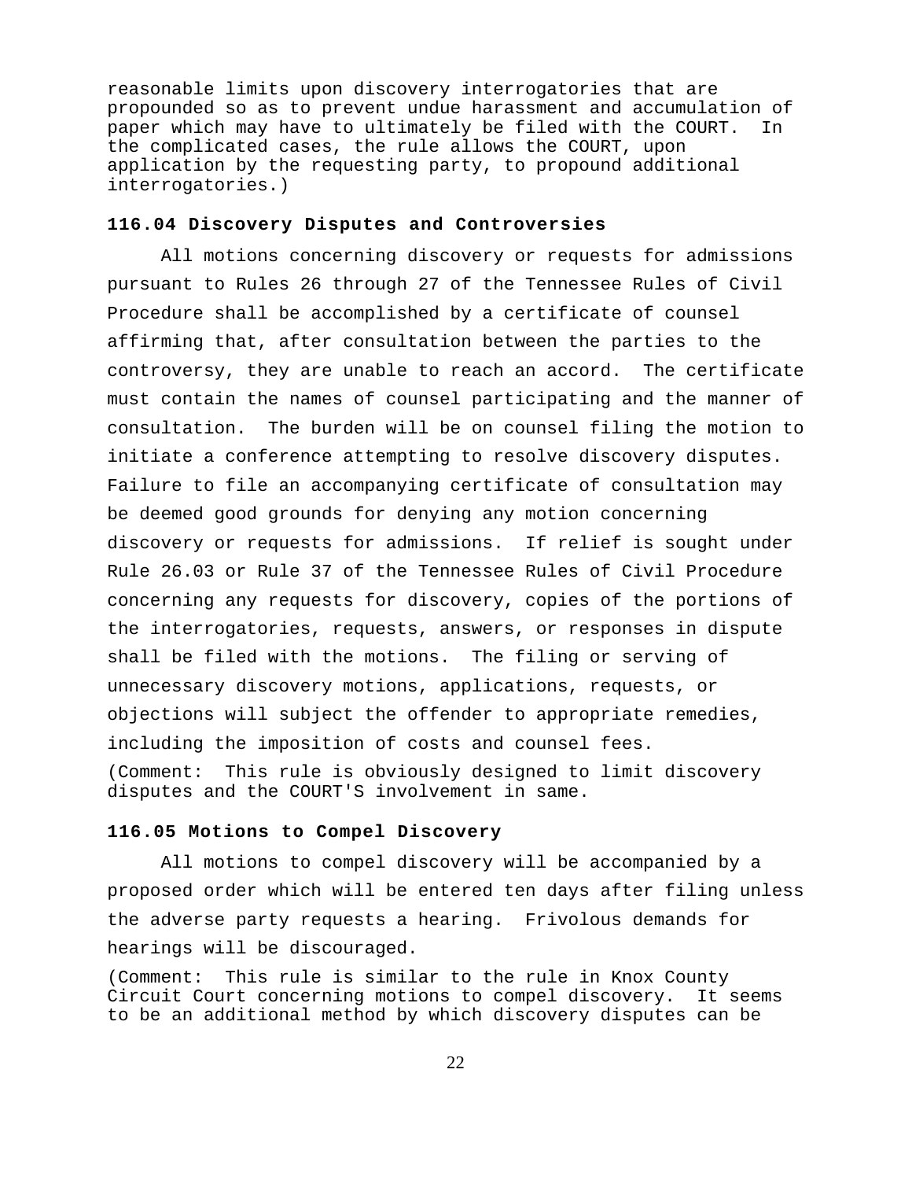reasonable limits upon discovery interrogatories that are propounded so as to prevent undue harassment and accumulation of paper which may have to ultimately be filed with the COURT. In the complicated cases, the rule allows the COURT, upon application by the requesting party, to propound additional interrogatories.)

**116.04 Discovery Disputes and Controversies**

All motions concerning discovery or requests for admissions pursuant to Rules 26 through 27 of the Tennessee Rules of Civil Procedure shall be accomplished by a certificate of counsel affirming that, after consultation between the parties to the controversy, they are unable to reach an accord. The certificate must contain the names of counsel participating and the manner of consultation. The burden will be on counsel filing the motion to initiate a conference attempting to resolve discovery disputes. Failure to file an accompanying certificate of consultation may be deemed good grounds for denying any motion concerning discovery or requests for admissions. If relief is sought under Rule 26.03 or Rule 37 of the Tennessee Rules of Civil Procedure concerning any requests for discovery, copies of the portions of the interrogatories, requests, answers, or responses in dispute shall be filed with the motions. The filing or serving of unnecessary discovery motions, applications, requests, or objections will subject the offender to appropriate remedies, including the imposition of costs and counsel fees.

(Comment: This rule is obviously designed to limit discovery disputes and the COURT'S involvement in same.

**116.05 Motions to Compel Discovery**

All motions to compel discovery will be accompanied by a proposed order which will be entered ten days after filing unless the adverse party requests a hearing. Frivolous demands for hearings will be discouraged.

(Comment: This rule is similar to the rule in Knox County Circuit Court concerning motions to compel discovery. It seems to be an additional method by which discovery disputes can be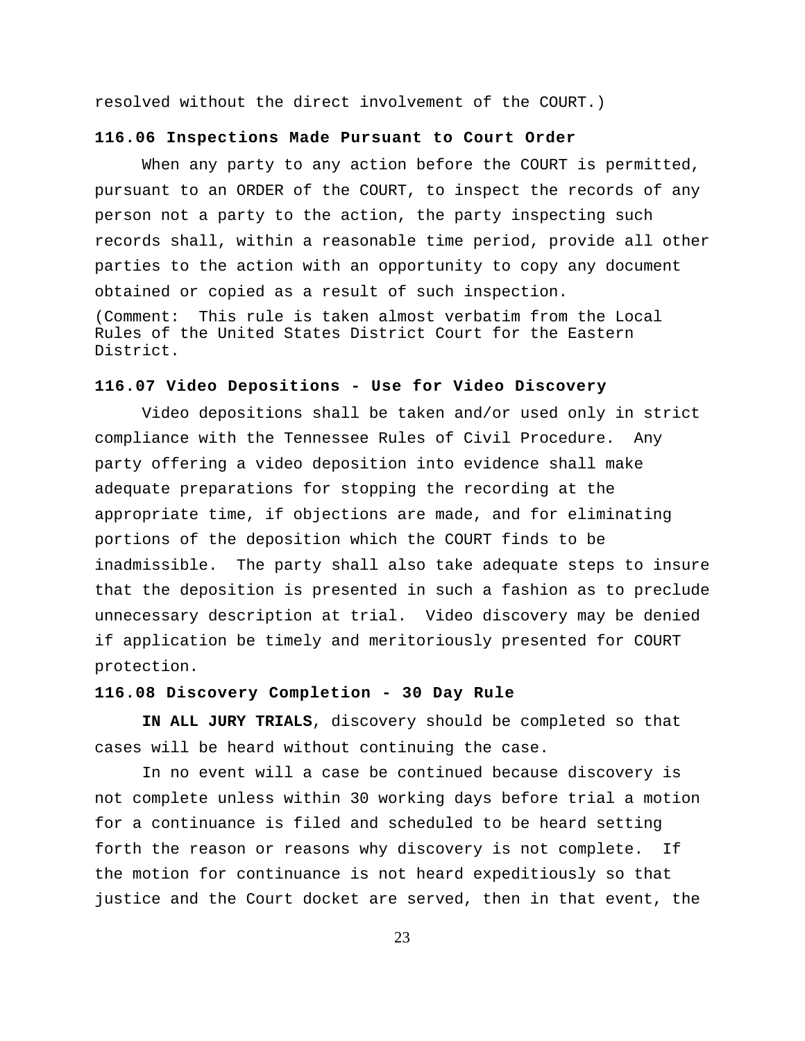resolved without the direct involvement of the COURT.)

**116.06 Inspections Made Pursuant to Court Order**

When any party to any action before the COURT is permitted, pursuant to an ORDER of the COURT, to inspect the records of any person not a party to the action, the party inspecting such records shall, within a reasonable time period, provide all other parties to the action with an opportunity to copy any document obtained or copied as a result of such inspection.

(Comment: This rule is taken almost verbatim from the Local Rules of the United States District Court for the Eastern District.

**116.07 Video Depositions - Use for Video Discovery**

Video depositions shall be taken and/or used only in strict compliance with the Tennessee Rules of Civil Procedure. Any party offering a video deposition into evidence shall make adequate preparations for stopping the recording at the appropriate time, if objections are made, and for eliminating portions of the deposition which the COURT finds to be inadmissible. The party shall also take adequate steps to insure that the deposition is presented in such a fashion as to preclude unnecessary description at trial. Video discovery may be denied if application be timely and meritoriously presented for COURT protection.

**116.08 Discovery Completion - 30 Day Rule**

**IN ALL JURY TRIALS**, discovery should be completed so that cases will be heard without continuing the case.

In no event will a case be continued because discovery is not complete unless within 30 working days before trial a motion for a continuance is filed and scheduled to be heard setting forth the reason or reasons why discovery is not complete. If the motion for continuance is not heard expeditiously so that justice and the Court docket are served, then in that event, the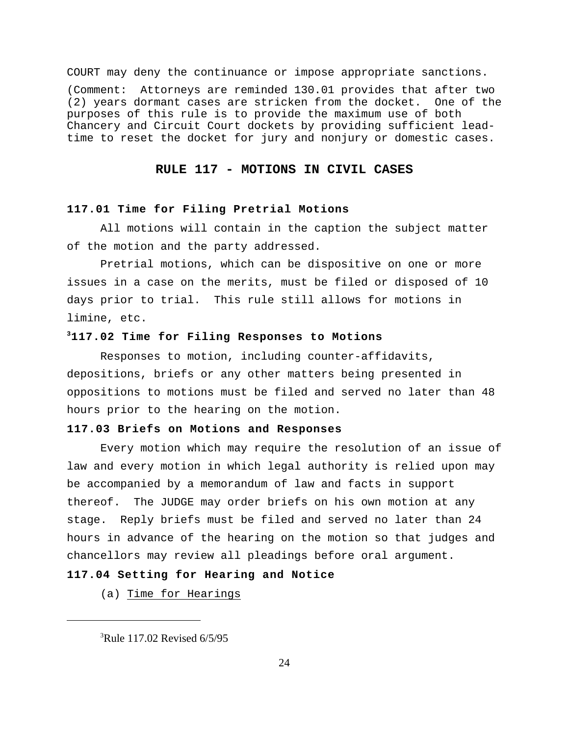COURT may deny the continuance or impose appropriate sanctions.

(Comment: Attorneys are reminded 130.01 provides that after two (2) years dormant cases are stricken from the docket. One of the purposes of this rule is to provide the maximum use of both Chancery and Circuit Court dockets by providing sufficient lead-time to reset the docket for jury and nonjury or domestic cases.

## RULE 117 - MOTIONS IN CIVIL CASES

### 117.01 Time for Filing Pretrial Motions

All motions will contain in the caption the subject matter of the motion and the party addressed.

Pretrial motions, which can be dispositive on one or more issues in a case on the merits, must be filed or disposed of 10 days prior to trial. This rule still allows for motions in limine, etc.

### [3]117.02 Time for Filing Responses to Motions

Responses to motion, including counter-affidavits, depositions, briefs or any other matters being presented in oppositions to motions must be filed and served no later than 48 hours prior to the hearing on the motion.

### 117.03 Briefs on Motions and Responses

Every motion which may require the resolution of an issue of law and every motion in which legal authority is relied upon may be accompanied by a memorandum of law and facts in support thereof. The JUDGE may order briefs on his own motion at any stage. Reply briefs must be filed and served no later than 24 hours in advance of the hearing on the motion so that judges and chancellors may review all pleadings before oral argument.

### 117.04 Setting for Hearing and Notice

(a) Time for Hearings

---

[3]Rule 117.02 Revised 6/5/95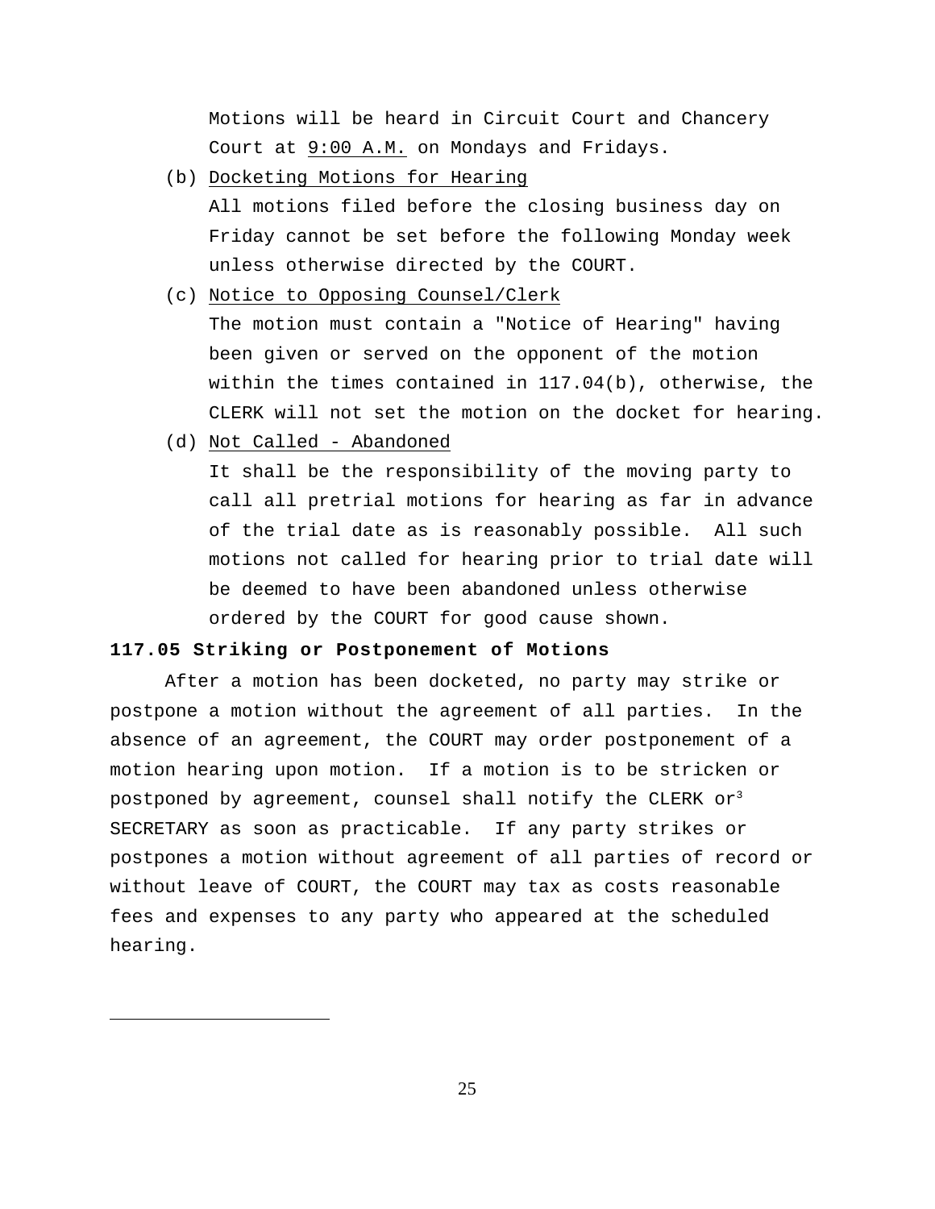Motions will be heard in Circuit Court and Chancery Court at 9:00 A.M. on Mondays and Fridays.

(b) Docketing Motions for Hearing

All motions filed before the closing business day on Friday cannot be set before the following Monday week unless otherwise directed by the COURT.

(c) Notice to Opposing Counsel/Clerk

The motion must contain a "Notice of Hearing" having been given or served on the opponent of the motion within the times contained in 117.04(b), otherwise, the CLERK will not set the motion on the docket for hearing.

(d) Not Called - Abandoned

It shall be the responsibility of the moving party to call all pretrial motions for hearing as far in advance of the trial date as is reasonably possible. All such motions not called for hearing prior to trial date will be deemed to have been abandoned unless otherwise ordered by the COURT for good cause shown.

**117.05 Striking or Postponement of Motions**

After a motion has been docketed, no party may strike or postpone a motion without the agreement of all parties. In the absence of an agreement, the COURT may order postponement of a motion hearing upon motion. If a motion is to be stricken or postponed by agreement, counsel shall notify the CLERK or[3] SECRETARY as soon as practicable. If any party strikes or postpones a motion without agreement of all parties of record or without leave of COURT, the COURT may tax as costs reasonable fees and expenses to any party who appeared at the scheduled hearing.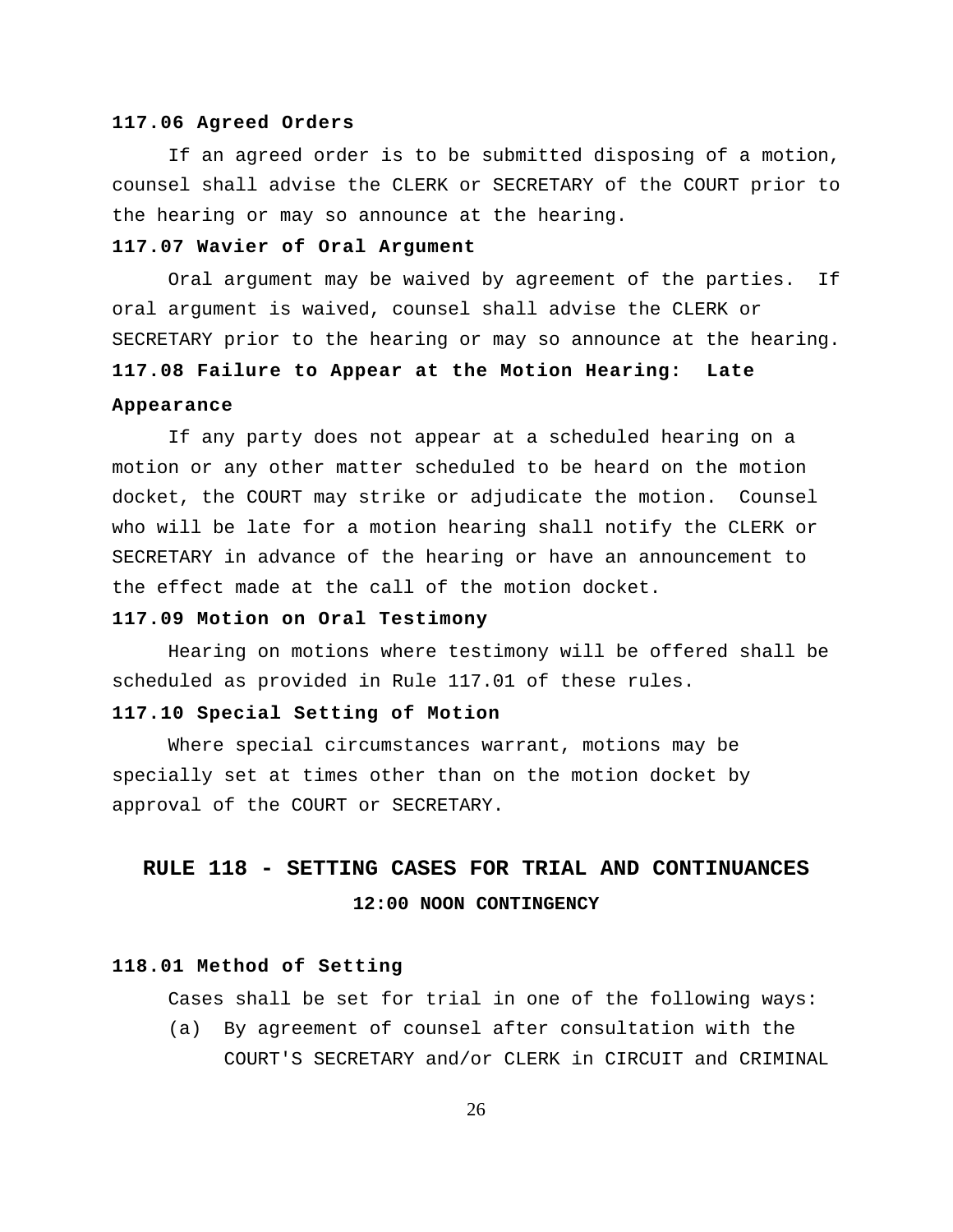**117.06 Agreed Orders**

If an agreed order is to be submitted disposing of a motion, counsel shall advise the CLERK or SECRETARY of the COURT prior to the hearing or may so announce at the hearing.

**117.07 Wavier of Oral Argument**

Oral argument may be waived by agreement of the parties. If oral argument is waived, counsel shall advise the CLERK or SECRETARY prior to the hearing or may so announce at the hearing.

**117.08 Failure to Appear at the Motion Hearing: Late Appearance**

If any party does not appear at a scheduled hearing on a motion or any other matter scheduled to be heard on the motion docket, the COURT may strike or adjudicate the motion. Counsel who will be late for a motion hearing shall notify the CLERK or SECRETARY in advance of the hearing or have an announcement to the effect made at the call of the motion docket.

**117.09 Motion on Oral Testimony**

Hearing on motions where testimony will be offered shall be scheduled as provided in Rule 117.01 of these rules.

**117.10 Special Setting of Motion**

Where special circumstances warrant, motions may be specially set at times other than on the motion docket by approval of the COURT or SECRETARY.

## RULE 118 - SETTING CASES FOR TRIAL AND CONTINUANCES

### 12:00 NOON CONTINGENCY

**118.01 Method of Setting**

Cases shall be set for trial in one of the following ways:

(a) By agreement of counsel after consultation with the COURT'S SECRETARY and/or CLERK in CIRCUIT and CRIMINAL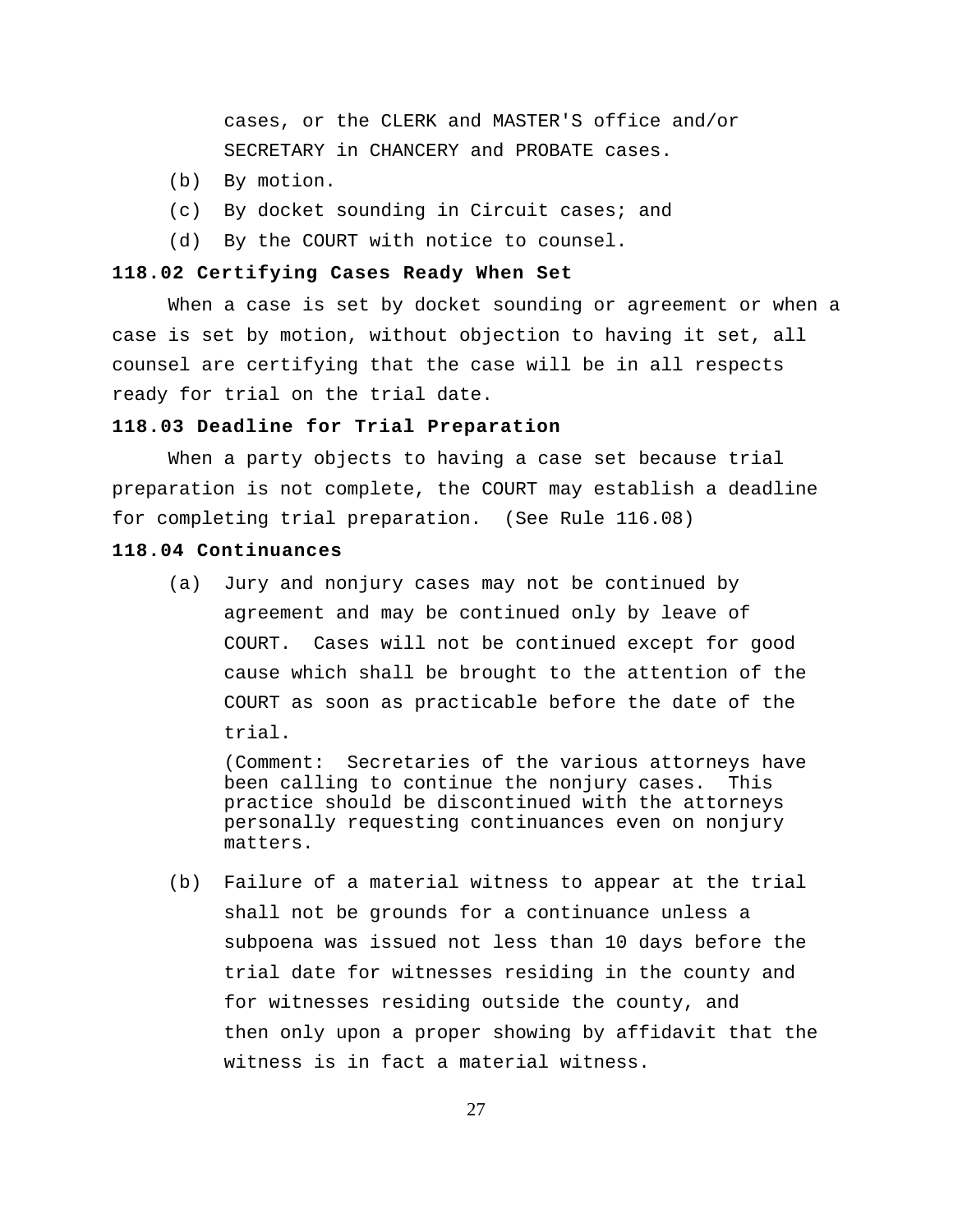cases, or the CLERK and MASTER'S office and/or SECRETARY in CHANCERY and PROBATE cases.

(b) By motion.

(c) By docket sounding in Circuit cases; and

(d) By the COURT with notice to counsel.

**118.02 Certifying Cases Ready When Set**

When a case is set by docket sounding or agreement or when a case is set by motion, without objection to having it set, all counsel are certifying that the case will be in all respects ready for trial on the trial date.

**118.03 Deadline for Trial Preparation**

When a party objects to having a case set because trial preparation is not complete, the COURT may establish a deadline for completing trial preparation. (See Rule 116.08)

**118.04 Continuances**

(a) Jury and nonjury cases may not be continued by agreement and may be continued only by leave of COURT. Cases will not be continued except for good cause which shall be brought to the attention of the COURT as soon as practicable before the date of the trial.

(Comment: Secretaries of the various attorneys have been calling to continue the nonjury cases. This practice should be discontinued with the attorneys personally requesting continuances even on nonjury matters.

(b) Failure of a material witness to appear at the trial shall not be grounds for a continuance unless a subpoena was issued not less than 10 days before the trial date for witnesses residing in the county and for witnesses residing outside the county, and then only upon a proper showing by affidavit that the witness is in fact a material witness.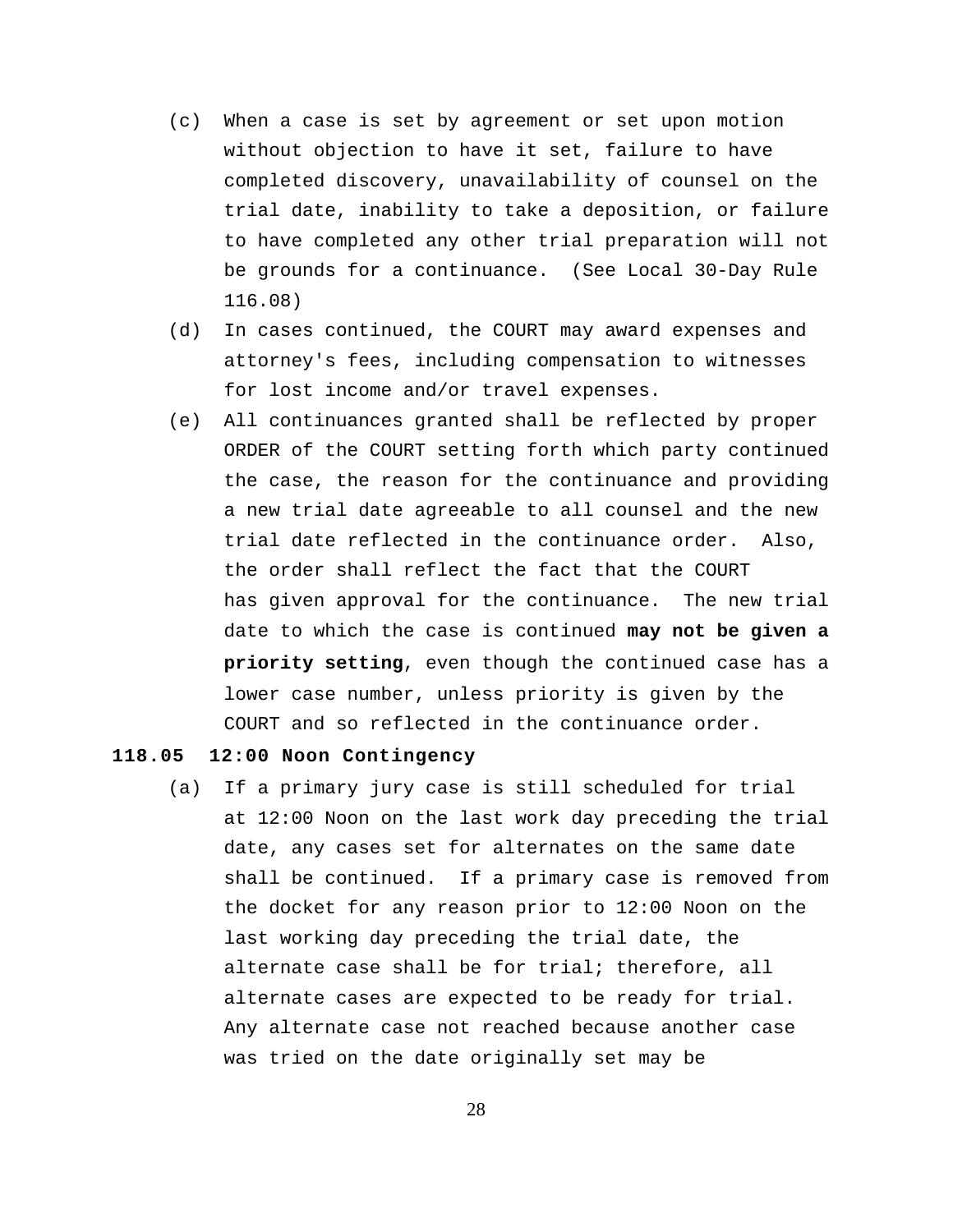(c) When a case is set by agreement or set upon motion without objection to have it set, failure to have completed discovery, unavailability of counsel on the trial date, inability to take a deposition, or failure to have completed any other trial preparation will not be grounds for a continuance. (See Local 30-Day Rule 116.08)

(d) In cases continued, the COURT may award expenses and attorney's fees, including compensation to witnesses for lost income and/or travel expenses.

(e) All continuances granted shall be reflected by proper ORDER of the COURT setting forth which party continued the case, the reason for the continuance and providing a new trial date agreeable to all counsel and the new trial date reflected in the continuance order. Also, the order shall reflect the fact that the COURT has given approval for the continuance. The new trial date to which the case is continued **may not be given a priority setting**, even though the continued case has a lower case number, unless priority is given by the COURT and so reflected in the continuance order.

**118.05 12:00 Noon Contingency**

(a) If a primary jury case is still scheduled for trial at 12:00 Noon on the last work day preceding the trial date, any cases set for alternates on the same date shall be continued. If a primary case is removed from the docket for any reason prior to 12:00 Noon on the last working day preceding the trial date, the alternate case shall be for trial; therefore, all alternate cases are expected to be ready for trial. Any alternate case not reached because another case was tried on the date originally set may be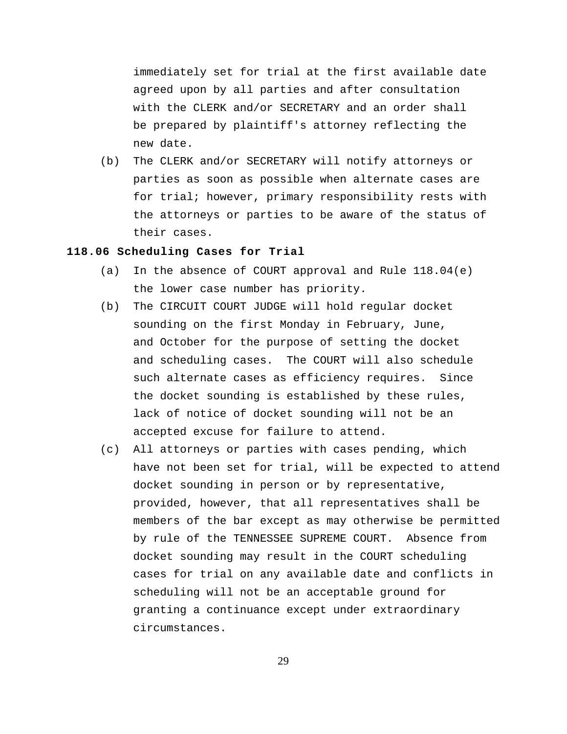immediately set for trial at the first available date agreed upon by all parties and after consultation with the CLERK and/or SECRETARY and an order shall be prepared by plaintiff's attorney reflecting the new date.

(b) The CLERK and/or SECRETARY will notify attorneys or parties as soon as possible when alternate cases are for trial; however, primary responsibility rests with the attorneys or parties to be aware of the status of their cases.

**118.06 Scheduling Cases for Trial**

(a) In the absence of COURT approval and Rule 118.04(e) the lower case number has priority.

(b) The CIRCUIT COURT JUDGE will hold regular docket sounding on the first Monday in February, June, and October for the purpose of setting the docket and scheduling cases. The COURT will also schedule such alternate cases as efficiency requires. Since the docket sounding is established by these rules, lack of notice of docket sounding will not be an accepted excuse for failure to attend.

(c) All attorneys or parties with cases pending, which have not been set for trial, will be expected to attend docket sounding in person or by representative, provided, however, that all representatives shall be members of the bar except as may otherwise be permitted by rule of the TENNESSEE SUPREME COURT. Absence from docket sounding may result in the COURT scheduling cases for trial on any available date and conflicts in scheduling will not be an acceptable ground for granting a continuance except under extraordinary circumstances.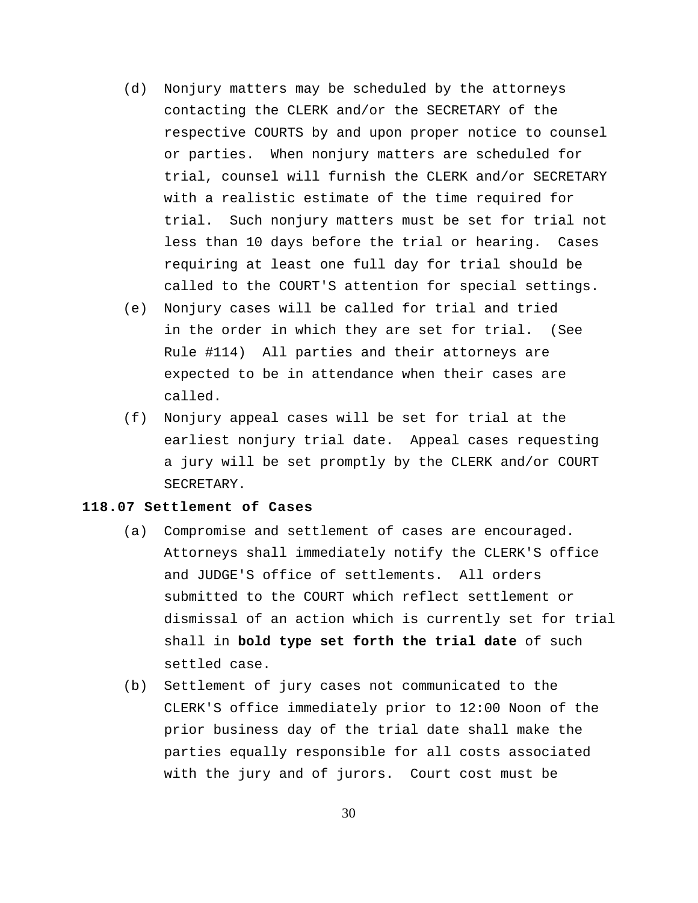(d) Nonjury matters may be scheduled by the attorneys contacting the CLERK and/or the SECRETARY of the respective COURTS by and upon proper notice to counsel or parties. When nonjury matters are scheduled for trial, counsel will furnish the CLERK and/or SECRETARY with a realistic estimate of the time required for trial. Such nonjury matters must be set for trial not less than 10 days before the trial or hearing. Cases requiring at least one full day for trial should be called to the COURT'S attention for special settings.

(e) Nonjury cases will be called for trial and tried in the order in which they are set for trial. (See Rule #114) All parties and their attorneys are expected to be in attendance when their cases are called.

(f) Nonjury appeal cases will be set for trial at the earliest nonjury trial date. Appeal cases requesting a jury will be set promptly by the CLERK and/or COURT SECRETARY.

**118.07 Settlement of Cases**

(a) Compromise and settlement of cases are encouraged. Attorneys shall immediately notify the CLERK'S office and JUDGE'S office of settlements. All orders submitted to the COURT which reflect settlement or dismissal of an action which is currently set for trial shall in **bold type set forth the trial date** of such settled case.

(b) Settlement of jury cases not communicated to the CLERK'S office immediately prior to 12:00 Noon of the prior business day of the trial date shall make the parties equally responsible for all costs associated with the jury and of jurors. Court cost must be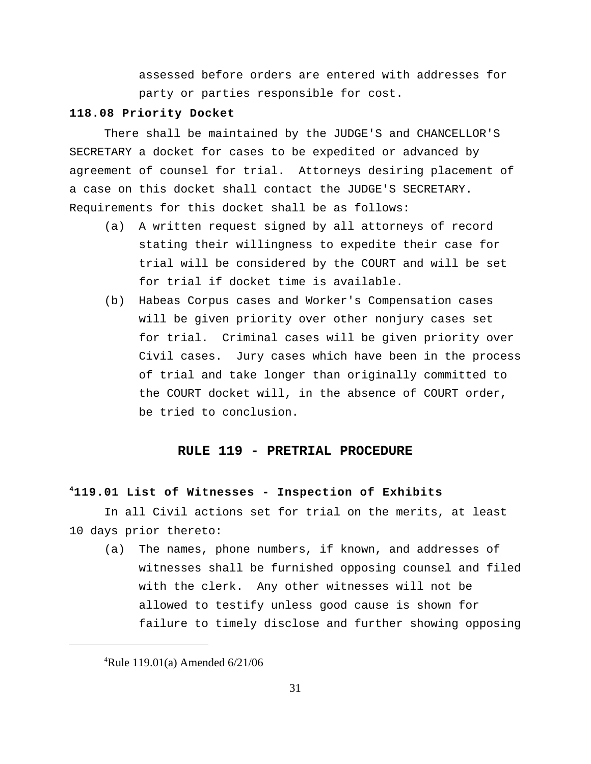assessed before orders are entered with addresses for party or parties responsible for cost.

**118.08 Priority Docket**

There shall be maintained by the JUDGE'S and CHANCELLOR'S SECRETARY a docket for cases to be expedited or advanced by agreement of counsel for trial. Attorneys desiring placement of a case on this docket shall contact the JUDGE'S SECRETARY. Requirements for this docket shall be as follows:

(a) A written request signed by all attorneys of record stating their willingness to expedite their case for trial will be considered by the COURT and will be set for trial if docket time is available.

(b) Habeas Corpus cases and Worker's Compensation cases will be given priority over other nonjury cases set for trial. Criminal cases will be given priority over Civil cases. Jury cases which have been in the process of trial and take longer than originally committed to the COURT docket will, in the absence of COURT order, be tried to conclusion.

## RULE 119 - PRETRIAL PROCEDURE

**[4]119.01 List of Witnesses - Inspection of Exhibits**

In all Civil actions set for trial on the merits, at least 10 days prior thereto:

(a) The names, phone numbers, if known, and addresses of witnesses shall be furnished opposing counsel and filed with the clerk. Any other witnesses will not be allowed to testify unless good cause is shown for failure to timely disclose and further showing opposing

[4]Rule 119.01(a) Amended 6/21/06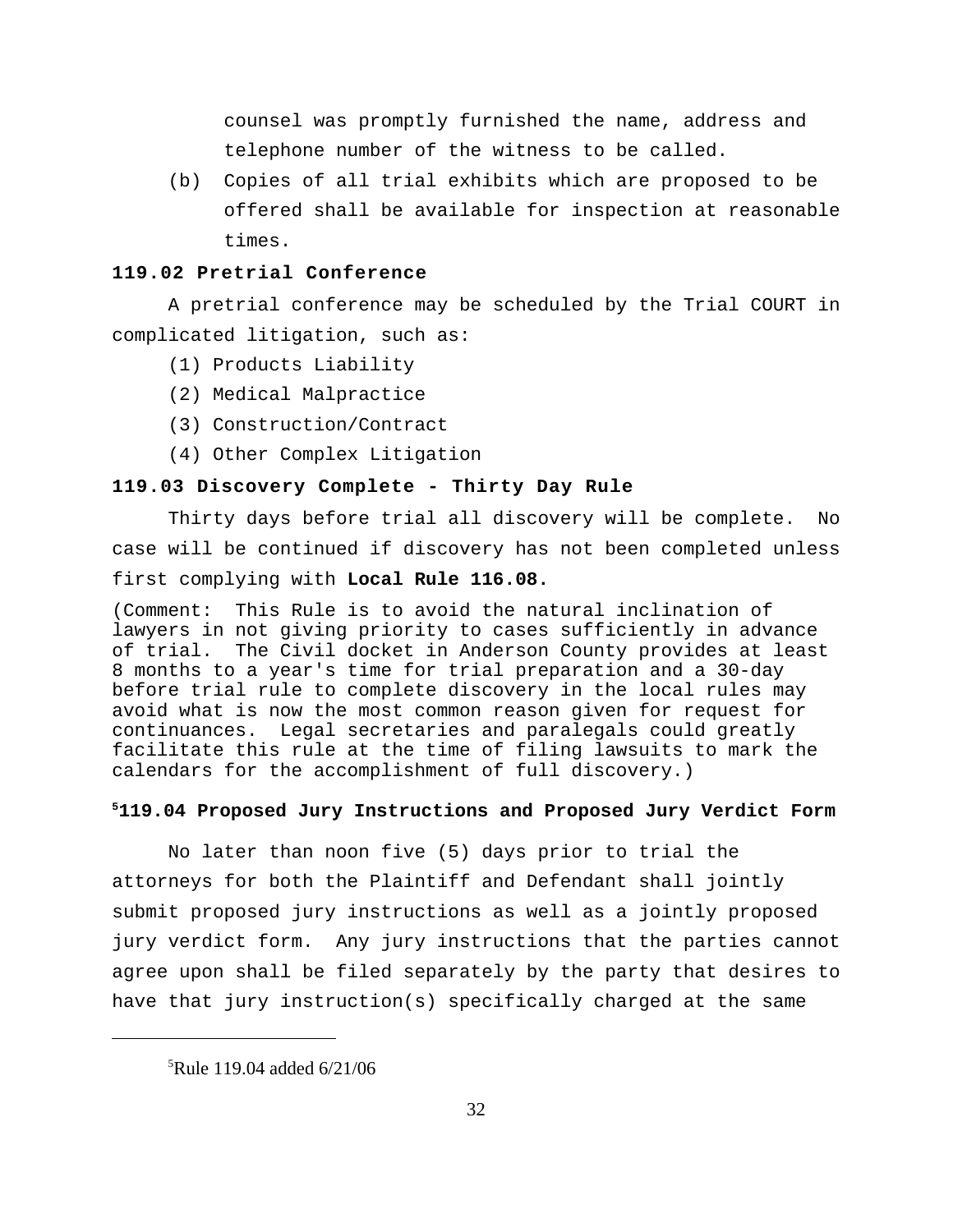counsel was promptly furnished the name, address and telephone number of the witness to be called.

(b) Copies of all trial exhibits which are proposed to be offered shall be available for inspection at reasonable times.

**119.02 Pretrial Conference**

A pretrial conference may be scheduled by the Trial COURT in complicated litigation, such as:

(1) Products Liability

(2) Medical Malpractice

(3) Construction/Contract

(4) Other Complex Litigation

**119.03 Discovery Complete - Thirty Day Rule**

Thirty days before trial all discovery will be complete. No case will be continued if discovery has not been completed unless first complying with **Local Rule 116.08.**

(Comment: This Rule is to avoid the natural inclination of lawyers in not giving priority to cases sufficiently in advance of trial. The Civil docket in Anderson County provides at least 8 months to a year's time for trial preparation and a 30-day before trial rule to complete discovery in the local rules may avoid what is now the most common reason given for request for continuances. Legal secretaries and paralegals could greatly facilitate this rule at the time of filing lawsuits to mark the calendars for the accomplishment of full discovery.)

**[5]119.04 Proposed Jury Instructions and Proposed Jury Verdict Form**

No later than noon five (5) days prior to trial the attorneys for both the Plaintiff and Defendant shall jointly submit proposed jury instructions as well as a jointly proposed jury verdict form. Any jury instructions that the parties cannot agree upon shall be filed separately by the party that desires to have that jury instruction(s) specifically charged at the same

---

[5]Rule 119.04 added 6/21/06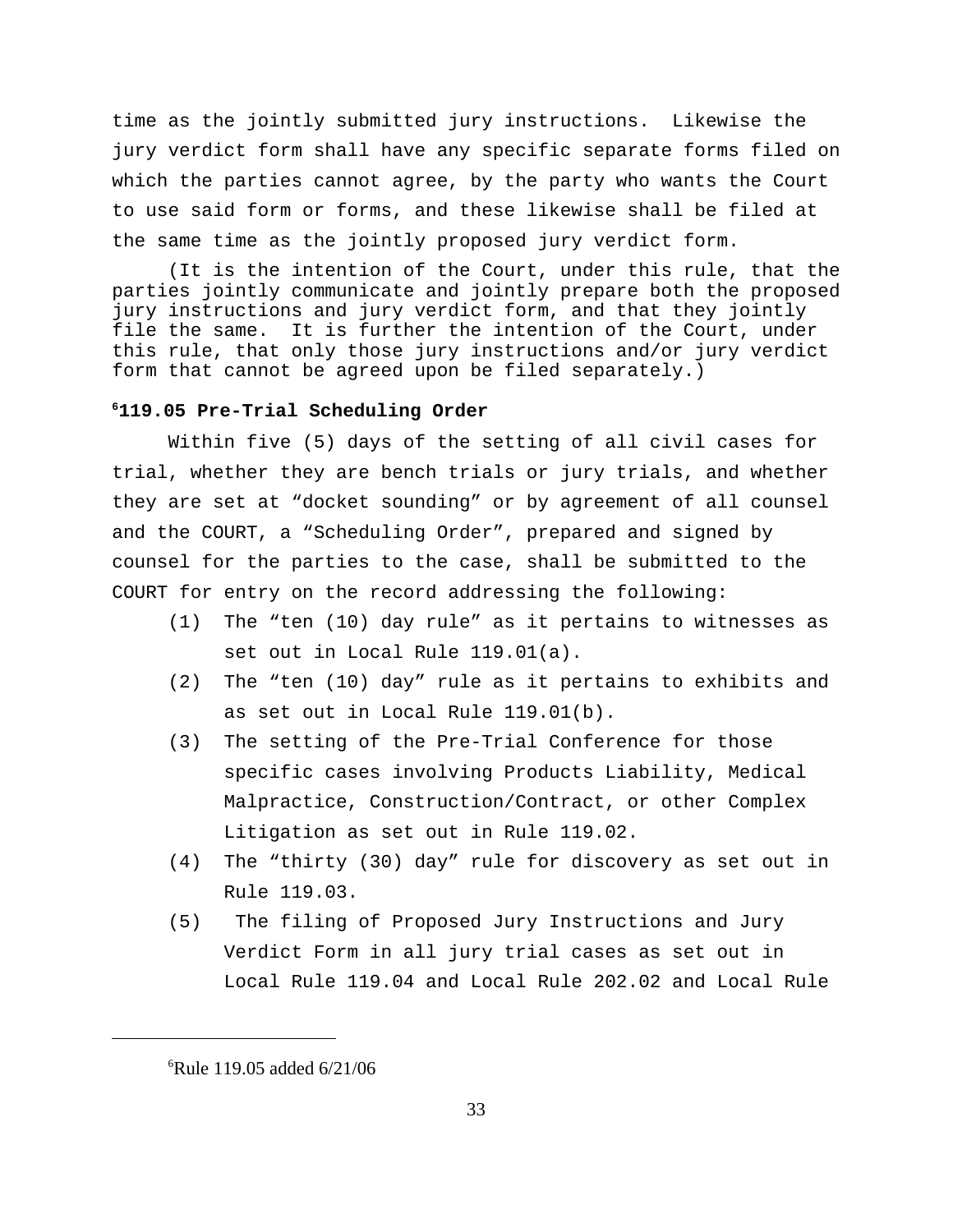time as the jointly submitted jury instructions. Likewise the jury verdict form shall have any specific separate forms filed on which the parties cannot agree, by the party who wants the Court to use said form or forms, and these likewise shall be filed at the same time as the jointly proposed jury verdict form.

(It is the intention of the Court, under this rule, that the parties jointly communicate and jointly prepare both the proposed jury instructions and jury verdict form, and that they jointly file the same. It is further the intention of the Court, under this rule, that only those jury instructions and/or jury verdict form that cannot be agreed upon be filed separately.)

**[6]119.05 Pre-Trial Scheduling Order**

Within five (5) days of the setting of all civil cases for trial, whether they are bench trials or jury trials, and whether they are set at "docket sounding" or by agreement of all counsel and the COURT, a "Scheduling Order", prepared and signed by counsel for the parties to the case, shall be submitted to the COURT for entry on the record addressing the following:

(1) The "ten (10) day rule" as it pertains to witnesses as set out in Local Rule 119.01(a).

(2) The "ten (10) day" rule as it pertains to exhibits and as set out in Local Rule 119.01(b).

(3) The setting of the Pre-Trial Conference for those specific cases involving Products Liability, Medical Malpractice, Construction/Contract, or other Complex Litigation as set out in Rule 119.02.

(4) The "thirty (30) day" rule for discovery as set out in Rule 119.03.

(5) The filing of Proposed Jury Instructions and Jury Verdict Form in all jury trial cases as set out in Local Rule 119.04 and Local Rule 202.02 and Local Rule

---

[6]Rule 119.05 added 6/21/06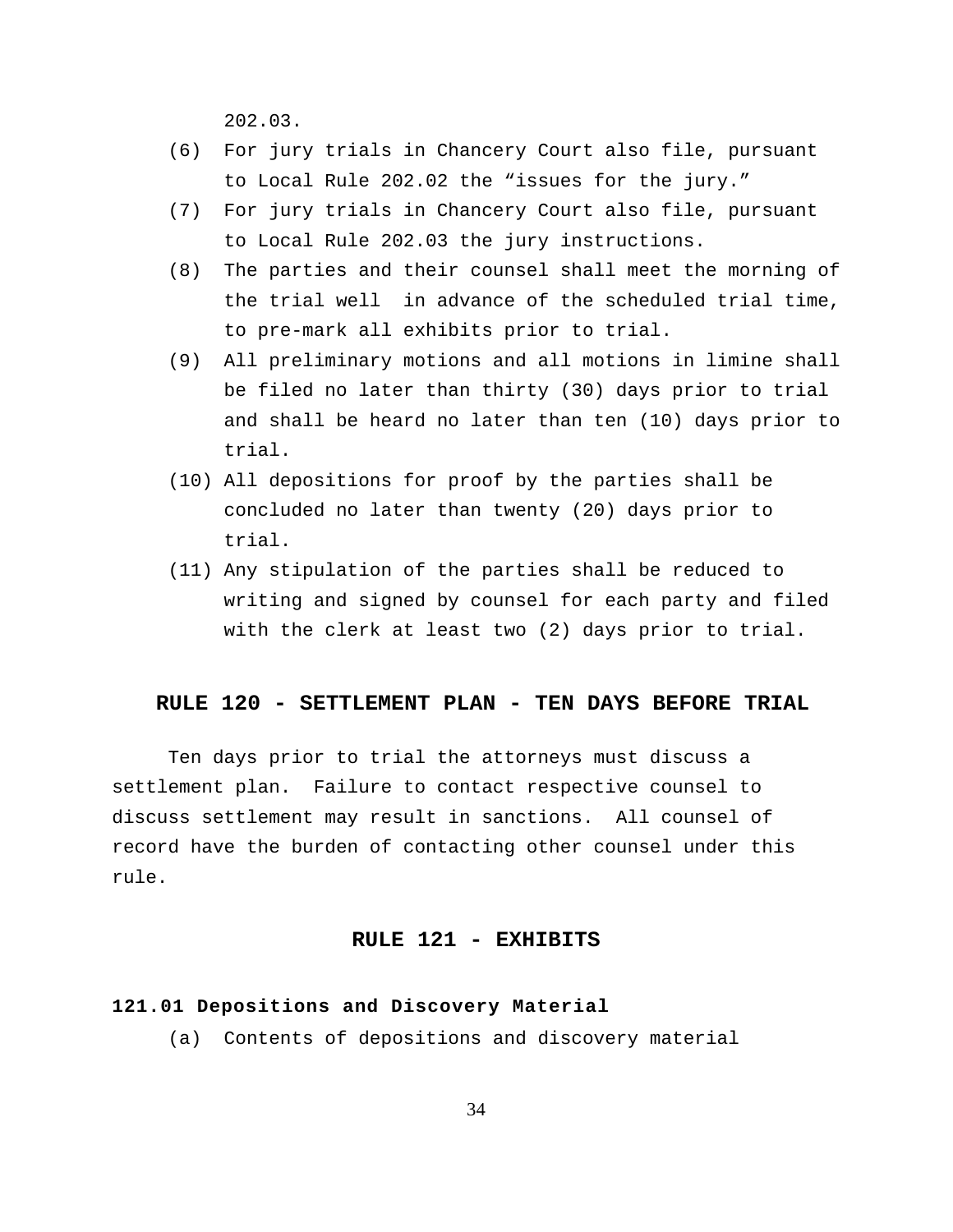202.03.

(6) For jury trials in Chancery Court also file, pursuant to Local Rule 202.02 the "issues for the jury."

(7) For jury trials in Chancery Court also file, pursuant to Local Rule 202.03 the jury instructions.

(8) The parties and their counsel shall meet the morning of the trial well in advance of the scheduled trial time, to pre-mark all exhibits prior to trial.

(9) All preliminary motions and all motions in limine shall be filed no later than thirty (30) days prior to trial and shall be heard no later than ten (10) days prior to trial.

(10) All depositions for proof by the parties shall be concluded no later than twenty (20) days prior to trial.

(11) Any stipulation of the parties shall be reduced to writing and signed by counsel for each party and filed with the clerk at least two (2) days prior to trial.

## RULE 120 - SETTLEMENT PLAN - TEN DAYS BEFORE TRIAL

Ten days prior to trial the attorneys must discuss a settlement plan. Failure to contact respective counsel to discuss settlement may result in sanctions. All counsel of record have the burden of contacting other counsel under this rule.

## RULE 121 - EXHIBITS

### 121.01 Depositions and Discovery Material

(a) Contents of depositions and discovery material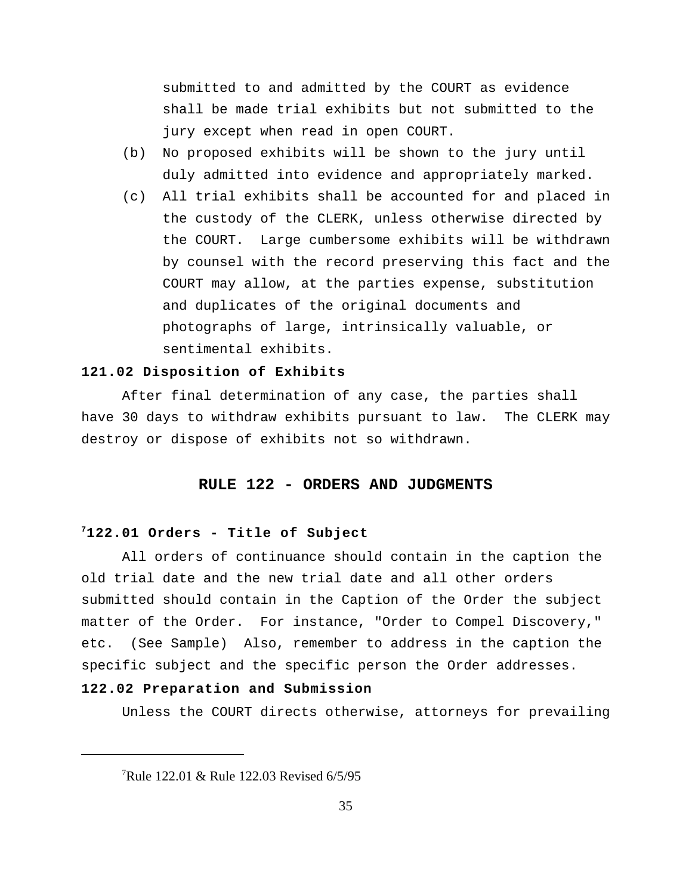submitted to and admitted by the COURT as evidence shall be made trial exhibits but not submitted to the jury except when read in open COURT.

(b) No proposed exhibits will be shown to the jury until duly admitted into evidence and appropriately marked.

(c) All trial exhibits shall be accounted for and placed in the custody of the CLERK, unless otherwise directed by the COURT. Large cumbersome exhibits will be withdrawn by counsel with the record preserving this fact and the COURT may allow, at the parties expense, substitution and duplicates of the original documents and photographs of large, intrinsically valuable, or sentimental exhibits.

**121.02 Disposition of Exhibits**

After final determination of any case, the parties shall have 30 days to withdraw exhibits pursuant to law. The CLERK may destroy or dispose of exhibits not so withdrawn.

## RULE 122 - ORDERS AND JUDGMENTS

**[7]122.01 Orders - Title of Subject**

All orders of continuance should contain in the caption the old trial date and the new trial date and all other orders submitted should contain in the Caption of the Order the subject matter of the Order. For instance, "Order to Compel Discovery," etc. (See Sample) Also, remember to address in the caption the specific subject and the specific person the Order addresses.

**122.02 Preparation and Submission**

Unless the COURT directs otherwise, attorneys for prevailing

---

[7]Rule 122.01 & Rule 122.03 Revised 6/5/95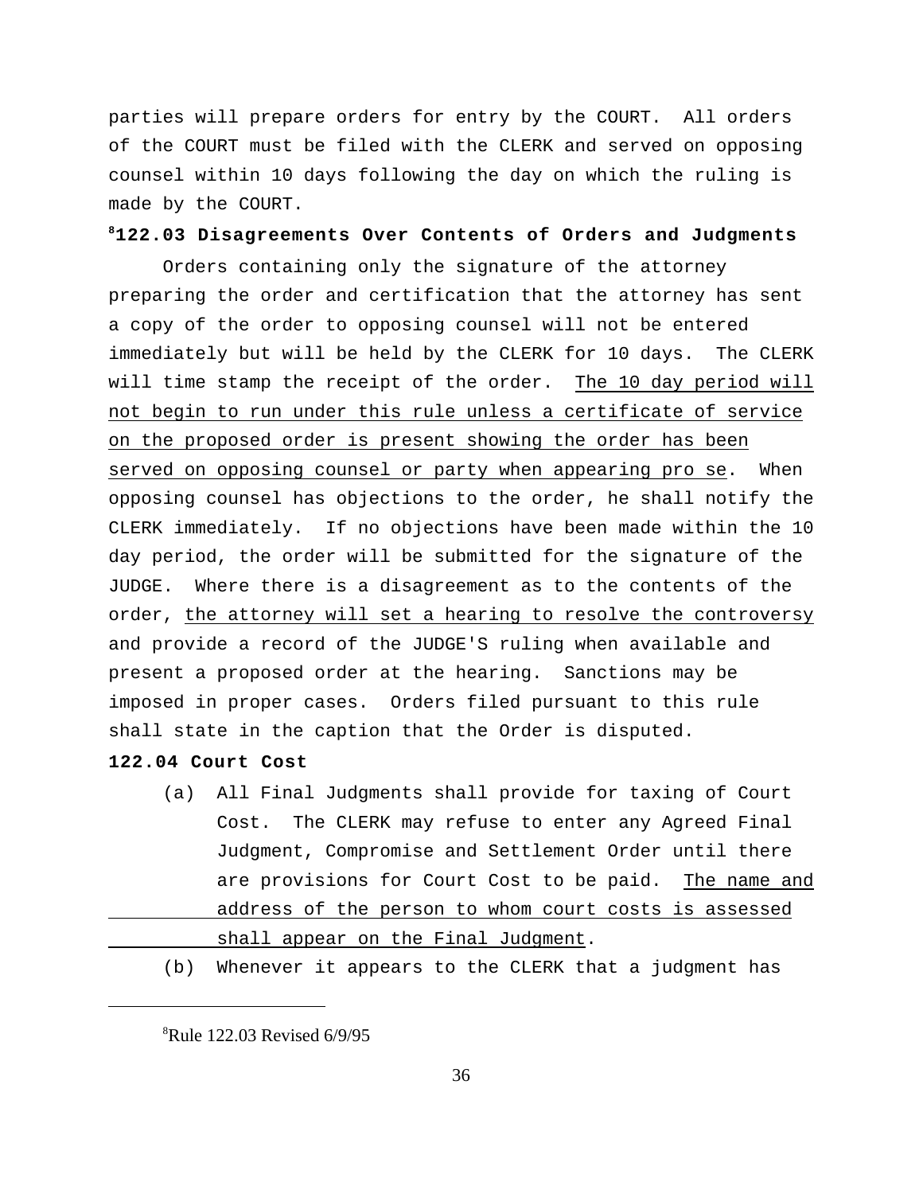parties will prepare orders for entry by the COURT. All orders of the COURT must be filed with the CLERK and served on opposing counsel within 10 days following the day on which the ruling is made by the COURT.

### [8]122.03 Disagreements Over Contents of Orders and Judgments

Orders containing only the signature of the attorney preparing the order and certification that the attorney has sent a copy of the order to opposing counsel will not be entered immediately but will be held by the CLERK for 10 days. The CLERK will time stamp the receipt of the order. <u>The 10 day period will not begin to run under this rule unless a certificate of service on the proposed order is present showing the order has been served on opposing counsel or party when appearing pro se</u>. When opposing counsel has objections to the order, he shall notify the CLERK immediately. If no objections have been made within the 10 day period, the order will be submitted for the signature of the JUDGE. Where there is a disagreement as to the contents of the order, <u>the attorney will set a hearing to resolve the controversy</u> and provide a record of the JUDGE'S ruling when available and present a proposed order at the hearing. Sanctions may be imposed in proper cases. Orders filed pursuant to this rule shall state in the caption that the Order is disputed.

### 122.04 Court Cost

(a) All Final Judgments shall provide for taxing of Court Cost. The CLERK may refuse to enter any Agreed Final Judgment, Compromise and Settlement Order until there are provisions for Court Cost to be paid. <u>The name and address of the person to whom court costs is assessed shall appear on the Final Judgment</u>.

(b) Whenever it appears to the CLERK that a judgment has

---

[8]Rule 122.03 Revised 6/9/95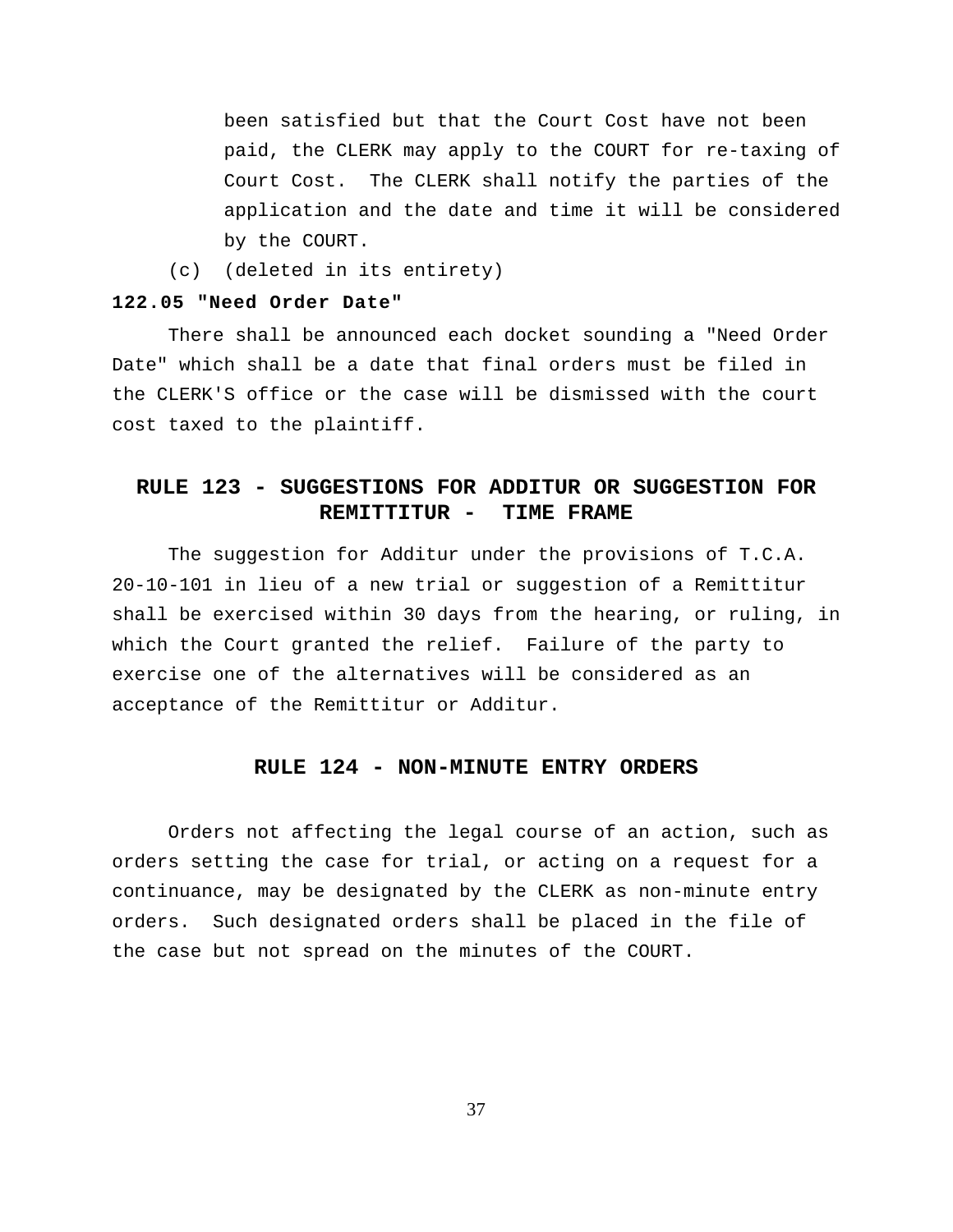been satisfied but that the Court Cost have not been paid, the CLERK may apply to the COURT for re-taxing of Court Cost. The CLERK shall notify the parties of the application and the date and time it will be considered by the COURT.

(c) (deleted in its entirety)

**122.05 "Need Order Date"**

There shall be announced each docket sounding a "Need Order Date" which shall be a date that final orders must be filed in the CLERK'S office or the case will be dismissed with the court cost taxed to the plaintiff.

## RULE 123 - SUGGESTIONS FOR ADDITUR OR SUGGESTION FOR REMITTITUR - TIME FRAME

The suggestion for Additur under the provisions of T.C.A. 20-10-101 in lieu of a new trial or suggestion of a Remittitur shall be exercised within 30 days from the hearing, or ruling, in which the Court granted the relief. Failure of the party to exercise one of the alternatives will be considered as an acceptance of the Remittitur or Additur.

## RULE 124 - NON-MINUTE ENTRY ORDERS

Orders not affecting the legal course of an action, such as orders setting the case for trial, or acting on a request for a continuance, may be designated by the CLERK as non-minute entry orders. Such designated orders shall be placed in the file of the case but not spread on the minutes of the COURT.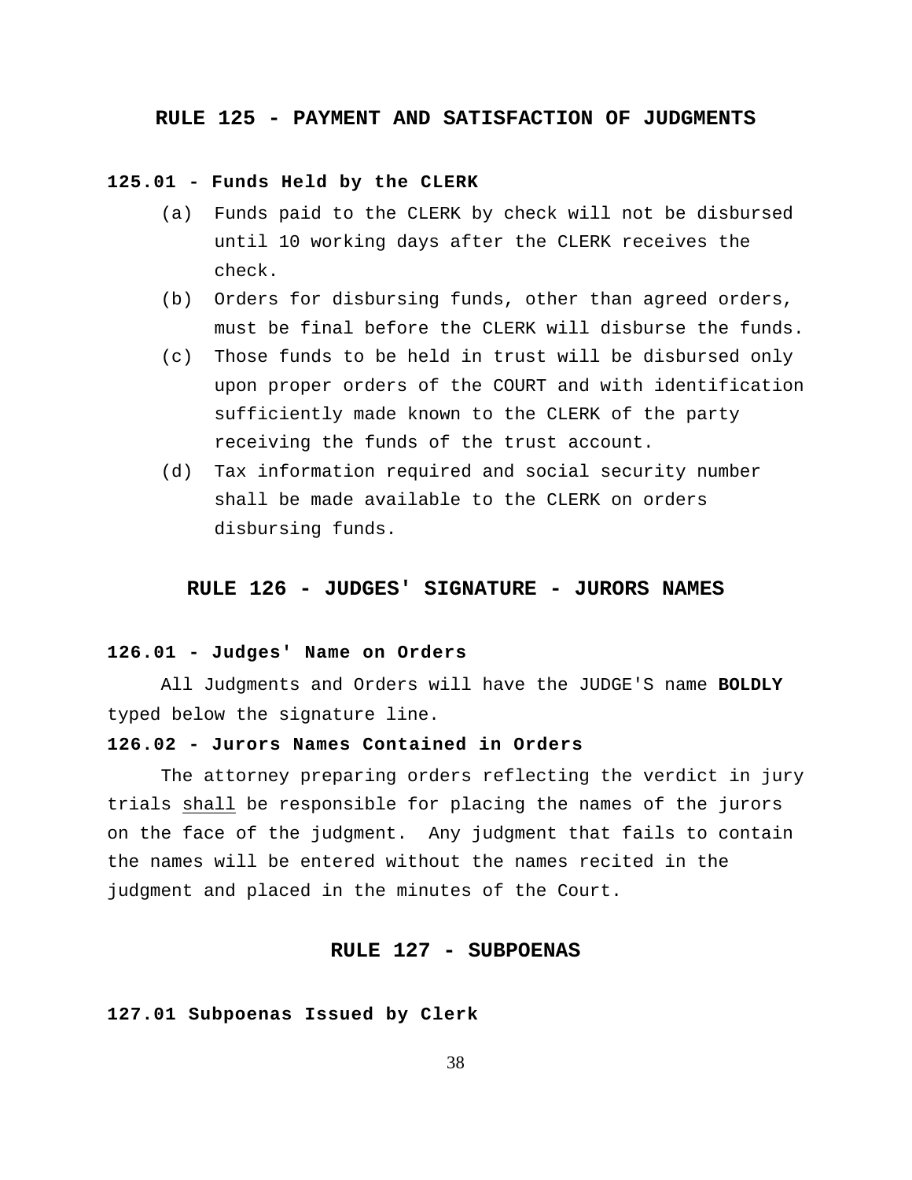## RULE 125 - PAYMENT AND SATISFACTION OF JUDGMENTS

### 125.01 - Funds Held by the CLERK

(a) Funds paid to the CLERK by check will not be disbursed until 10 working days after the CLERK receives the check.

(b) Orders for disbursing funds, other than agreed orders, must be final before the CLERK will disburse the funds.

(c) Those funds to be held in trust will be disbursed only upon proper orders of the COURT and with identification sufficiently made known to the CLERK of the party receiving the funds of the trust account.

(d) Tax information required and social security number shall be made available to the CLERK on orders disbursing funds.

## RULE 126 - JUDGES' SIGNATURE - JURORS NAMES

### 126.01 - Judges' Name on Orders

All Judgments and Orders will have the JUDGE'S name **BOLDLY** typed below the signature line.

### 126.02 - Jurors Names Contained in Orders

The attorney preparing orders reflecting the verdict in jury trials <u>shall</u> be responsible for placing the names of the jurors on the face of the judgment. Any judgment that fails to contain the names will be entered without the names recited in the judgment and placed in the minutes of the Court.

## RULE 127 - SUBPOENAS

### 127.01 Subpoenas Issued by Clerk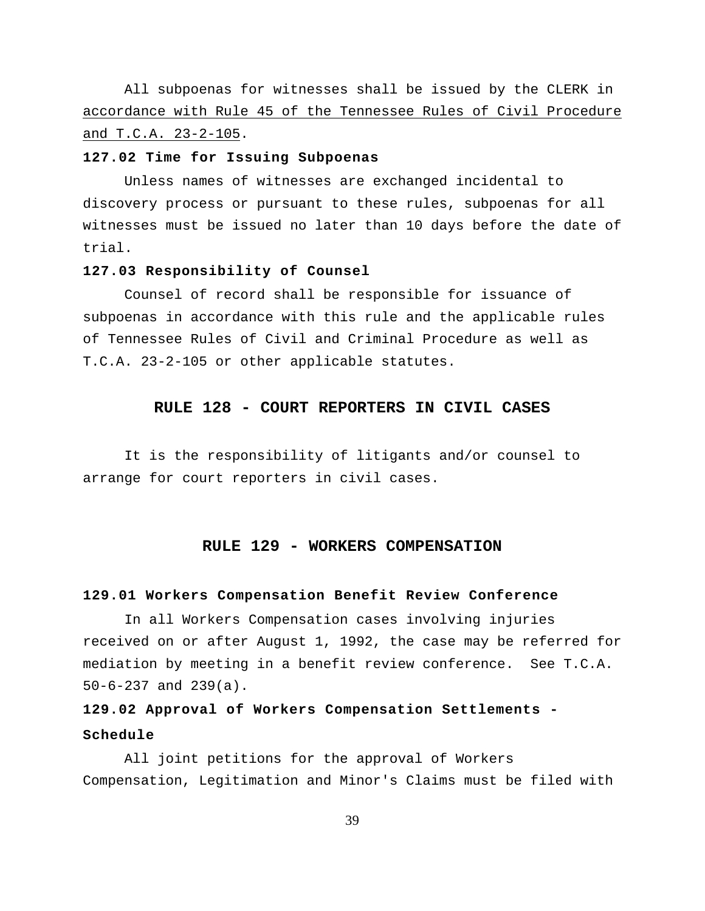All subpoenas for witnesses shall be issued by the CLERK in accordance with Rule 45 of the Tennessee Rules of Civil Procedure and T.C.A. 23-2-105.

**127.02 Time for Issuing Subpoenas**

Unless names of witnesses are exchanged incidental to discovery process or pursuant to these rules, subpoenas for all witnesses must be issued no later than 10 days before the date of trial.

**127.03 Responsibility of Counsel**

Counsel of record shall be responsible for issuance of subpoenas in accordance with this rule and the applicable rules of Tennessee Rules of Civil and Criminal Procedure as well as T.C.A. 23-2-105 or other applicable statutes.

## RULE 128 - COURT REPORTERS IN CIVIL CASES

It is the responsibility of litigants and/or counsel to arrange for court reporters in civil cases.

## RULE 129 - WORKERS COMPENSATION

**129.01 Workers Compensation Benefit Review Conference**

In all Workers Compensation cases involving injuries received on or after August 1, 1992, the case may be referred for mediation by meeting in a benefit review conference. See T.C.A. 50-6-237 and 239(a).

**129.02 Approval of Workers Compensation Settlements - Schedule**

All joint petitions for the approval of Workers Compensation, Legitimation and Minor's Claims must be filed with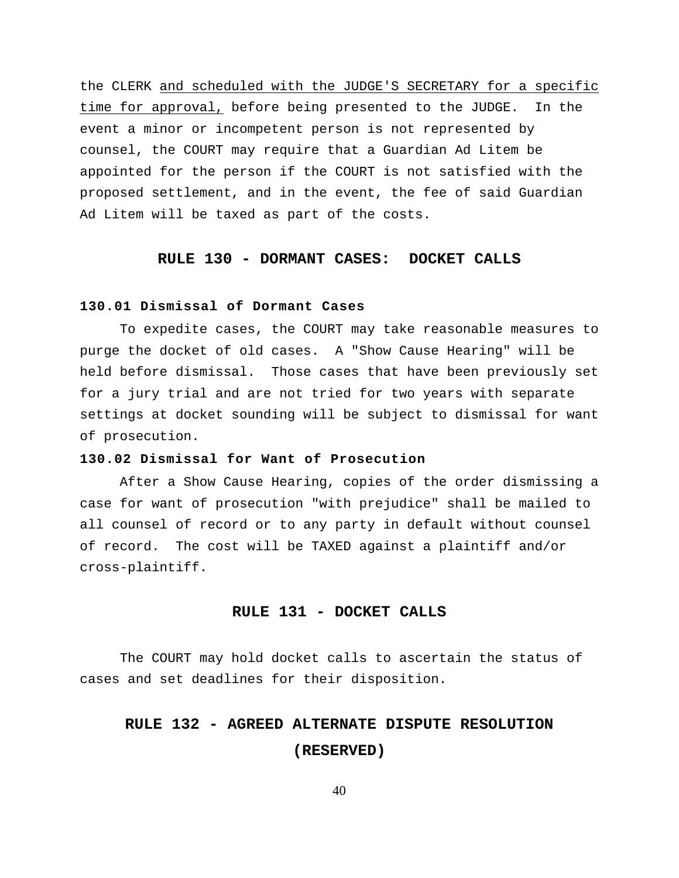the CLERK <u>and scheduled with the JUDGE'S SECRETARY for a specific time for approval,</u> before being presented to the JUDGE. In the event a minor or incompetent person is not represented by counsel, the COURT may require that a Guardian Ad Litem be appointed for the person if the COURT is not satisfied with the proposed settlement, and in the event, the fee of said Guardian Ad Litem will be taxed as part of the costs.

## RULE 130 - DORMANT CASES: DOCKET CALLS

### 130.01 Dismissal of Dormant Cases

To expedite cases, the COURT may take reasonable measures to purge the docket of old cases. A "Show Cause Hearing" will be held before dismissal. Those cases that have been previously set for a jury trial and are not tried for two years with separate settings at docket sounding will be subject to dismissal for want of prosecution.

### 130.02 Dismissal for Want of Prosecution

After a Show Cause Hearing, copies of the order dismissing a case for want of prosecution "with prejudice" shall be mailed to all counsel of record or to any party in default without counsel of record. The cost will be TAXED against a plaintiff and/or cross-plaintiff.

## RULE 131 - DOCKET CALLS

The COURT may hold docket calls to ascertain the status of cases and set deadlines for their disposition.

## RULE 132 - AGREED ALTERNATE DISPUTE RESOLUTION (RESERVED)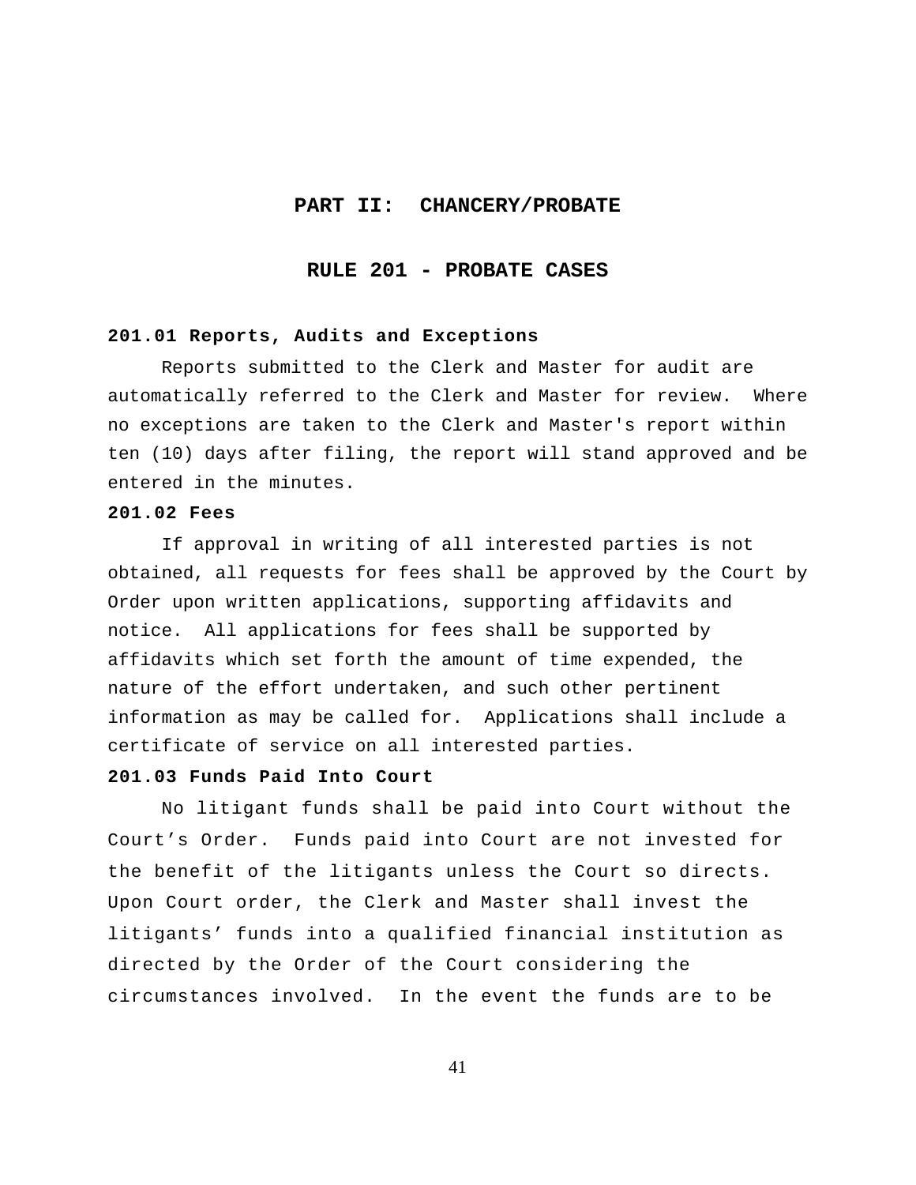# PART II: CHANCERY/PROBATE

## RULE 201 - PROBATE CASES

### 201.01 Reports, Audits and Exceptions

Reports submitted to the Clerk and Master for audit are automatically referred to the Clerk and Master for review. Where no exceptions are taken to the Clerk and Master's report within ten (10) days after filing, the report will stand approved and be entered in the minutes.

### 201.02 Fees

If approval in writing of all interested parties is not obtained, all requests for fees shall be approved by the Court by Order upon written applications, supporting affidavits and notice. All applications for fees shall be supported by affidavits which set forth the amount of time expended, the nature of the effort undertaken, and such other pertinent information as may be called for. Applications shall include a certificate of service on all interested parties.

### 201.03 Funds Paid Into Court

No litigant funds shall be paid into Court without the Court's Order. Funds paid into Court are not invested for the benefit of the litigants unless the Court so directs. Upon Court order, the Clerk and Master shall invest the litigants' funds into a qualified financial institution as directed by the Order of the Court considering the circumstances involved. In the event the funds are to be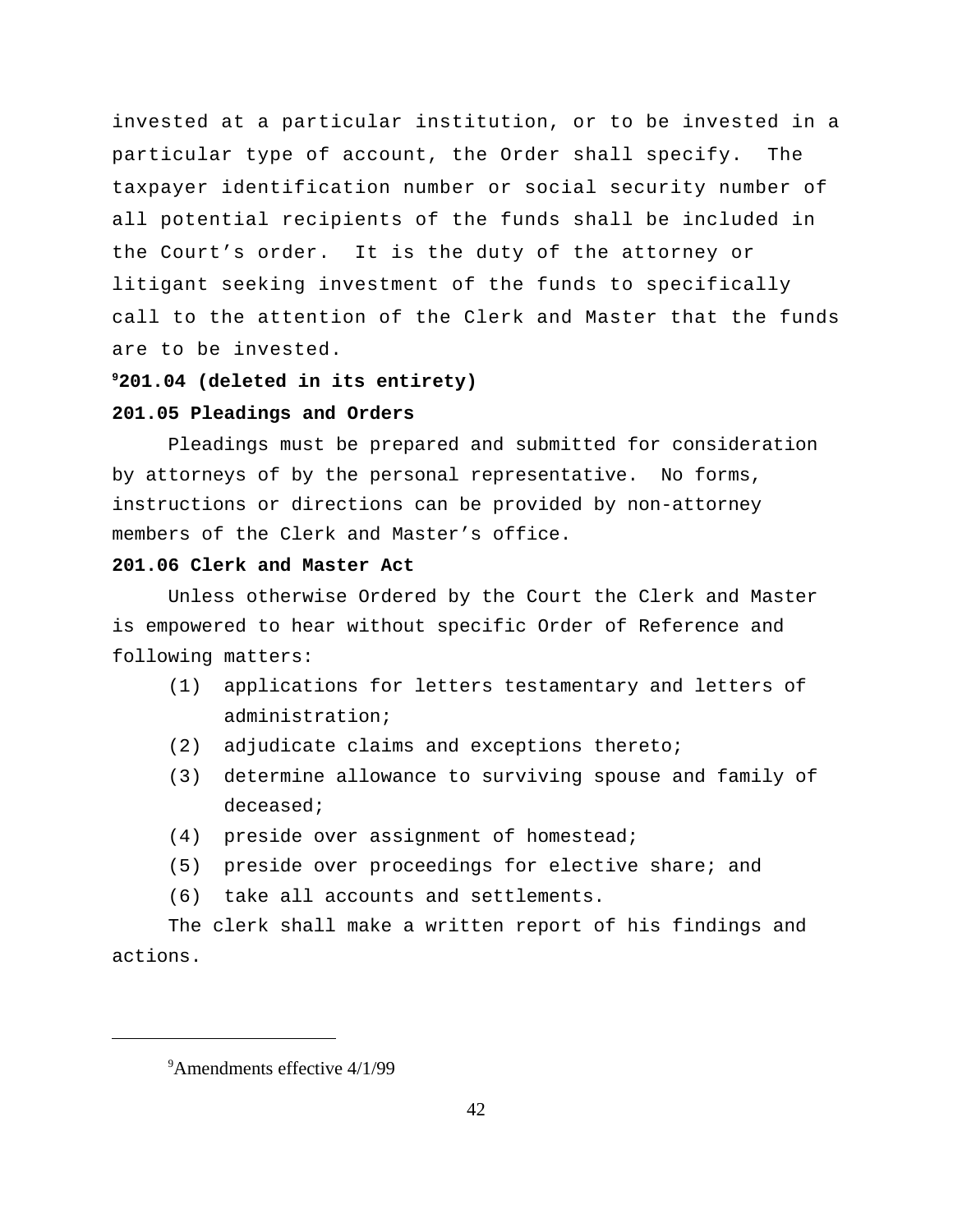invested at a particular institution, or to be invested in a particular type of account, the Order shall specify. The taxpayer identification number or social security number of all potential recipients of the funds shall be included in the Court's order. It is the duty of the attorney or litigant seeking investment of the funds to specifically call to the attention of the Clerk and Master that the funds are to be invested.

**[9]201.04 (deleted in its entirety)**

**201.05 Pleadings and Orders**

Pleadings must be prepared and submitted for consideration by attorneys of by the personal representative. No forms, instructions or directions can be provided by non-attorney members of the Clerk and Master's office.

**201.06 Clerk and Master Act**

Unless otherwise Ordered by the Court the Clerk and Master is empowered to hear without specific Order of Reference and following matters:

(1) applications for letters testamentary and letters of administration;

(2) adjudicate claims and exceptions thereto;

(3) determine allowance to surviving spouse and family of deceased;

(4) preside over assignment of homestead;

(5) preside over proceedings for elective share; and

(6) take all accounts and settlements.

The clerk shall make a written report of his findings and actions.

---

[9]Amendments effective 4/1/99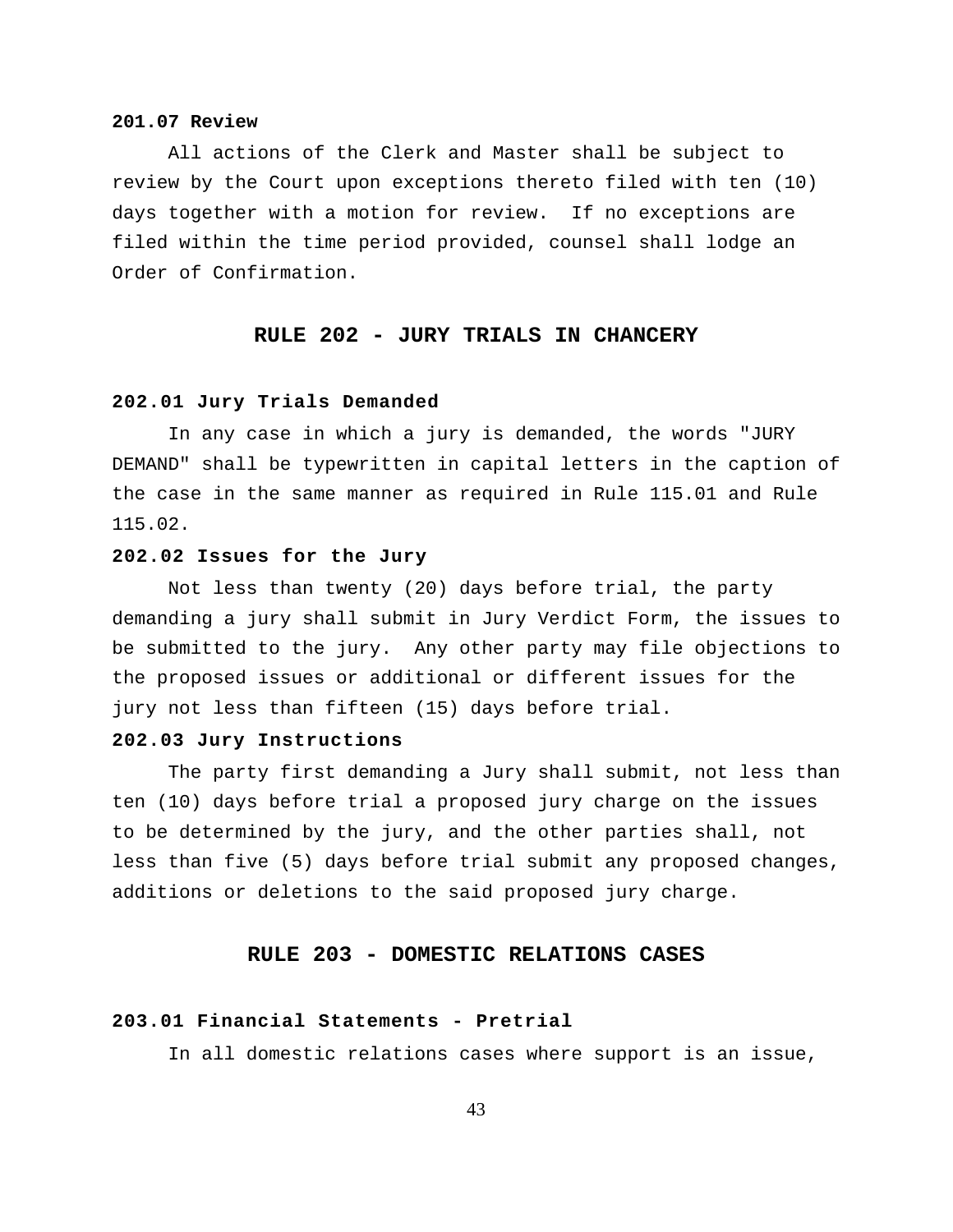### 201.07 Review

All actions of the Clerk and Master shall be subject to review by the Court upon exceptions thereto filed with ten (10) days together with a motion for review. If no exceptions are filed within the time period provided, counsel shall lodge an Order of Confirmation.

## RULE 202 - JURY TRIALS IN CHANCERY

### 202.01 Jury Trials Demanded

In any case in which a jury is demanded, the words "JURY DEMAND" shall be typewritten in capital letters in the caption of the case in the same manner as required in Rule 115.01 and Rule 115.02.

### 202.02 Issues for the Jury

Not less than twenty (20) days before trial, the party demanding a jury shall submit in Jury Verdict Form, the issues to be submitted to the jury. Any other party may file objections to the proposed issues or additional or different issues for the jury not less than fifteen (15) days before trial.

### 202.03 Jury Instructions

The party first demanding a Jury shall submit, not less than ten (10) days before trial a proposed jury charge on the issues to be determined by the jury, and the other parties shall, not less than five (5) days before trial submit any proposed changes, additions or deletions to the said proposed jury charge.

## RULE 203 - DOMESTIC RELATIONS CASES

### 203.01 Financial Statements - Pretrial

In all domestic relations cases where support is an issue,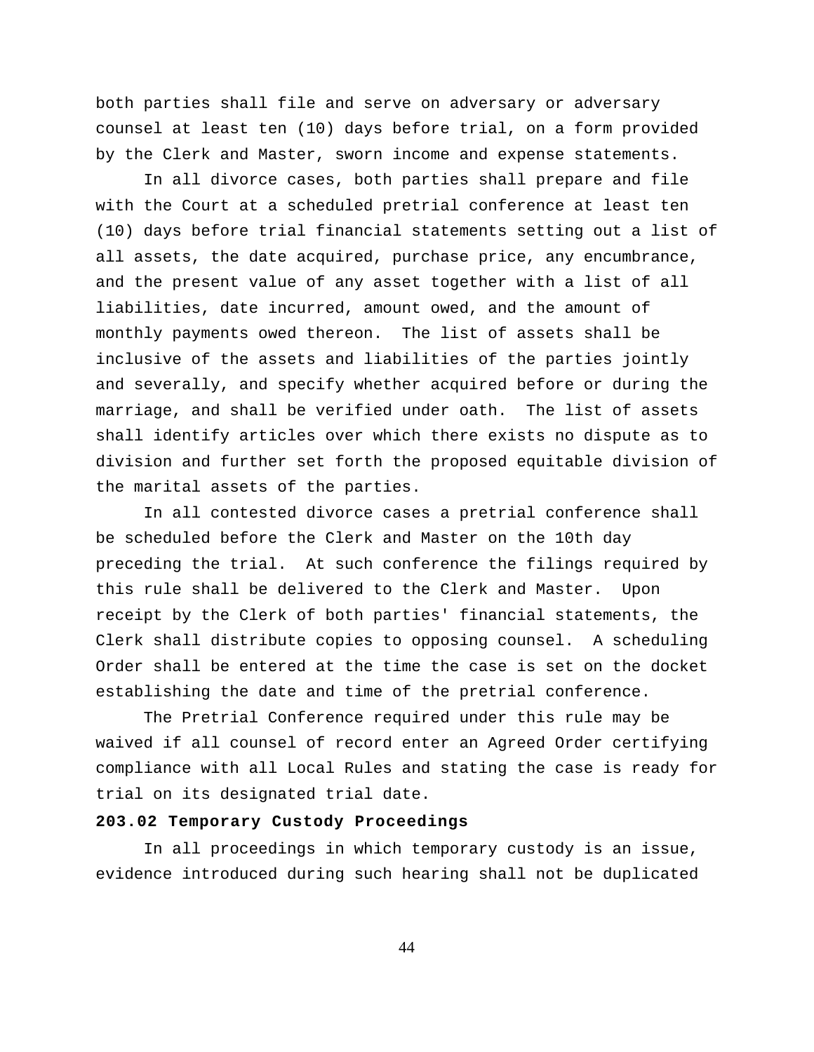both parties shall file and serve on adversary or adversary counsel at least ten (10) days before trial, on a form provided by the Clerk and Master, sworn income and expense statements.

In all divorce cases, both parties shall prepare and file with the Court at a scheduled pretrial conference at least ten (10) days before trial financial statements setting out a list of all assets, the date acquired, purchase price, any encumbrance, and the present value of any asset together with a list of all liabilities, date incurred, amount owed, and the amount of monthly payments owed thereon. The list of assets shall be inclusive of the assets and liabilities of the parties jointly and severally, and specify whether acquired before or during the marriage, and shall be verified under oath. The list of assets shall identify articles over which there exists no dispute as to division and further set forth the proposed equitable division of the marital assets of the parties.

In all contested divorce cases a pretrial conference shall be scheduled before the Clerk and Master on the 10th day preceding the trial. At such conference the filings required by this rule shall be delivered to the Clerk and Master. Upon receipt by the Clerk of both parties' financial statements, the Clerk shall distribute copies to opposing counsel. A scheduling Order shall be entered at the time the case is set on the docket establishing the date and time of the pretrial conference.

The Pretrial Conference required under this rule may be waived if all counsel of record enter an Agreed Order certifying compliance with all Local Rules and stating the case is ready for trial on its designated trial date.

**203.02 Temporary Custody Proceedings**

In all proceedings in which temporary custody is an issue, evidence introduced during such hearing shall not be duplicated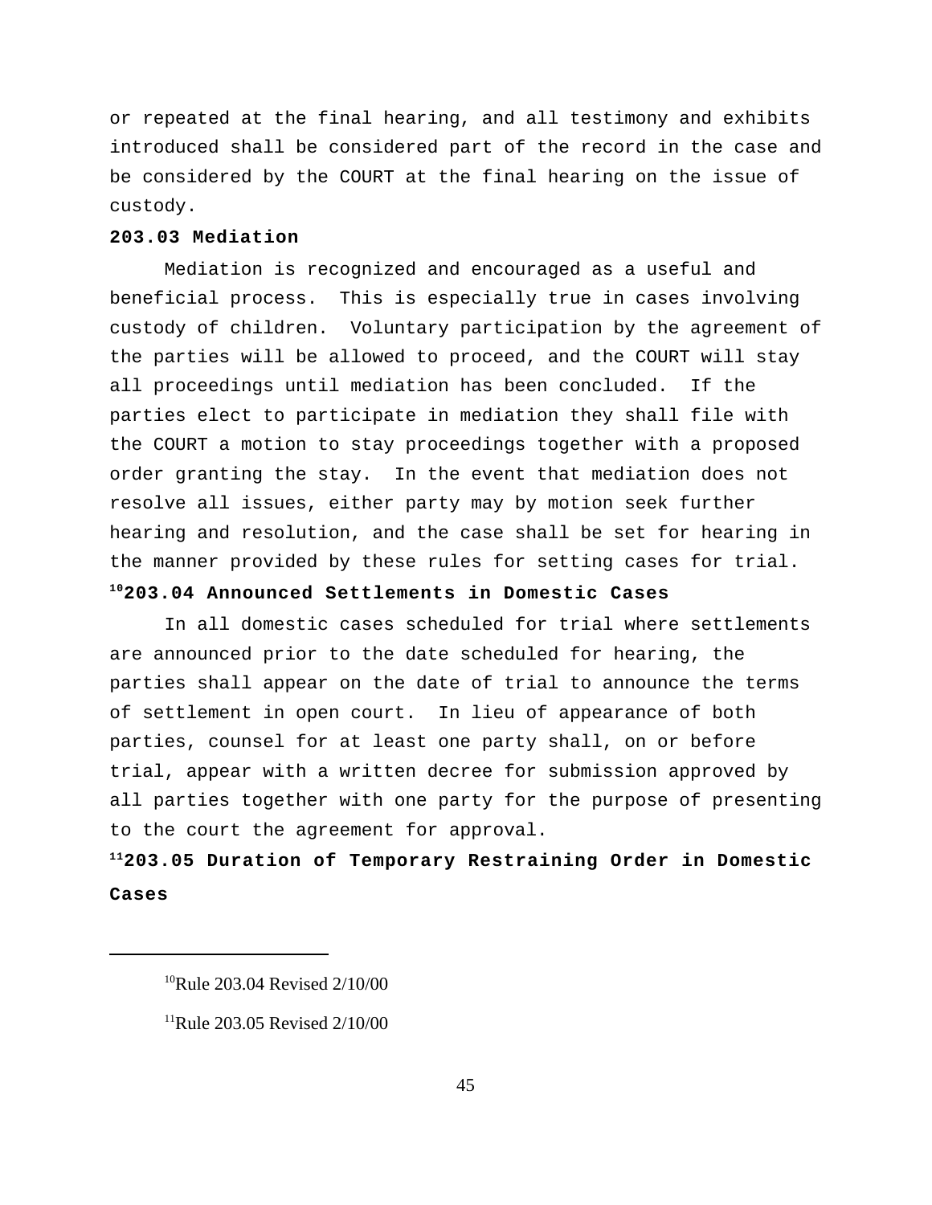or repeated at the final hearing, and all testimony and exhibits introduced shall be considered part of the record in the case and be considered by the COURT at the final hearing on the issue of custody.

**203.03 Mediation**

Mediation is recognized and encouraged as a useful and beneficial process. This is especially true in cases involving custody of children. Voluntary participation by the agreement of the parties will be allowed to proceed, and the COURT will stay all proceedings until mediation has been concluded. If the parties elect to participate in mediation they shall file with the COURT a motion to stay proceedings together with a proposed order granting the stay. In the event that mediation does not resolve all issues, either party may by motion seek further hearing and resolution, and the case shall be set for hearing in the manner provided by these rules for setting cases for trial.

**[10]203.04 Announced Settlements in Domestic Cases**

In all domestic cases scheduled for trial where settlements are announced prior to the date scheduled for hearing, the parties shall appear on the date of trial to announce the terms of settlement in open court. In lieu of appearance of both parties, counsel for at least one party shall, on or before trial, appear with a written decree for submission approved by all parties together with one party for the purpose of presenting to the court the agreement for approval.

**[11]203.05 Duration of Temporary Restraining Order in Domestic Cases**

---

[10]Rule 203.04 Revised 2/10/00

[11]Rule 203.05 Revised 2/10/00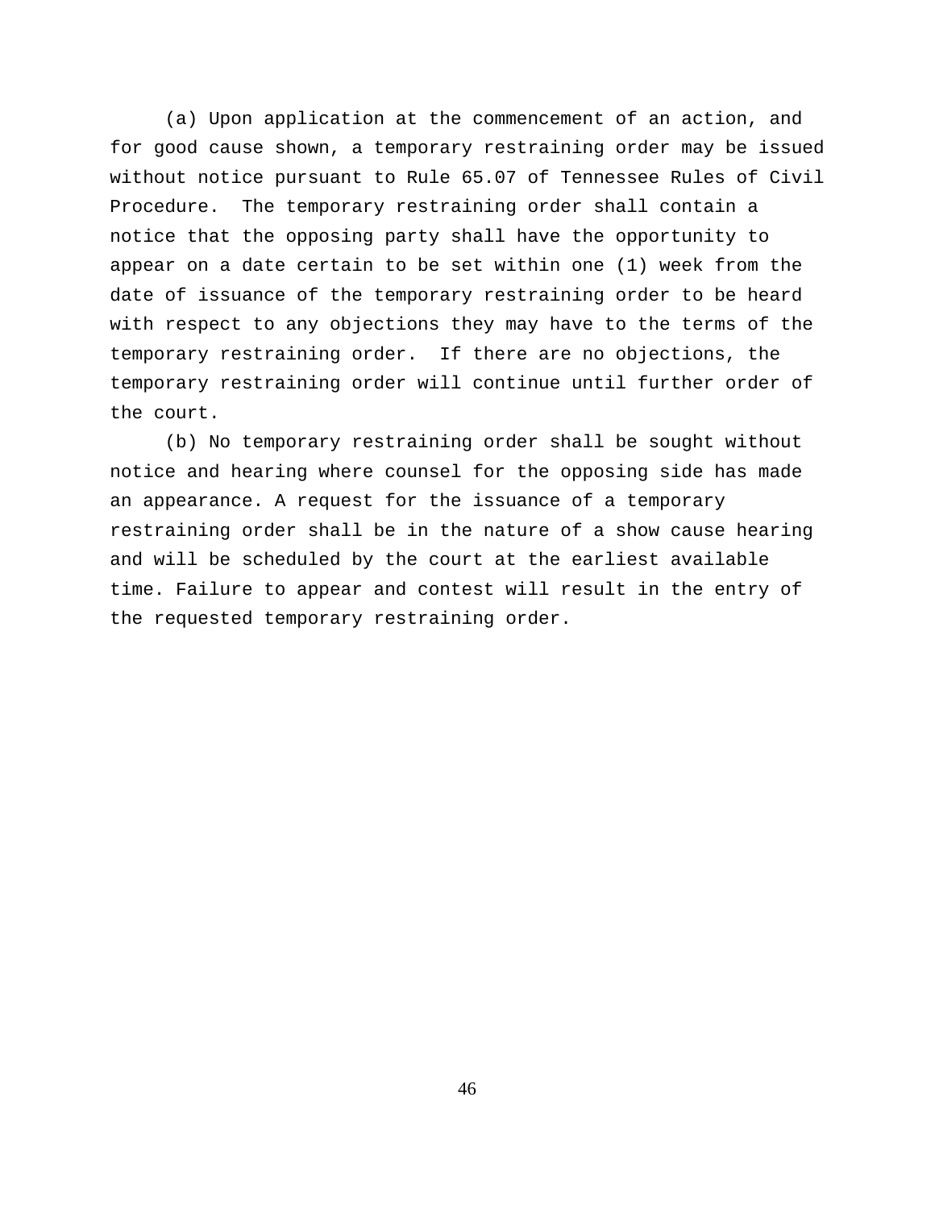(a) Upon application at the commencement of an action, and for good cause shown, a temporary restraining order may be issued without notice pursuant to Rule 65.07 of Tennessee Rules of Civil Procedure. The temporary restraining order shall contain a notice that the opposing party shall have the opportunity to appear on a date certain to be set within one (1) week from the date of issuance of the temporary restraining order to be heard with respect to any objections they may have to the terms of the temporary restraining order. If there are no objections, the temporary restraining order will continue until further order of the court.

(b) No temporary restraining order shall be sought without notice and hearing where counsel for the opposing side has made an appearance. A request for the issuance of a temporary restraining order shall be in the nature of a show cause hearing and will be scheduled by the court at the earliest available time. Failure to appear and contest will result in the entry of the requested temporary restraining order.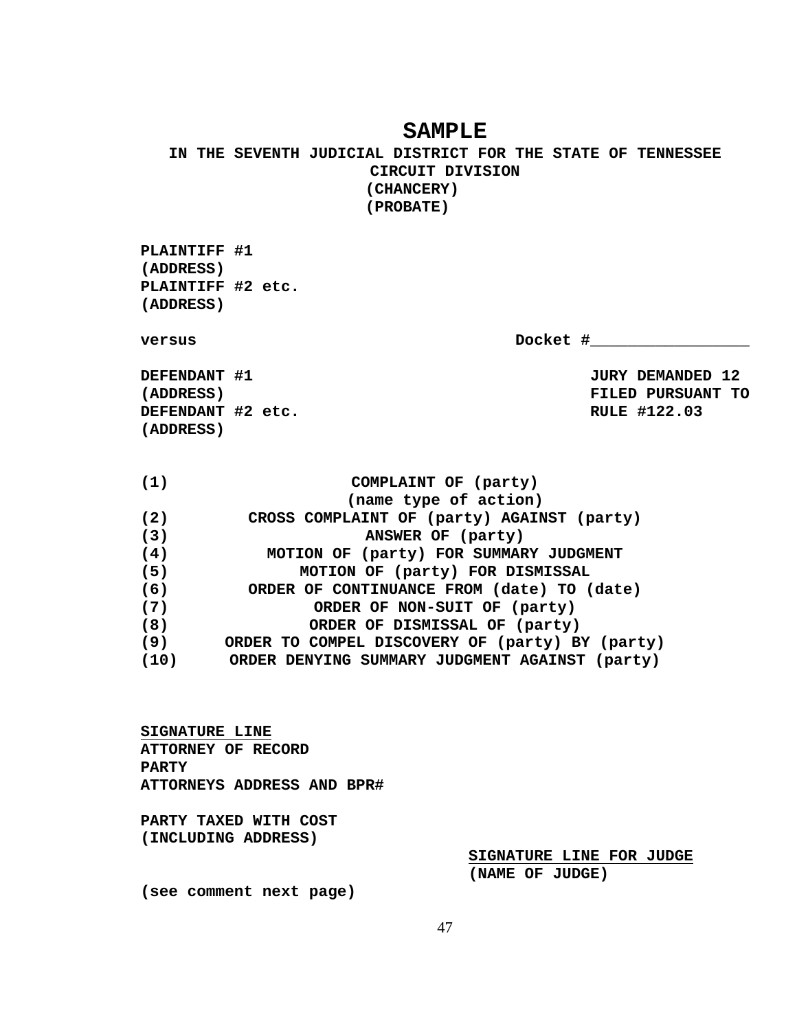# SAMPLE

**IN THE SEVENTH JUDICIAL DISTRICT FOR THE STATE OF TENNESSEE**
**CIRCUIT DIVISION**
**(CHANCERY)**
**(PROBATE)**

**PLAINTIFF #1**
**(ADDRESS)**
**PLAINTIFF #2 etc.**
**(ADDRESS)**

**versus** **Docket #\_\_\_\_\_\_\_\_\_\_\_\_\_\_\_\_\_**

**DEFENDANT #1**
**(ADDRESS)**
**DEFENDANT #2 etc.**
**(ADDRESS)**

**JURY DEMANDED 12**
**FILED PURSUANT TO**
**RULE #122.03**

**(1) COMPLAINT OF (party)**
**(name type of action)**
**(2) CROSS COMPLAINT OF (party) AGAINST (party)**
**(3) ANSWER OF (party)**
**(4) MOTION OF (party) FOR SUMMARY JUDGMENT**
**(5) MOTION OF (party) FOR DISMISSAL**
**(6) ORDER OF CONTINUANCE FROM (date) TO (date)**
**(7) ORDER OF NON-SUIT OF (party)**
**(8) ORDER OF DISMISSAL OF (party)**
**(9) ORDER TO COMPEL DISCOVERY OF (party) BY (party)**
**(10) ORDER DENYING SUMMARY JUDGMENT AGAINST (party)**

<u>**SIGNATURE LINE**</u>
**ATTORNEY OF RECORD**
**PARTY**
**ATTORNEYS ADDRESS AND BPR#**

**PARTY TAXED WITH COST**
**(INCLUDING ADDRESS)**

<u>**SIGNATURE LINE FOR JUDGE**</u>
**(NAME OF JUDGE)**

**(see comment next page)**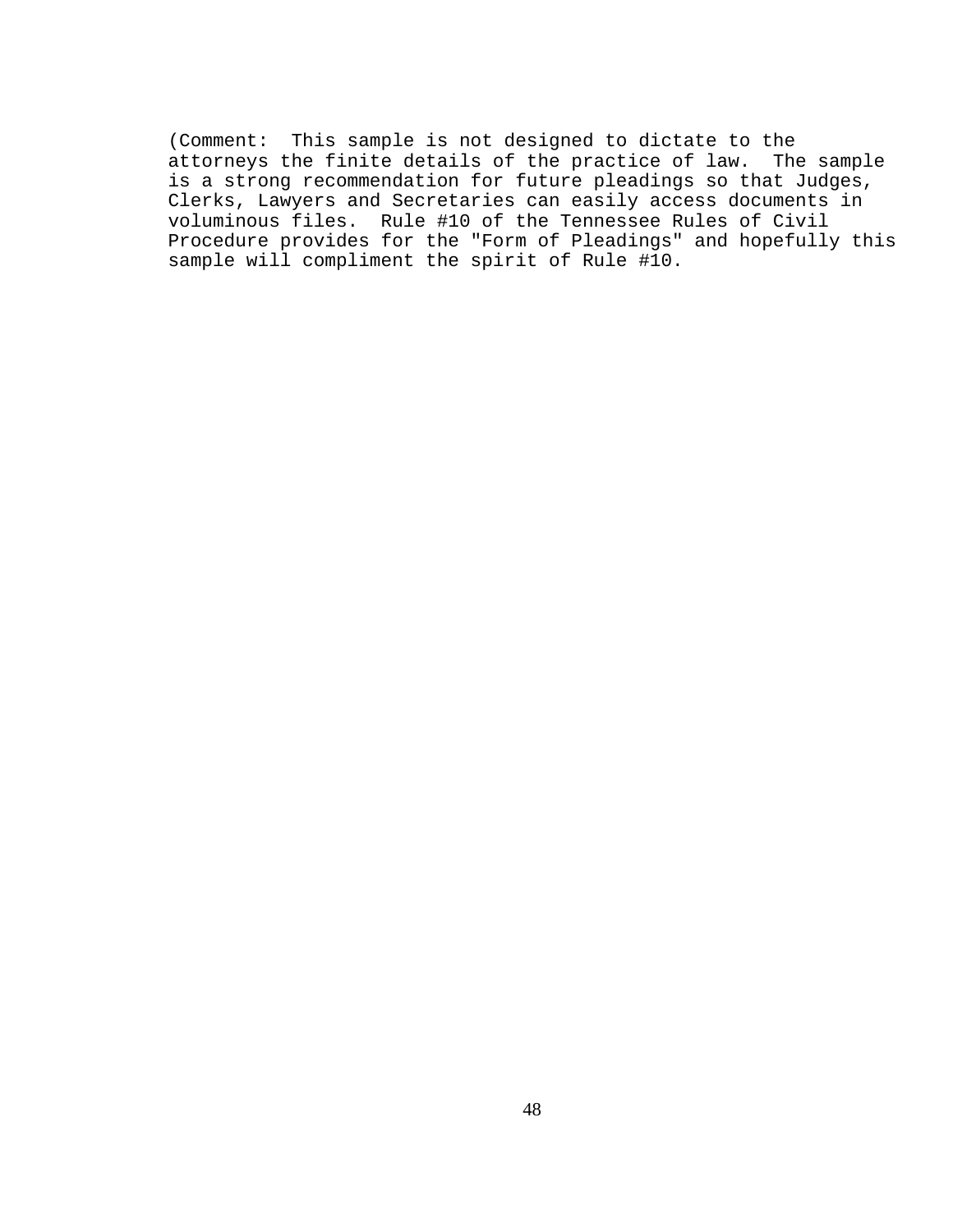(Comment:  This sample is not designed to dictate to the attorneys the finite details of the practice of law.  The sample is a strong recommendation for future pleadings so that Judges, Clerks, Lawyers and Secretaries can easily access documents in voluminous files.  Rule #10 of the Tennessee Rules of Civil Procedure provides for the "Form of Pleadings" and hopefully this sample will compliment the spirit of Rule #10.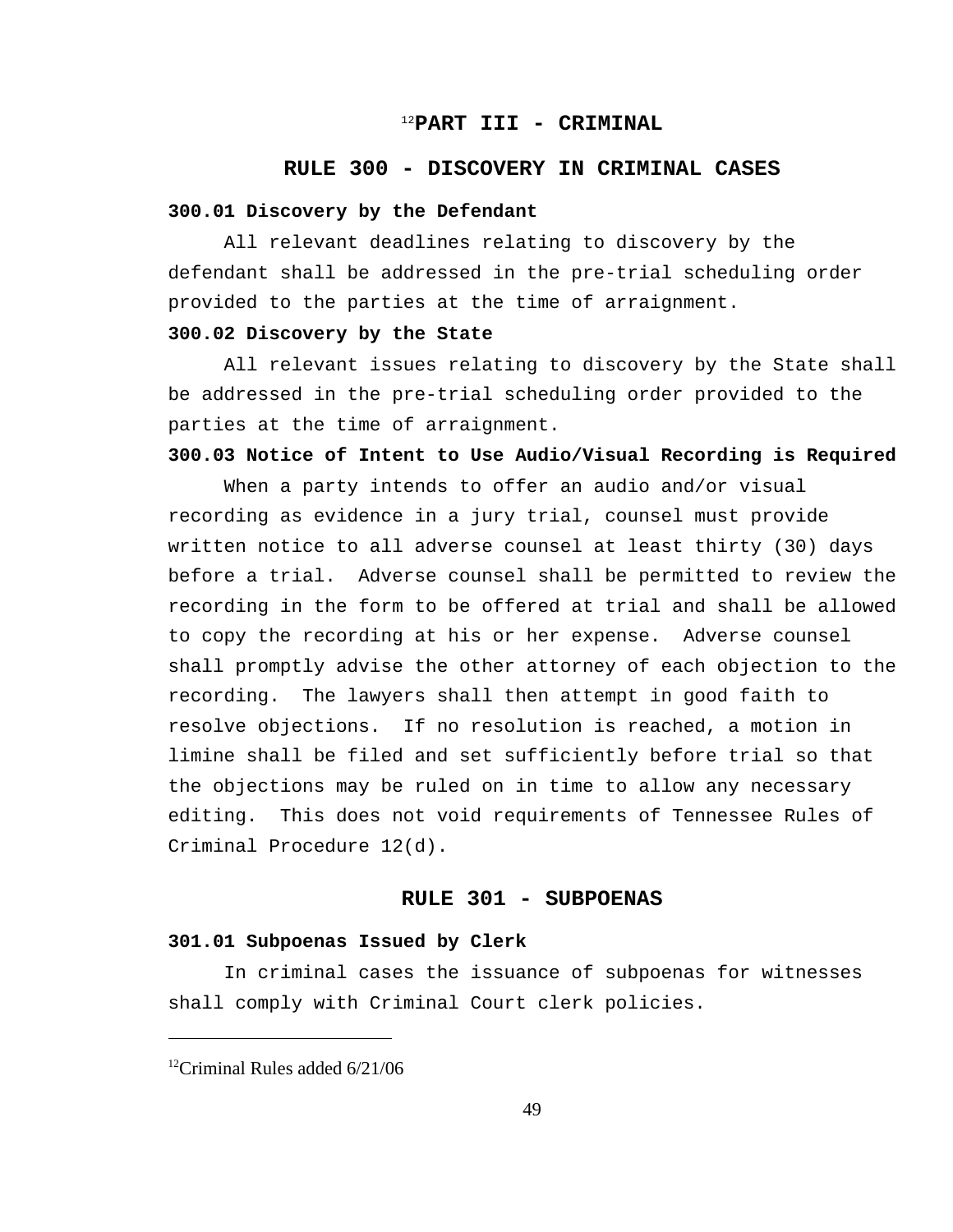# [12]PART III - CRIMINAL

## RULE 300 - DISCOVERY IN CRIMINAL CASES

**300.01 Discovery by the Defendant**

All relevant deadlines relating to discovery by the defendant shall be addressed in the pre-trial scheduling order provided to the parties at the time of arraignment.

**300.02 Discovery by the State**

All relevant issues relating to discovery by the State shall be addressed in the pre-trial scheduling order provided to the parties at the time of arraignment.

**300.03 Notice of Intent to Use Audio/Visual Recording is Required**

When a party intends to offer an audio and/or visual recording as evidence in a jury trial, counsel must provide written notice to all adverse counsel at least thirty (30) days before a trial. Adverse counsel shall be permitted to review the recording in the form to be offered at trial and shall be allowed to copy the recording at his or her expense. Adverse counsel shall promptly advise the other attorney of each objection to the recording. The lawyers shall then attempt in good faith to resolve objections. If no resolution is reached, a motion in limine shall be filed and set sufficiently before trial so that the objections may be ruled on in time to allow any necessary editing. This does not void requirements of Tennessee Rules of Criminal Procedure 12(d).

## RULE 301 - SUBPOENAS

**301.01 Subpoenas Issued by Clerk**

In criminal cases the issuance of subpoenas for witnesses shall comply with Criminal Court clerk policies.

---

[12]Criminal Rules added 6/21/06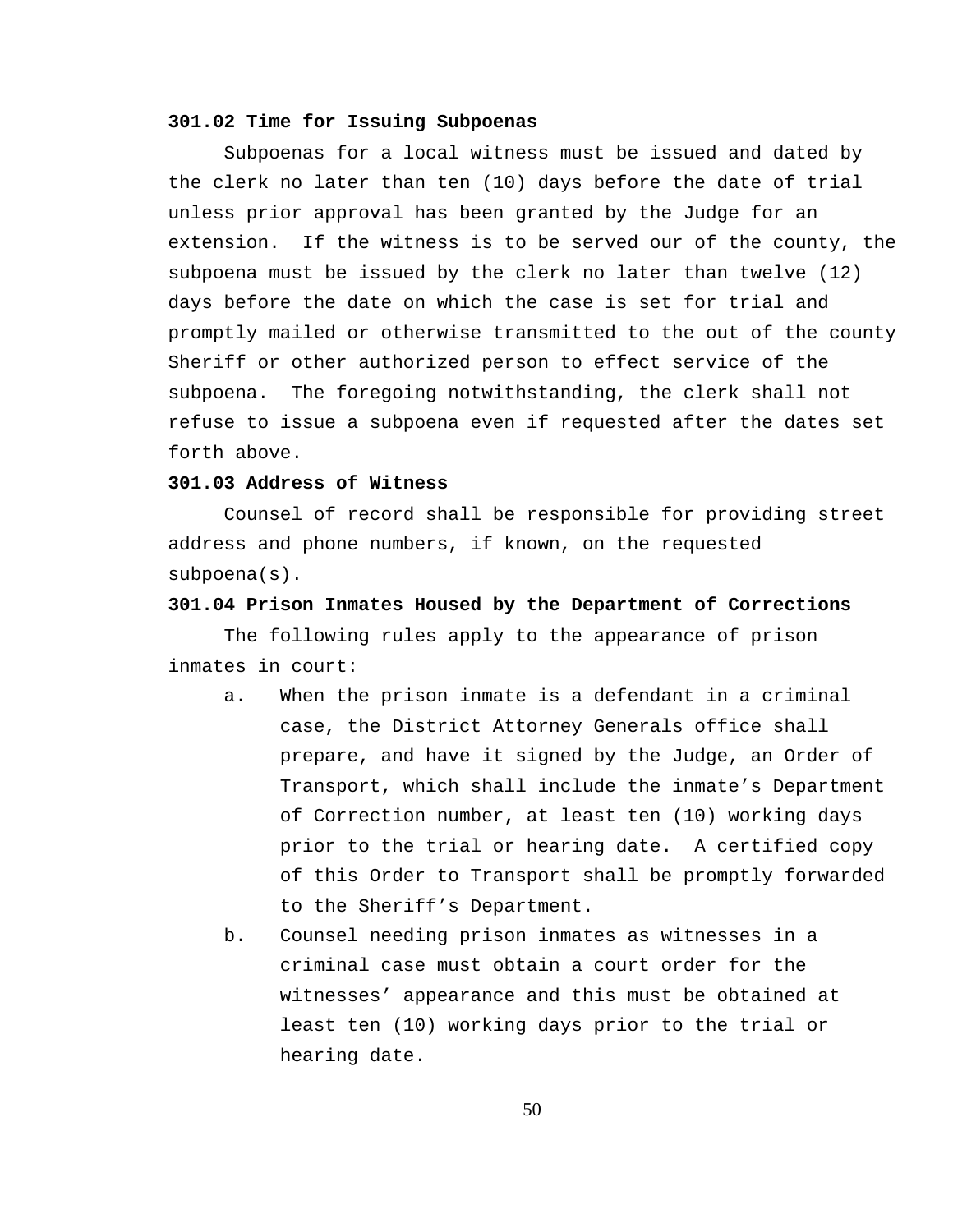**301.02 Time for Issuing Subpoenas**

Subpoenas for a local witness must be issued and dated by the clerk no later than ten (10) days before the date of trial unless prior approval has been granted by the Judge for an extension. If the witness is to be served our of the county, the subpoena must be issued by the clerk no later than twelve (12) days before the date on which the case is set for trial and promptly mailed or otherwise transmitted to the out of the county Sheriff or other authorized person to effect service of the subpoena. The foregoing notwithstanding, the clerk shall not refuse to issue a subpoena even if requested after the dates set forth above.

**301.03 Address of Witness**

Counsel of record shall be responsible for providing street address and phone numbers, if known, on the requested subpoena(s).

**301.04 Prison Inmates Housed by the Department of Corrections**

The following rules apply to the appearance of prison inmates in court:

a. When the prison inmate is a defendant in a criminal case, the District Attorney Generals office shall prepare, and have it signed by the Judge, an Order of Transport, which shall include the inmate's Department of Correction number, at least ten (10) working days prior to the trial or hearing date. A certified copy of this Order to Transport shall be promptly forwarded to the Sheriff's Department.

b. Counsel needing prison inmates as witnesses in a criminal case must obtain a court order for the witnesses' appearance and this must be obtained at least ten (10) working days prior to the trial or hearing date.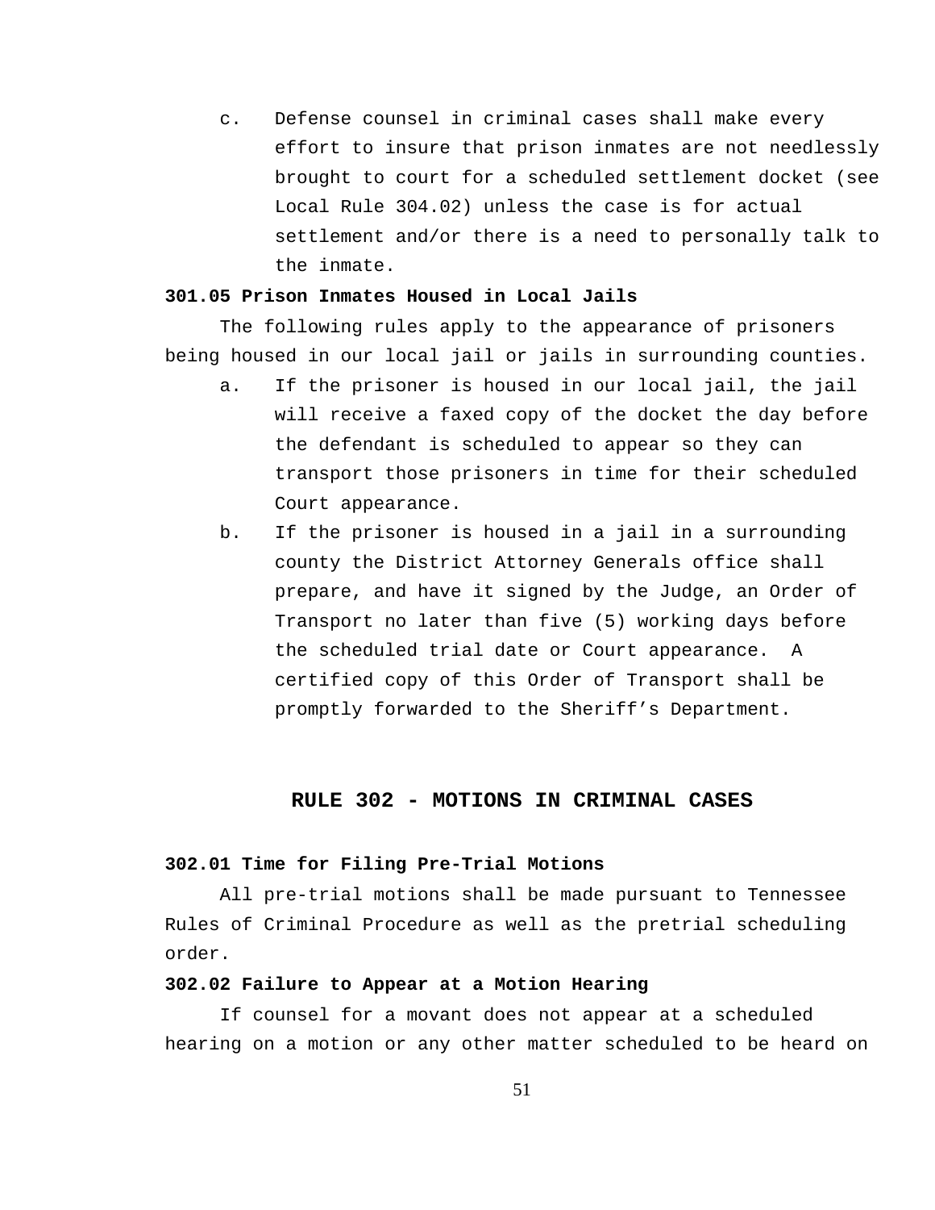c. Defense counsel in criminal cases shall make every effort to insure that prison inmates are not needlessly brought to court for a scheduled settlement docket (see Local Rule 304.02) unless the case is for actual settlement and/or there is a need to personally talk to the inmate.

**301.05 Prison Inmates Housed in Local Jails**

The following rules apply to the appearance of prisoners being housed in our local jail or jails in surrounding counties.

a. If the prisoner is housed in our local jail, the jail will receive a faxed copy of the docket the day before the defendant is scheduled to appear so they can transport those prisoners in time for their scheduled Court appearance.

b. If the prisoner is housed in a jail in a surrounding county the District Attorney Generals office shall prepare, and have it signed by the Judge, an Order of Transport no later than five (5) working days before the scheduled trial date or Court appearance. A certified copy of this Order of Transport shall be promptly forwarded to the Sheriff's Department.

## RULE 302 - MOTIONS IN CRIMINAL CASES

**302.01 Time for Filing Pre-Trial Motions**

All pre-trial motions shall be made pursuant to Tennessee Rules of Criminal Procedure as well as the pretrial scheduling order.

**302.02 Failure to Appear at a Motion Hearing**

If counsel for a movant does not appear at a scheduled hearing on a motion or any other matter scheduled to be heard on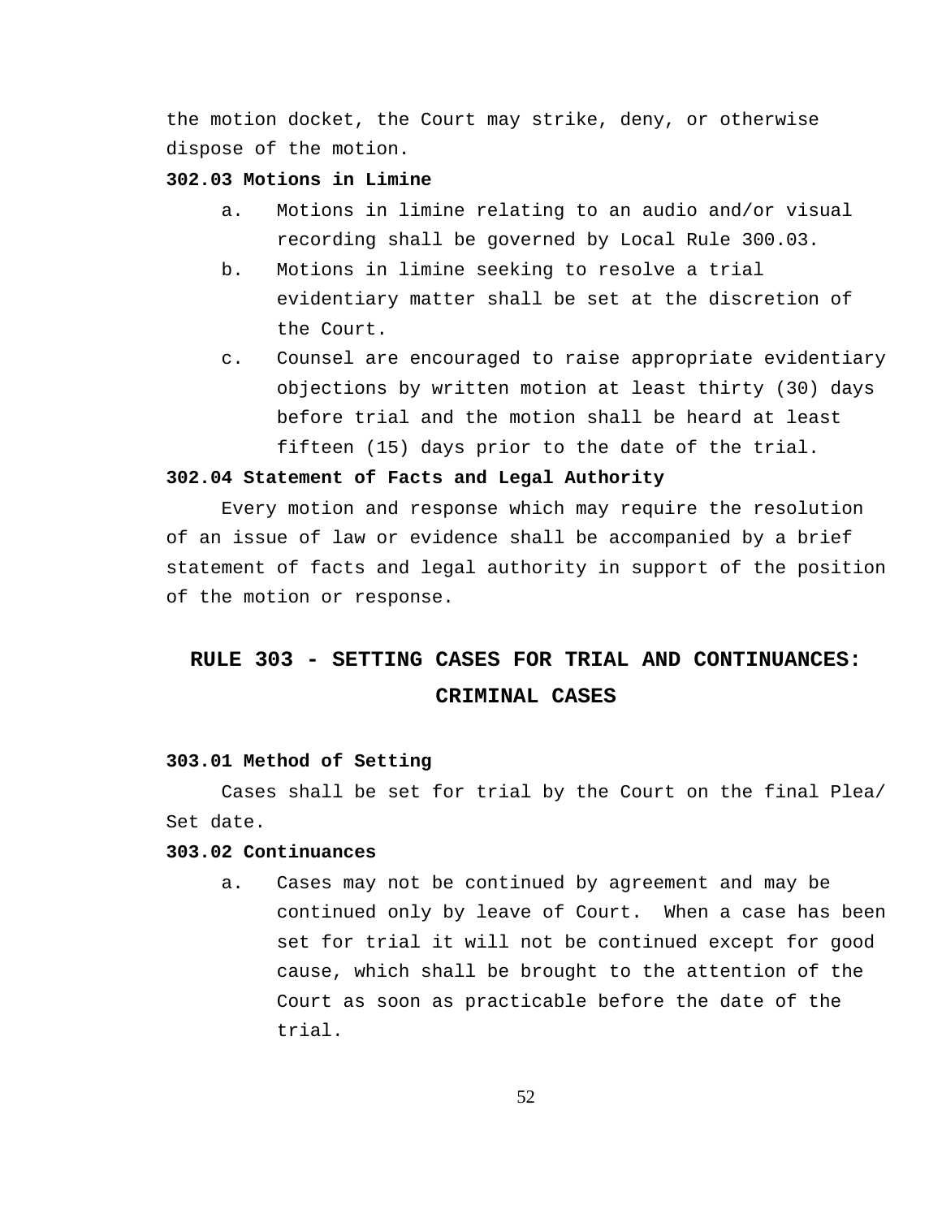the motion docket, the Court may strike, deny, or otherwise dispose of the motion.

**302.03 Motions in Limine**

a. Motions in limine relating to an audio and/or visual recording shall be governed by Local Rule 300.03.

b. Motions in limine seeking to resolve a trial evidentiary matter shall be set at the discretion of the Court.

c. Counsel are encouraged to raise appropriate evidentiary objections by written motion at least thirty (30) days before trial and the motion shall be heard at least fifteen (15) days prior to the date of the trial.

**302.04 Statement of Facts and Legal Authority**

Every motion and response which may require the resolution of an issue of law or evidence shall be accompanied by a brief statement of facts and legal authority in support of the position of the motion or response.

## RULE 303 - SETTING CASES FOR TRIAL AND CONTINUANCES: CRIMINAL CASES

**303.01 Method of Setting**

Cases shall be set for trial by the Court on the final Plea/ Set date.

**303.02 Continuances**

a. Cases may not be continued by agreement and may be continued only by leave of Court. When a case has been set for trial it will not be continued except for good cause, which shall be brought to the attention of the Court as soon as practicable before the date of the trial.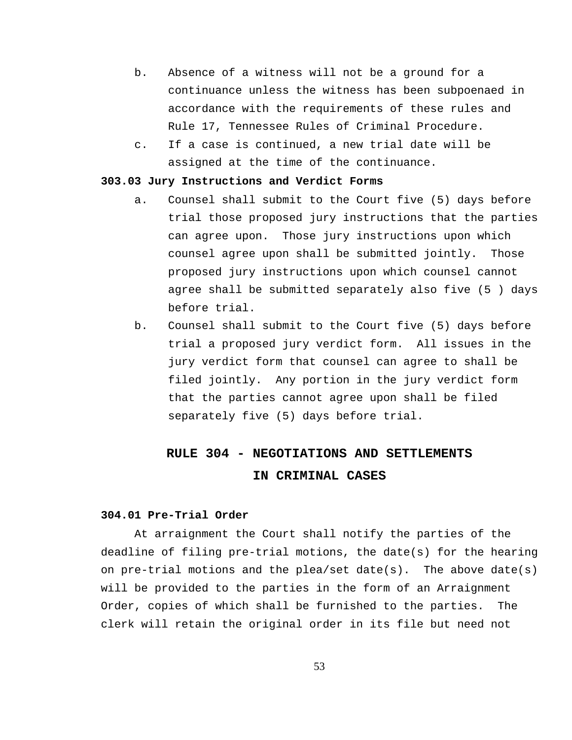b. Absence of a witness will not be a ground for a continuance unless the witness has been subpoenaed in accordance with the requirements of these rules and Rule 17, Tennessee Rules of Criminal Procedure.

c. If a case is continued, a new trial date will be assigned at the time of the continuance.

**303.03 Jury Instructions and Verdict Forms**

a. Counsel shall submit to the Court five (5) days before trial those proposed jury instructions that the parties can agree upon. Those jury instructions upon which counsel agree upon shall be submitted jointly. Those proposed jury instructions upon which counsel cannot agree shall be submitted separately also five (5 ) days before trial.

b. Counsel shall submit to the Court five (5) days before trial a proposed jury verdict form. All issues in the jury verdict form that counsel can agree to shall be filed jointly. Any portion in the jury verdict form that the parties cannot agree upon shall be filed separately five (5) days before trial.

## RULE 304 - NEGOTIATIONS AND SETTLEMENTS IN CRIMINAL CASES

**304.01 Pre-Trial Order**

At arraignment the Court shall notify the parties of the deadline of filing pre-trial motions, the date(s) for the hearing on pre-trial motions and the plea/set date(s). The above date(s) will be provided to the parties in the form of an Arraignment Order, copies of which shall be furnished to the parties. The clerk will retain the original order in its file but need not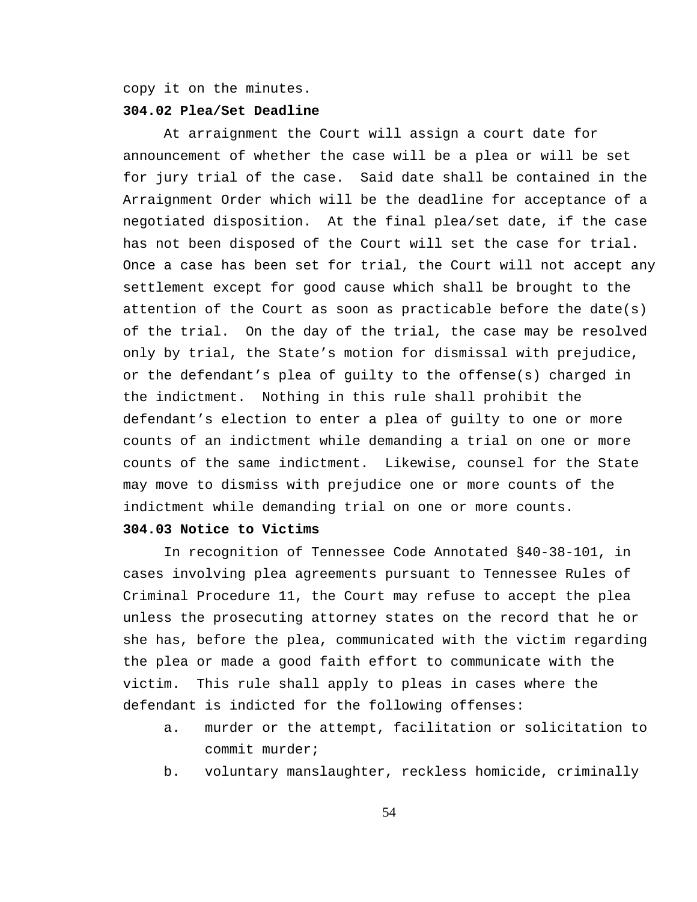copy it on the minutes.

**304.02 Plea/Set Deadline**

At arraignment the Court will assign a court date for announcement of whether the case will be a plea or will be set for jury trial of the case. Said date shall be contained in the Arraignment Order which will be the deadline for acceptance of a negotiated disposition. At the final plea/set date, if the case has not been disposed of the Court will set the case for trial. Once a case has been set for trial, the Court will not accept any settlement except for good cause which shall be brought to the attention of the Court as soon as practicable before the date(s) of the trial. On the day of the trial, the case may be resolved only by trial, the State's motion for dismissal with prejudice, or the defendant's plea of guilty to the offense(s) charged in the indictment. Nothing in this rule shall prohibit the defendant's election to enter a plea of guilty to one or more counts of an indictment while demanding a trial on one or more counts of the same indictment. Likewise, counsel for the State may move to dismiss with prejudice one or more counts of the indictment while demanding trial on one or more counts.

**304.03 Notice to Victims**

In recognition of Tennessee Code Annotated §40-38-101, in cases involving plea agreements pursuant to Tennessee Rules of Criminal Procedure 11, the Court may refuse to accept the plea unless the prosecuting attorney states on the record that he or she has, before the plea, communicated with the victim regarding the plea or made a good faith effort to communicate with the victim. This rule shall apply to pleas in cases where the defendant is indicted for the following offenses:

a. murder or the attempt, facilitation or solicitation to commit murder;
b. voluntary manslaughter, reckless homicide, criminally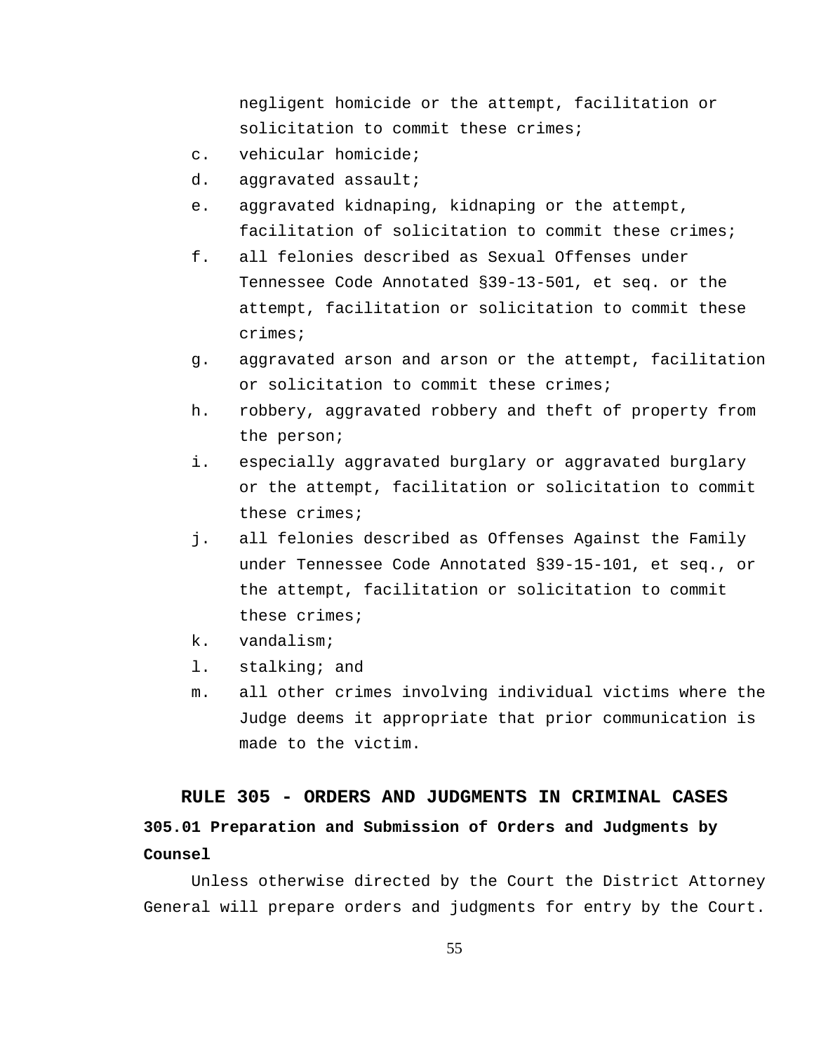negligent homicide or the attempt, facilitation or solicitation to commit these crimes;

c. vehicular homicide;
d. aggravated assault;
e. aggravated kidnaping, kidnaping or the attempt, facilitation of solicitation to commit these crimes;
f. all felonies described as Sexual Offenses under Tennessee Code Annotated §39-13-501, et seq. or the attempt, facilitation or solicitation to commit these crimes;
g. aggravated arson and arson or the attempt, facilitation or solicitation to commit these crimes;
h. robbery, aggravated robbery and theft of property from the person;
i. especially aggravated burglary or aggravated burglary or the attempt, facilitation or solicitation to commit these crimes;
j. all felonies described as Offenses Against the Family under Tennessee Code Annotated §39-15-101, et seq., or the attempt, facilitation or solicitation to commit these crimes;
k. vandalism;
l. stalking; and
m. all other crimes involving individual victims where the Judge deems it appropriate that prior communication is made to the victim.

## RULE 305 - ORDERS AND JUDGMENTS IN CRIMINAL CASES

### 305.01 Preparation and Submission of Orders and Judgments by Counsel

Unless otherwise directed by the Court the District Attorney General will prepare orders and judgments for entry by the Court.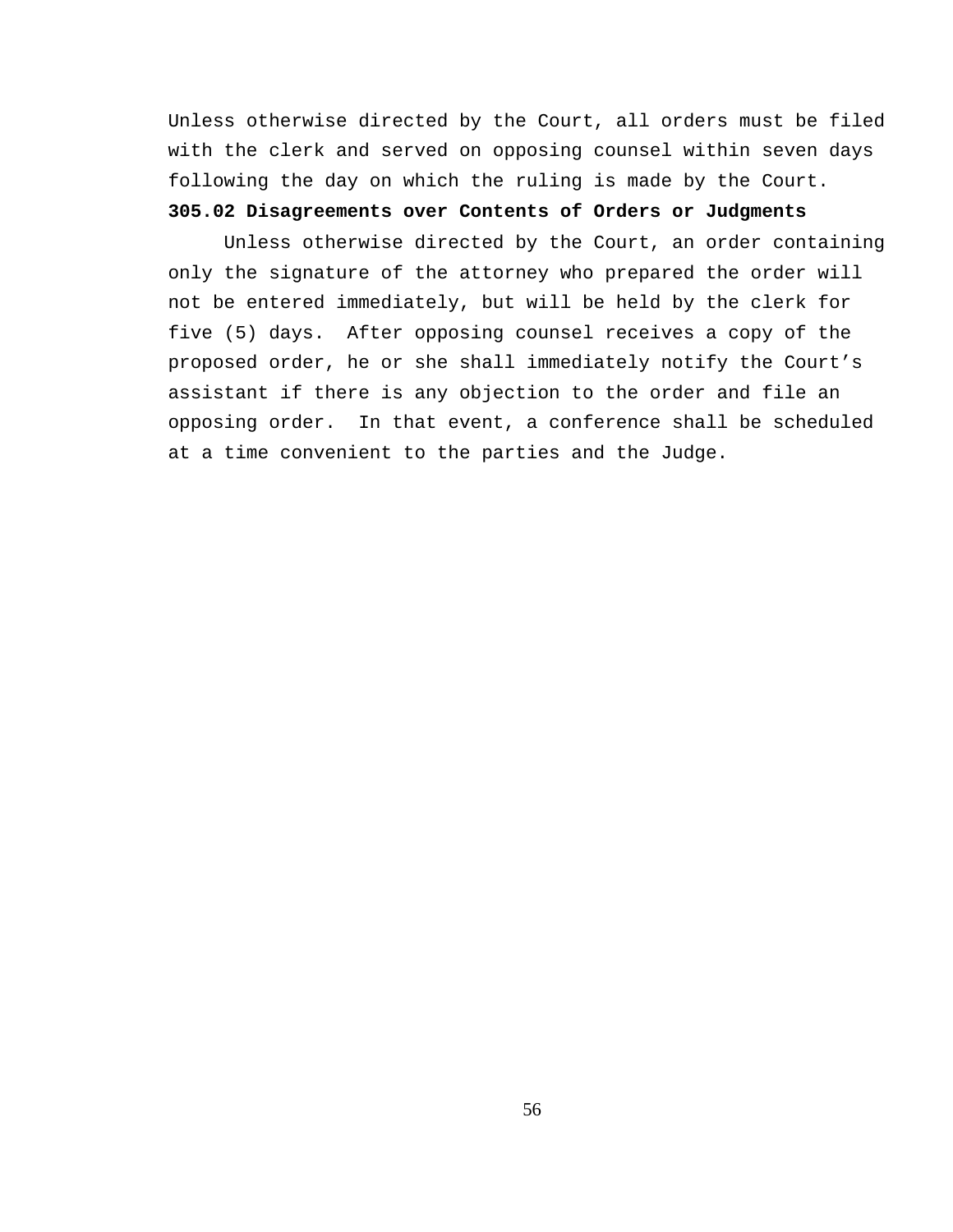Unless otherwise directed by the Court, all orders must be filed with the clerk and served on opposing counsel within seven days following the day on which the ruling is made by the Court.

**305.02 Disagreements over Contents of Orders or Judgments**

Unless otherwise directed by the Court, an order containing only the signature of the attorney who prepared the order will not be entered immediately, but will be held by the clerk for five (5) days.  After opposing counsel receives a copy of the proposed order, he or she shall immediately notify the Court's assistant if there is any objection to the order and file an opposing order.  In that event, a conference shall be scheduled at a time convenient to the parties and the Judge.